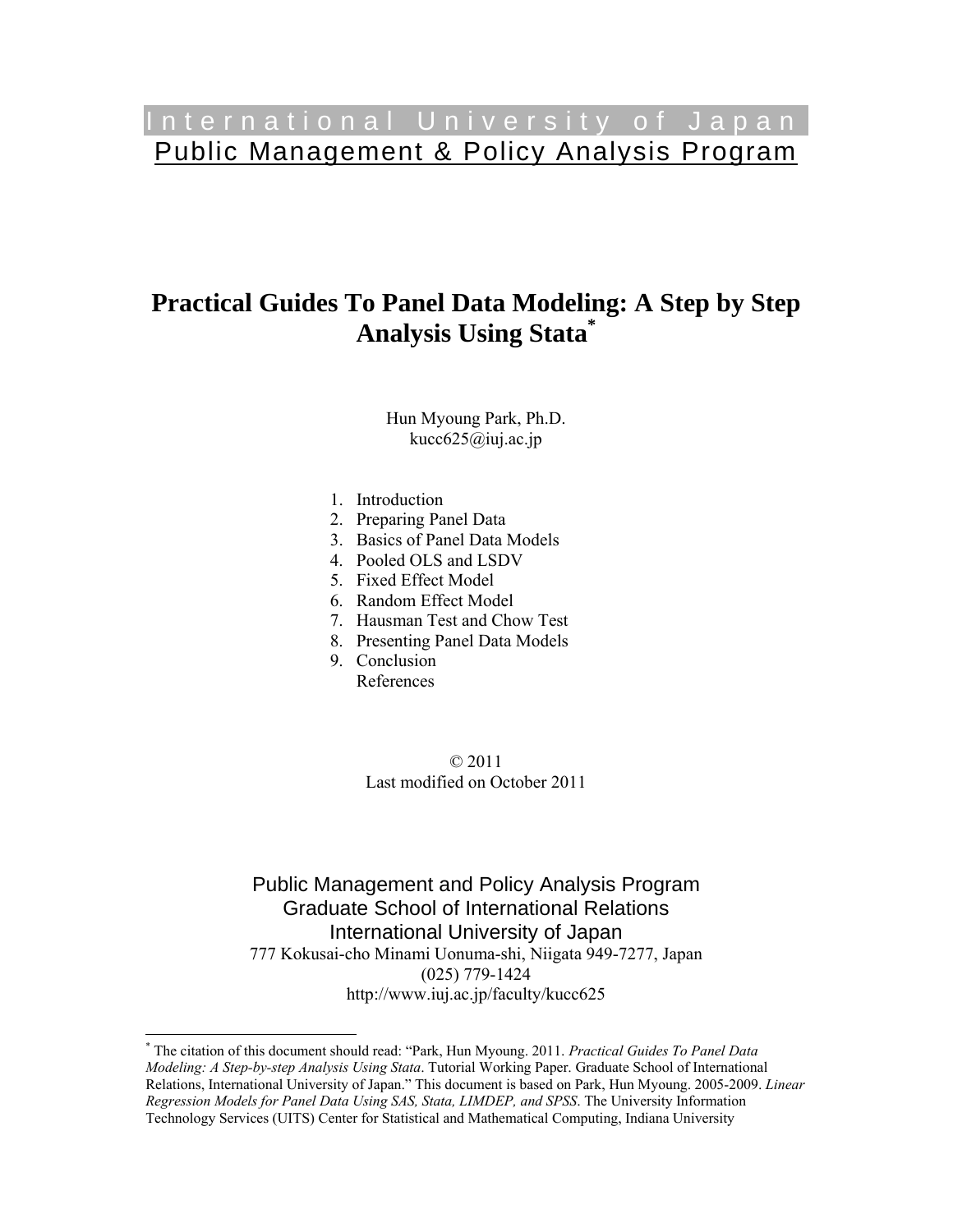International University of Japan

Public Management & Policy Analysis Program

# Practical Guides To Panel Data Modeling: A Step by Step Analysis Using Stata[*]

Hun Myoung Park, Ph.D.
kucc625@iuj.ac.jp

1. Introduction
2. Preparing Panel Data
3. Basics of Panel Data Models
4. Pooled OLS and LSDV
5. Fixed Effect Model
6. Random Effect Model
7. Hausman Test and Chow Test
8. Presenting Panel Data Models
9. Conclusion

References

© 2011
Last modified on October 2011

Public Management and Policy Analysis Program
Graduate School of International Relations
International University of Japan
777 Kokusai-cho Minami Uonuma-shi, Niigata 949-7277, Japan
(025) 779-1424
http://www.iuj.ac.jp/faculty/kucc625

---

[*] The citation of this document should read: "Park, Hun Myoung. 2011. *Practical Guides To Panel Data Modeling: A Step-by-step Analysis Using Stata*. Tutorial Working Paper. Graduate School of International Relations, International University of Japan." This document is based on Park, Hun Myoung. 2005-2009. *Linear Regression Models for Panel Data Using SAS, Stata, LIMDEP, and SPSS*. The University Information Technology Services (UITS) Center for Statistical and Mathematical Computing, Indiana University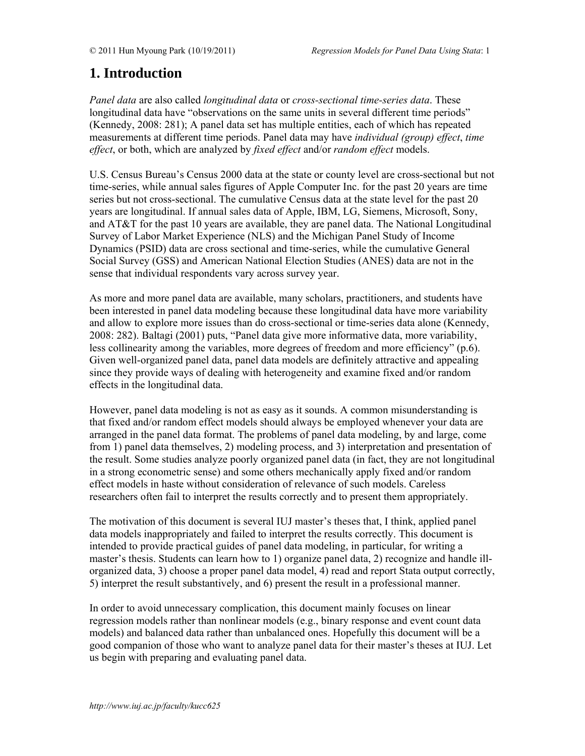# 1. Introduction

*Panel data* are also called *longitudinal data* or *cross-sectional time-series data*. These longitudinal data have "observations on the same units in several different time periods" (Kennedy, 2008: 281); A panel data set has multiple entities, each of which has repeated measurements at different time periods. Panel data may have *individual (group) effect*, *time effect*, or both, which are analyzed by *fixed effect* and/or *random effect* models.

U.S. Census Bureau's Census 2000 data at the state or county level are cross-sectional but not time-series, while annual sales figures of Apple Computer Inc. for the past 20 years are time series but not cross-sectional. The cumulative Census data at the state level for the past 20 years are longitudinal. If annual sales data of Apple, IBM, LG, Siemens, Microsoft, Sony, and AT&T for the past 10 years are available, they are panel data. The National Longitudinal Survey of Labor Market Experience (NLS) and the Michigan Panel Study of Income Dynamics (PSID) data are cross sectional and time-series, while the cumulative General Social Survey (GSS) and American National Election Studies (ANES) data are not in the sense that individual respondents vary across survey year.

As more and more panel data are available, many scholars, practitioners, and students have been interested in panel data modeling because these longitudinal data have more variability and allow to explore more issues than do cross-sectional or time-series data alone (Kennedy, 2008: 282). Baltagi (2001) puts, "Panel data give more informative data, more variability, less collinearity among the variables, more degrees of freedom and more efficiency" (p.6). Given well-organized panel data, panel data models are definitely attractive and appealing since they provide ways of dealing with heterogeneity and examine fixed and/or random effects in the longitudinal data.

However, panel data modeling is not as easy as it sounds. A common misunderstanding is that fixed and/or random effect models should always be employed whenever your data are arranged in the panel data format. The problems of panel data modeling, by and large, come from 1) panel data themselves, 2) modeling process, and 3) interpretation and presentation of the result. Some studies analyze poorly organized panel data (in fact, they are not longitudinal in a strong econometric sense) and some others mechanically apply fixed and/or random effect models in haste without consideration of relevance of such models. Careless researchers often fail to interpret the results correctly and to present them appropriately.

The motivation of this document is several IUJ master's theses that, I think, applied panel data models inappropriately and failed to interpret the results correctly. This document is intended to provide practical guides of panel data modeling, in particular, for writing a master's thesis. Students can learn how to 1) organize panel data, 2) recognize and handle ill-organized data, 3) choose a proper panel data model, 4) read and report Stata output correctly, 5) interpret the result substantively, and 6) present the result in a professional manner.

In order to avoid unnecessary complication, this document mainly focuses on linear regression models rather than nonlinear models (e.g., binary response and event count data models) and balanced data rather than unbalanced ones. Hopefully this document will be a good companion of those who want to analyze panel data for their master's theses at IUJ. Let us begin with preparing and evaluating panel data.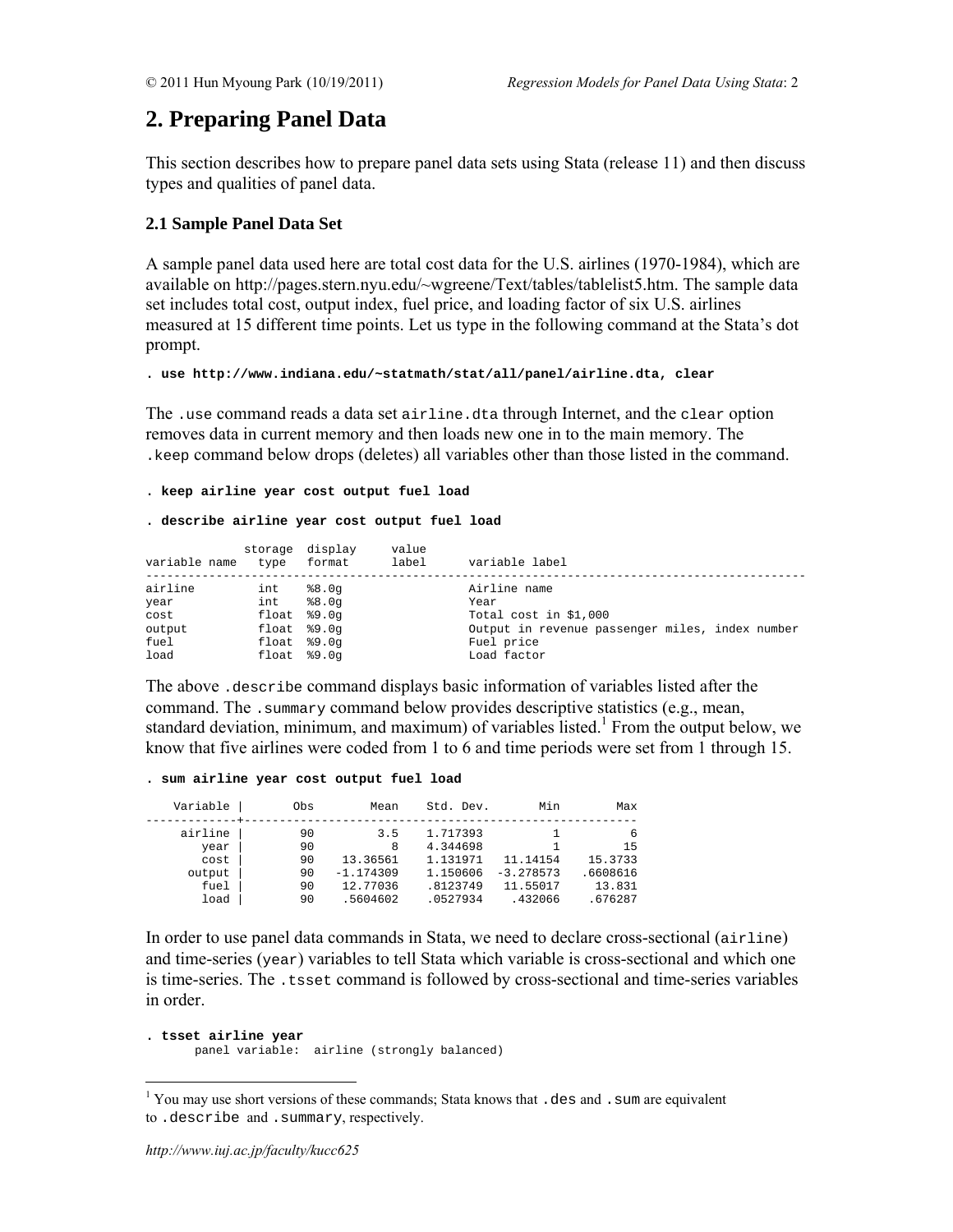## 2. Preparing Panel Data

This section describes how to prepare panel data sets using Stata (release 11) and then discuss types and qualities of panel data.

### 2.1 Sample Panel Data Set

A sample panel data used here are total cost data for the U.S. airlines (1970-1984), which are available on http://pages.stern.nyu.edu/~wgreene/Text/tables/tablelist5.htm. The sample data set includes total cost, output index, fuel price, and loading factor of six U.S. airlines measured at 15 different time points. Let us type in the following command at the Stata's dot prompt.

```
. use http://www.indiana.edu/~statmath/stat/all/panel/airline.dta, clear
```

The `.use` command reads a data set `airline.dta` through Internet, and the `clear` option removes data in current memory and then loads new one in to the main memory. The `.keep` command below drops (deletes) all variables other than those listed in the command.

```
. keep airline year cost output fuel load

. describe airline year cost output fuel load

              storage  display     value
variable name   type   format      label      variable label
------------------------------------------------------------------------------------------------
airline         int    %8.0g                  Airline name
year            int    %8.0g                  Year
cost            float  %9.0g                  Total cost in $1,000
output          float  %9.0g                  Output in revenue passenger miles, index number
fuel            float  %9.0g                  Fuel price
load            float  %9.0g                  Load factor
```

The above `.describe` command displays basic information of variables listed after the command. The `.summary` command below provides descriptive statistics (e.g., mean, standard deviation, minimum, and maximum) of variables listed.[1] From the output below, we know that five airlines were coded from 1 to 6 and time periods were set from 1 through 15.

```
. sum airline year cost output fuel load

    Variable |       Obs        Mean    Std. Dev.       Min        Max
-------------+--------------------------------------------------------
     airline |        90         3.5    1.717393          1          6
        year |        90           8    4.344698          1         15
        cost |        90    13.36561    1.131971   11.14154    15.3733
      output |        90   -1.174309    1.150606  -3.278573   .6608616
        fuel |        90    12.77036    .8123749   11.55017     13.831
        load |        90    .5604602    .0527934    .432066    .676287
```

In order to use panel data commands in Stata, we need to declare cross-sectional (`airline`) and time-series (`year`) variables to tell Stata which variable is cross-sectional and which one is time-series. The `.tsset` command is followed by cross-sectional and time-series variables in order.

```
. tsset airline year
       panel variable:  airline (strongly balanced)
```

[1] You may use short versions of these commands; Stata knows that `.des` and `.sum` are equivalent to `.describe` and `.summary`, respectively.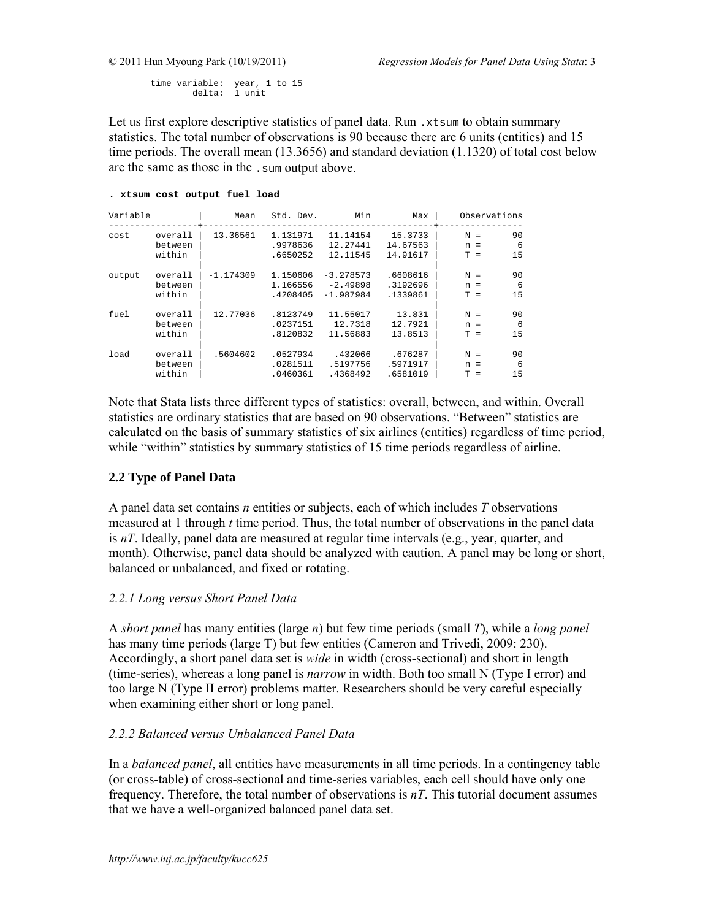```
       time variable:  year, 1 to 15
               delta:  1 unit
```

Let us first explore descriptive statistics of panel data. Run `.xtsum` to obtain summary statistics. The total number of observations is 90 because there are 6 units (entities) and 15 time periods. The overall mean (13.3656) and standard deviation (1.1320) of total cost below are the same as those in the `.sum` output above.

```
. xtsum cost output fuel load

Variable         |      Mean   Std. Dev.       Min        Max |    Observations
-----------------+--------------------------------------------+----------------
cost     overall |  13.36561   1.131971   11.14154    15.3733 |     N =      90
         between |             .9978636   12.27441   14.67563 |     n =       6
         within  |             .6650252   12.11545   14.91617 |     T =      15
                 |                                            |
output   overall | -1.174309   1.150606  -3.278573   .6608616 |     N =      90
         between |             1.166556   -2.49898   .3192696 |     n =       6
         within  |             .4208405  -1.987984   .1339861 |     T =      15
                 |                                            |
fuel     overall |  12.77036   .8123749   11.55017     13.831 |     N =      90
         between |             .0237151    12.7318    12.7921 |     n =       6
         within  |             .8120832   11.56883    13.8513 |     T =      15
                 |                                            |
load     overall |  .5604602   .0527934    .432066    .676287 |     N =      90
         between |             .0281511   .5197756   .5971917 |     n =       6
         within  |             .0460361   .4368492   .6581019 |     T =      15
```

Note that Stata lists three different types of statistics: overall, between, and within. Overall statistics are ordinary statistics that are based on 90 observations. "Between" statistics are calculated on the basis of summary statistics of six airlines (entities) regardless of time period, while "within" statistics by summary statistics of 15 time periods regardless of airline.

## 2.2 Type of Panel Data

A panel data set contains *n* entities or subjects, each of which includes *T* observations measured at 1 through *t* time period. Thus, the total number of observations in the panel data is *nT*. Ideally, panel data are measured at regular time intervals (e.g., year, quarter, and month). Otherwise, panel data should be analyzed with caution. A panel may be long or short, balanced or unbalanced, and fixed or rotating.

### *2.2.1 Long versus Short Panel Data*

A *short panel* has many entities (large *n*) but few time periods (small *T*), while a *long panel* has many time periods (large T) but few entities (Cameron and Trivedi, 2009: 230). Accordingly, a short panel data set is *wide* in width (cross-sectional) and short in length (time-series), whereas a long panel is *narrow* in width. Both too small N (Type I error) and too large N (Type II error) problems matter. Researchers should be very careful especially when examining either short or long panel.

### *2.2.2 Balanced versus Unbalanced Panel Data*

In a *balanced panel*, all entities have measurements in all time periods. In a contingency table (or cross-table) of cross-sectional and time-series variables, each cell should have only one frequency. Therefore, the total number of observations is *nT*. This tutorial document assumes that we have a well-organized balanced panel data set.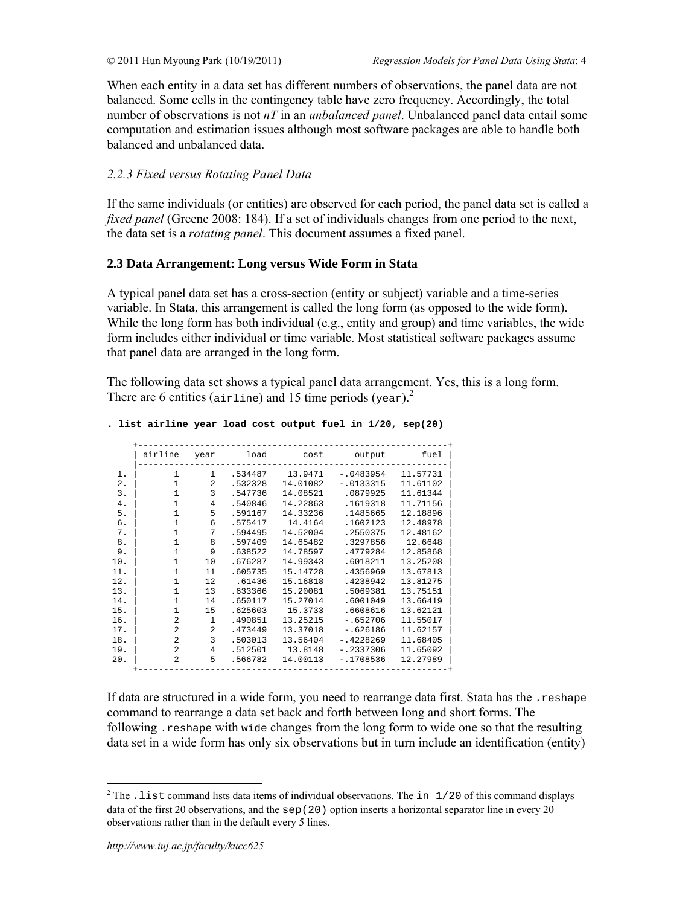When each entity in a data set has different numbers of observations, the panel data are not balanced. Some cells in the contingency table have zero frequency. Accordingly, the total number of observations is not *nT* in an *unbalanced panel*. Unbalanced panel data entail some computation and estimation issues although most software packages are able to handle both balanced and unbalanced data.

### *2.2.3 Fixed versus Rotating Panel Data*

If the same individuals (or entities) are observed for each period, the panel data set is called a *fixed panel* (Greene 2008: 184). If a set of individuals changes from one period to the next, the data set is a *rotating panel*. This document assumes a fixed panel.

## **2.3 Data Arrangement: Long versus Wide Form in Stata**

A typical panel data set has a cross-section (entity or subject) variable and a time-series variable. In Stata, this arrangement is called the long form (as opposed to the wide form). While the long form has both individual (e.g., entity and group) and time variables, the wide form includes either individual or time variable. Most statistical software packages assume that panel data are arranged in the long form.

The following data set shows a typical panel data arrangement. Yes, this is a long form. There are 6 entities (`airline`) and 15 time periods (`year`).[2]

```
. list airline year load cost output fuel in 1/20, sep(20)

     +-------------------------------------------------------------+
     | airline   year       load       cost      output       fuel |
     |-------------------------------------------------------------|
  1. |       1      1    .534487    13.9471   -.0483954   11.57731 |
  2. |       1      2    .532328   14.01082   -.0133315   11.61102 |
  3. |       1      3    .547736   14.08521    .0879925   11.61344 |
  4. |       1      4    .540846   14.22863    .1619318   11.71156 |
  5. |       1      5    .591167   14.33236    .1485665   12.18896 |
  6. |       1      6    .575417    14.4164    .1602123   12.48978 |
  7. |       1      7    .594495   14.52004    .2550375   12.48162 |
  8. |       1      8    .597409   14.65482    .3297856    12.6648 |
  9. |       1      9    .638522   14.78597    .4779284   12.85868 |
 10. |       1     10    .676287   14.99343    .6018211   13.25208 |
 11. |       1     11    .605735   15.14728    .4356969   13.67813 |
 12. |       1     12     .61436   15.16818    .4238942   13.81275 |
 13. |       1     13    .633366   15.20081    .5069381   13.75151 |
 14. |       1     14    .650117   15.27014    .6001049   13.66419 |
 15. |       1     15    .625603    15.3733    .6608616   13.62121 |
 16. |       2      1    .490851   13.25215    -.652706   11.55017 |
 17. |       2      2    .473449   13.37018    -.626186   11.62157 |
 18. |       2      3    .503013   13.56404   -.4228269   11.68405 |
 19. |       2      4    .512501    13.8148   -.2337306   11.65092 |
 20. |       2      5    .566782   14.00113   -.1708536   12.27989 |
     +-------------------------------------------------------------+
```

If data are structured in a wide form, you need to rearrange data first. Stata has the `.reshape` command to rearrange a data set back and forth between long and short forms. The following `.reshape` with `wide` changes from the long form to wide one so that the resulting data set in a wide form has only six observations but in turn include an identification (entity)

---

[2] The `.list` command lists data items of individual observations. The `in 1/20` of this command displays data of the first 20 observations, and the `sep(20)` option inserts a horizontal separator line in every 20 observations rather than in the default every 5 lines.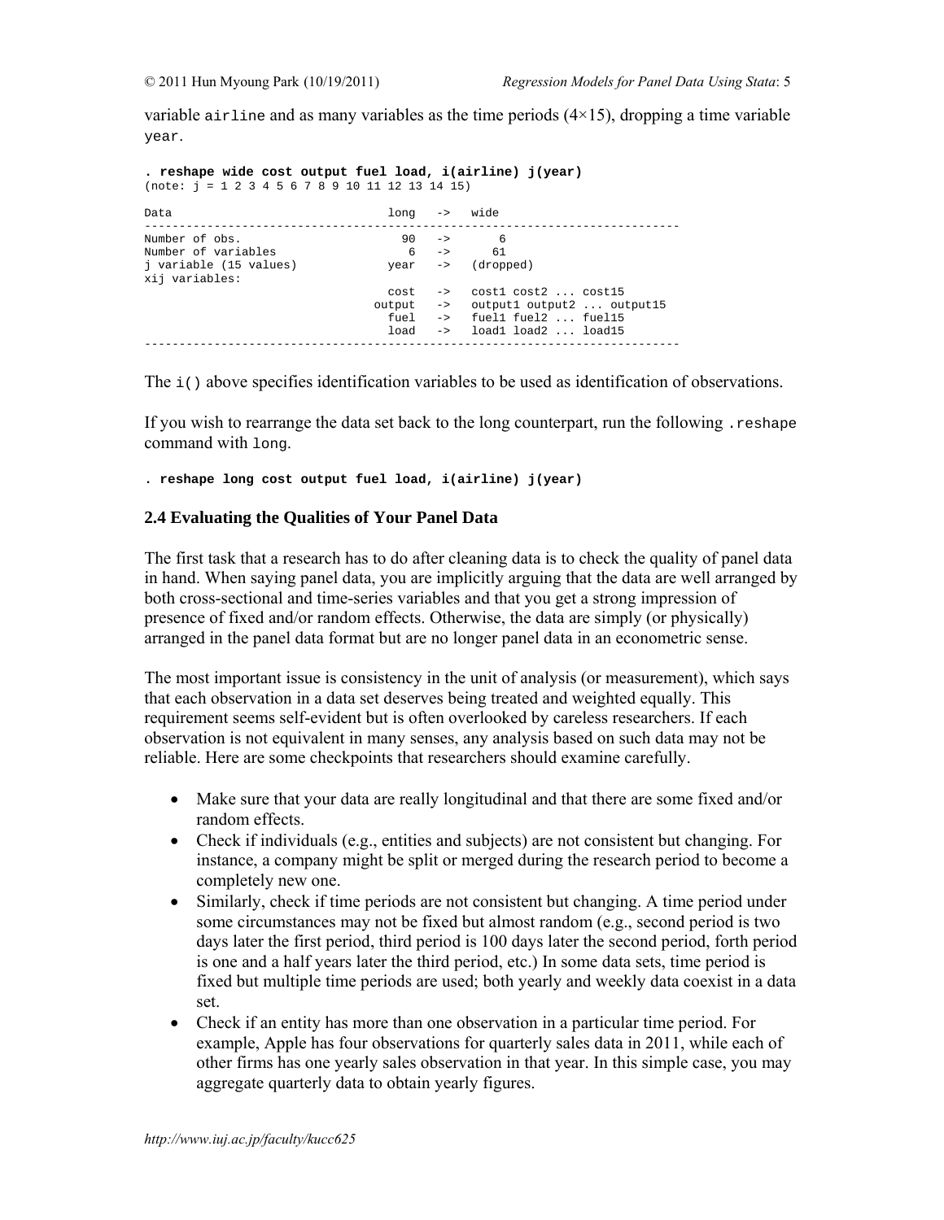variable `airline` and as many variables as the time periods (4×15), dropping a time variable `year`.

```
. reshape wide cost output fuel load, i(airline) j(year)
(note: j = 1 2 3 4 5 6 7 8 9 10 11 12 13 14 15)

Data                               long   ->   wide
-----------------------------------------------------------------------------
Number of obs.                       90   ->       6
Number of variables                   6   ->      61
j variable (15 values)             year   ->   (dropped)
xij variables:
                                   cost   ->   cost1 cost2 ... cost15
                                 output   ->   output1 output2 ... output15
                                   fuel   ->   fuel1 fuel2 ... fuel15
                                   load   ->   load1 load2 ... load15
-----------------------------------------------------------------------------
```

The `i()` above specifies identification variables to be used as identification of observations.

If you wish to rearrange the data set back to the long counterpart, run the following `.reshape` command with `long`.

```
. reshape long cost output fuel load, i(airline) j(year)
```

### 2.4 Evaluating the Qualities of Your Panel Data

The first task that a research has to do after cleaning data is to check the quality of panel data in hand. When saying panel data, you are implicitly arguing that the data are well arranged by both cross-sectional and time-series variables and that you get a strong impression of presence of fixed and/or random effects. Otherwise, the data are simply (or physically) arranged in the panel data format but are no longer panel data in an econometric sense.

The most important issue is consistency in the unit of analysis (or measurement), which says that each observation in a data set deserves being treated and weighted equally. This requirement seems self-evident but is often overlooked by careless researchers. If each observation is not equivalent in many senses, any analysis based on such data may not be reliable. Here are some checkpoints that researchers should examine carefully.

- Make sure that your data are really longitudinal and that there are some fixed and/or random effects.
- Check if individuals (e.g., entities and subjects) are not consistent but changing. For instance, a company might be split or merged during the research period to become a completely new one.
- Similarly, check if time periods are not consistent but changing. A time period under some circumstances may not be fixed but almost random (e.g., second period is two days later the first period, third period is 100 days later the second period, forth period is one and a half years later the third period, etc.) In some data sets, time period is fixed but multiple time periods are used; both yearly and weekly data coexist in a data set.
- Check if an entity has more than one observation in a particular time period. For example, Apple has four observations for quarterly sales data in 2011, while each of other firms has one yearly sales observation in that year. In this simple case, you may aggregate quarterly data to obtain yearly figures.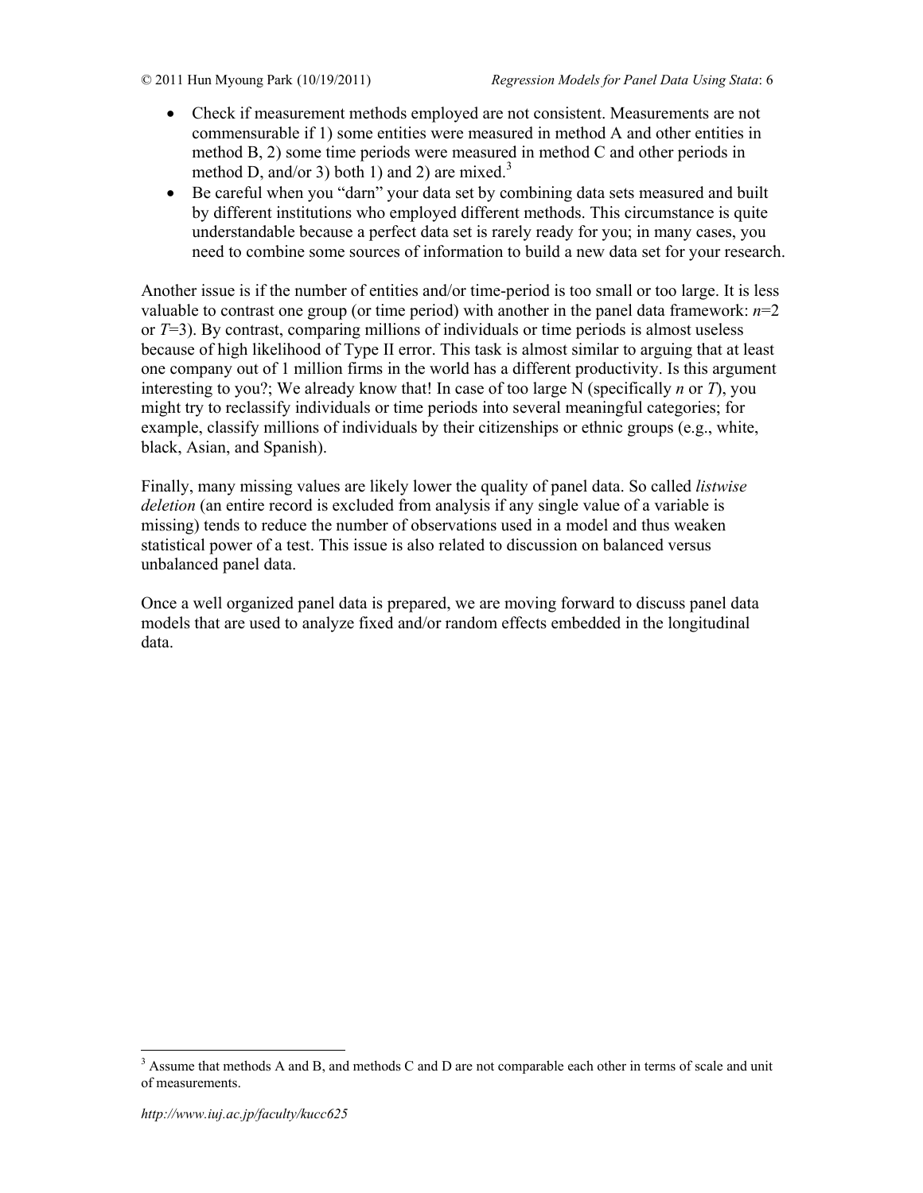- Check if measurement methods employed are not consistent. Measurements are not commensurable if 1) some entities were measured in method A and other entities in method B, 2) some time periods were measured in method C and other periods in method D, and/or 3) both 1) and 2) are mixed.[3]
- Be careful when you "darn" your data set by combining data sets measured and built by different institutions who employed different methods. This circumstance is quite understandable because a perfect data set is rarely ready for you; in many cases, you need to combine some sources of information to build a new data set for your research.

Another issue is if the number of entities and/or time-period is too small or too large. It is less valuable to contrast one group (or time period) with another in the panel data framework: $n$=2 or $T$=3). By contrast, comparing millions of individuals or time periods is almost useless because of high likelihood of Type II error. This task is almost similar to arguing that at least one company out of 1 million firms in the world has a different productivity. Is this argument interesting to you?; We already know that! In case of too large N (specifically $n$ or $T$), you might try to reclassify individuals or time periods into several meaningful categories; for example, classify millions of individuals by their citizenships or ethnic groups (e.g., white, black, Asian, and Spanish).

Finally, many missing values are likely lower the quality of panel data. So called *listwise deletion* (an entire record is excluded from analysis if any single value of a variable is missing) tends to reduce the number of observations used in a model and thus weaken statistical power of a test. This issue is also related to discussion on balanced versus unbalanced panel data.

Once a well organized panel data is prepared, we are moving forward to discuss panel data models that are used to analyze fixed and/or random effects embedded in the longitudinal data.

[3] Assume that methods A and B, and methods C and D are not comparable each other in terms of scale and unit of measurements.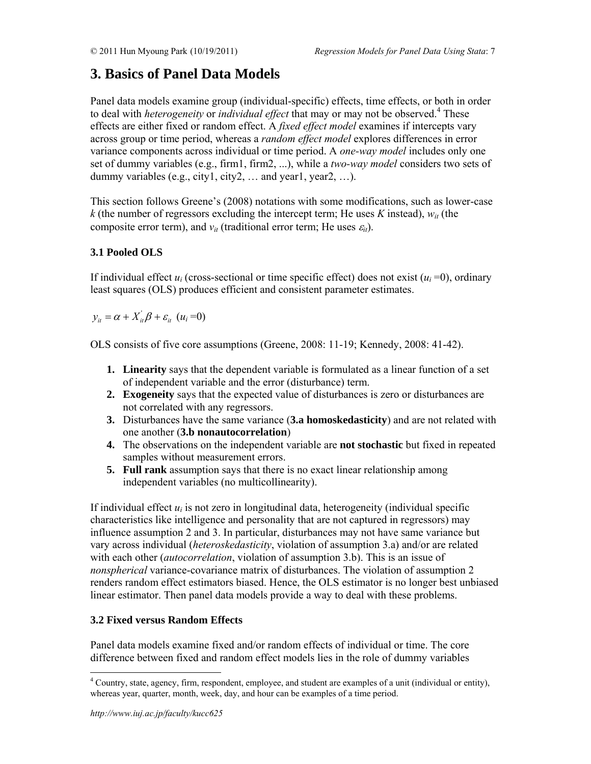# 3. Basics of Panel Data Models

Panel data models examine group (individual-specific) effects, time effects, or both in order to deal with *heterogeneity* or *individual effect* that may or may not be observed.[4] These effects are either fixed or random effect. A *fixed effect model* examines if intercepts vary across group or time period, whereas a *random effect model* explores differences in error variance components across individual or time period. A *one-way model* includes only one set of dummy variables (e.g., firm1, firm2, ...), while a *two-way model* considers two sets of dummy variables (e.g., city1, city2, … and year1, year2, …).

This section follows Greene's (2008) notations with some modifications, such as lower-case $k$ (the number of regressors excluding the intercept term; He uses $K$ instead), $w_{it}$ (the composite error term), and $v_{it}$ (traditional error term; He uses $\varepsilon_{it}$).

### 3.1 Pooled OLS

If individual effect $u_i$ (cross-sectional or time specific effect) does not exist ($u_i$ =0), ordinary least squares (OLS) produces efficient and consistent parameter estimates.

$$y_{it} = \alpha + X_{it}^{'}\beta + \varepsilon_{it} \quad (u_i = 0)$$

OLS consists of five core assumptions (Greene, 2008: 11-19; Kennedy, 2008: 41-42).

1. **Linearity** says that the dependent variable is formulated as a linear function of a set of independent variable and the error (disturbance) term.
2. **Exogeneity** says that the expected value of disturbances is zero or disturbances are not correlated with any regressors.
3. Disturbances have the same variance (**3.a homoskedasticity**) and are not related with one another (**3.b nonautocorrelation**)
4. The observations on the independent variable are **not stochastic** but fixed in repeated samples without measurement errors.
5. **Full rank** assumption says that there is no exact linear relationship among independent variables (no multicollinearity).

If individual effect $u_i$ is not zero in longitudinal data, heterogeneity (individual specific characteristics like intelligence and personality that are not captured in regressors) may influence assumption 2 and 3. In particular, disturbances may not have same variance but vary across individual (*heteroskedasticity*, violation of assumption 3.a) and/or are related with each other (*autocorrelation*, violation of assumption 3.b). This is an issue of *nonspherical* variance-covariance matrix of disturbances. The violation of assumption 2 renders random effect estimators biased. Hence, the OLS estimator is no longer best unbiased linear estimator. Then panel data models provide a way to deal with these problems.

### 3.2 Fixed versus Random Effects

Panel data models examine fixed and/or random effects of individual or time. The core difference between fixed and random effect models lies in the role of dummy variables

[4] Country, state, agency, firm, respondent, employee, and student are examples of a unit (individual or entity), whereas year, quarter, month, week, day, and hour can be examples of a time period.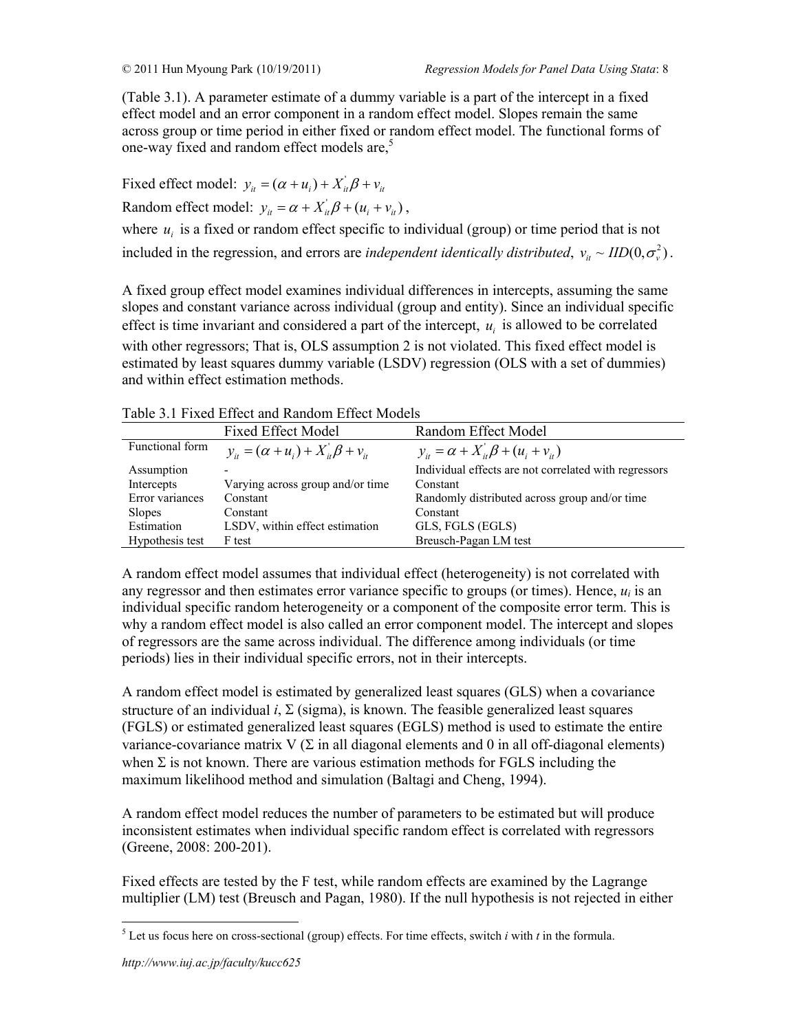(Table 3.1). A parameter estimate of a dummy variable is a part of the intercept in a fixed effect model and an error component in a random effect model. Slopes remain the same across group or time period in either fixed or random effect model. The functional forms of one-way fixed and random effect models are,[5]

Fixed effect model: $y_{it} = (\alpha + u_i) + X_{it}^{'}\beta + v_{it}$

Random effect model: $y_{it} = \alpha + X_{it}^{'}\beta + (u_i + v_{it})$,

where $u_i$ is a fixed or random effect specific to individual (group) or time period that is not included in the regression, and errors are *independent identically distributed*, $v_{it} \sim IID(0, \sigma_v^2)$.

A fixed group effect model examines individual differences in intercepts, assuming the same slopes and constant variance across individual (group and entity). Since an individual specific effect is time invariant and considered a part of the intercept, $u_i$ is allowed to be correlated with other regressors; That is, OLS assumption 2 is not violated. This fixed effect model is estimated by least squares dummy variable (LSDV) regression (OLS with a set of dummies) and within effect estimation methods.

Table 3.1 Fixed Effect and Random Effect Models

| | Fixed Effect Model | Random Effect Model |
|---|---|---|
| Functional form | $y_{it} = (\alpha + u_i) + X_{it}^{'}\beta + v_{it}$ | $y_{it} = \alpha + X_{it}^{'}\beta + (u_i + v_{it})$ |
| Assumption | - | Individual effects are not correlated with regressors |
| Intercepts | Varying across group and/or time | Constant |
| Error variances | Constant | Randomly distributed across group and/or time |
| Slopes | Constant | Constant |
| Estimation | LSDV, within effect estimation | GLS, FGLS (EGLS) |
| Hypothesis test | F test | Breusch-Pagan LM test |

A random effect model assumes that individual effect (heterogeneity) is not correlated with any regressor and then estimates error variance specific to groups (or times). Hence, $u_i$ is an individual specific random heterogeneity or a component of the composite error term. This is why a random effect model is also called an error component model. The intercept and slopes of regressors are the same across individual. The difference among individuals (or time periods) lies in their individual specific errors, not in their intercepts.

A random effect model is estimated by generalized least squares (GLS) when a covariance structure of an individual *i*, Σ (sigma), is known. The feasible generalized least squares (FGLS) or estimated generalized least squares (EGLS) method is used to estimate the entire variance-covariance matrix V (Σ in all diagonal elements and 0 in all off-diagonal elements) when Σ is not known. There are various estimation methods for FGLS including the maximum likelihood method and simulation (Baltagi and Cheng, 1994).

A random effect model reduces the number of parameters to be estimated but will produce inconsistent estimates when individual specific random effect is correlated with regressors (Greene, 2008: 200-201).

Fixed effects are tested by the F test, while random effects are examined by the Lagrange multiplier (LM) test (Breusch and Pagan, 1980). If the null hypothesis is not rejected in either

[5] Let us focus here on cross-sectional (group) effects. For time effects, switch *i* with *t* in the formula.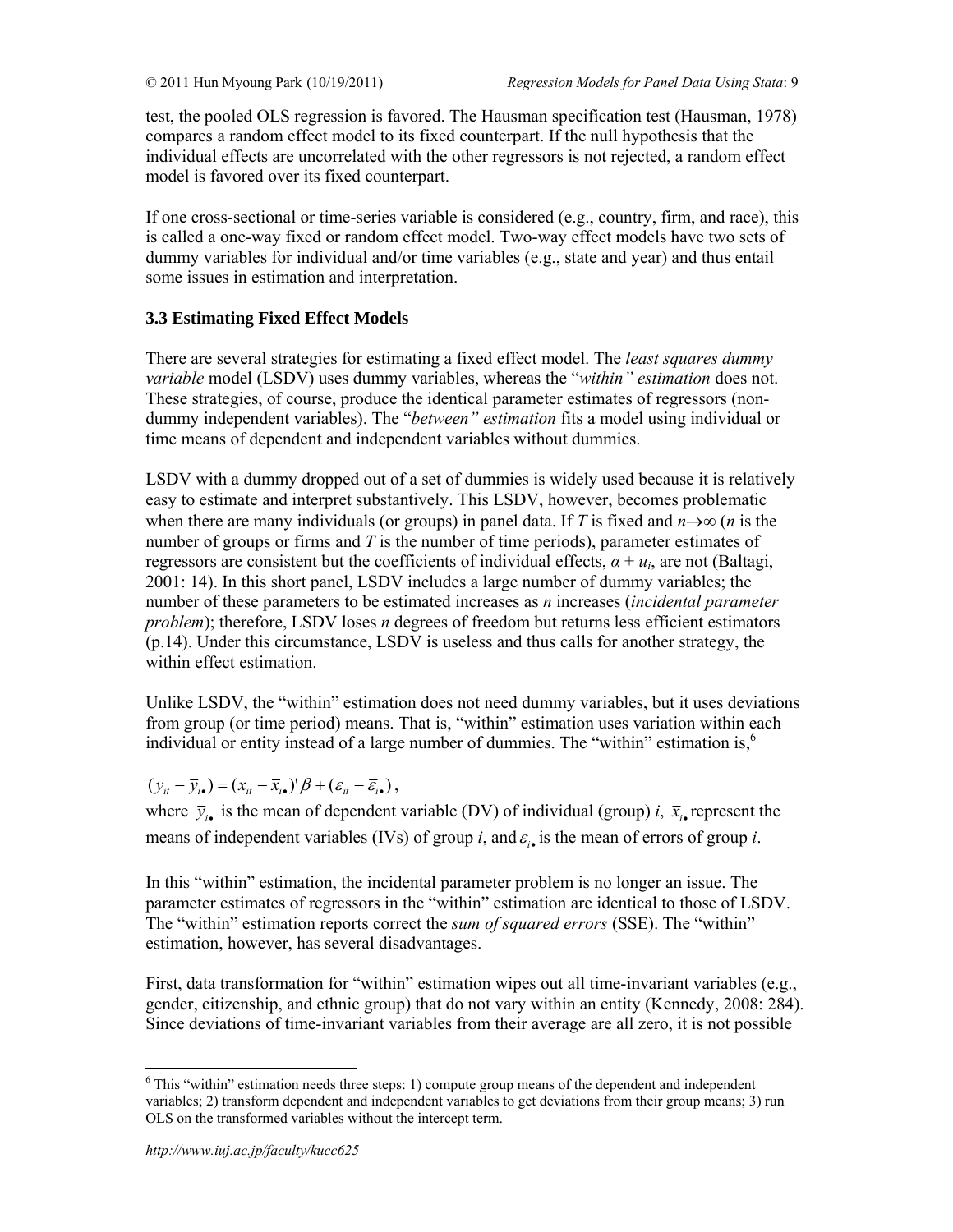test, the pooled OLS regression is favored. The Hausman specification test (Hausman, 1978) compares a random effect model to its fixed counterpart. If the null hypothesis that the individual effects are uncorrelated with the other regressors is not rejected, a random effect model is favored over its fixed counterpart.

If one cross-sectional or time-series variable is considered (e.g., country, firm, and race), this is called a one-way fixed or random effect model. Two-way effect models have two sets of dummy variables for individual and/or time variables (e.g., state and year) and thus entail some issues in estimation and interpretation.

### 3.3 Estimating Fixed Effect Models

There are several strategies for estimating a fixed effect model. The *least squares dummy variable* model (LSDV) uses dummy variables, whereas the "*within" estimation* does not. These strategies, of course, produce the identical parameter estimates of regressors (non-dummy independent variables). The "*between" estimation* fits a model using individual or time means of dependent and independent variables without dummies.

LSDV with a dummy dropped out of a set of dummies is widely used because it is relatively easy to estimate and interpret substantively. This LSDV, however, becomes problematic when there are many individuals (or groups) in panel data. If $T$ is fixed and $n \rightarrow \infty$ ($n$ is the number of groups or firms and $T$ is the number of time periods), parameter estimates of regressors are consistent but the coefficients of individual effects, $\alpha + u_i$, are not (Baltagi, 2001: 14). In this short panel, LSDV includes a large number of dummy variables; the number of these parameters to be estimated increases as $n$ increases (*incidental parameter problem*); therefore, LSDV loses $n$ degrees of freedom but returns less efficient estimators (p.14). Under this circumstance, LSDV is useless and thus calls for another strategy, the within effect estimation.

Unlike LSDV, the "within" estimation does not need dummy variables, but it uses deviations from group (or time period) means. That is, "within" estimation uses variation within each individual or entity instead of a large number of dummies. The "within" estimation is,[6]

$$(y_{it} - \bar{y}_{i\bullet}) = (x_{it} - \bar{x}_{i\bullet})'\beta + (\varepsilon_{it} - \bar{\varepsilon}_{i\bullet}),$$

where $\bar{y}_{i\bullet}$ is the mean of dependent variable (DV) of individual (group) $i$, $\bar{x}_{i\bullet}$ represent the means of independent variables (IVs) of group $i$, and $\varepsilon_{i\bullet}$ is the mean of errors of group $i$.

In this "within" estimation, the incidental parameter problem is no longer an issue. The parameter estimates of regressors in the "within" estimation are identical to those of LSDV. The "within" estimation reports correct the *sum of squared errors* (SSE). The "within" estimation, however, has several disadvantages.

First, data transformation for "within" estimation wipes out all time-invariant variables (e.g., gender, citizenship, and ethnic group) that do not vary within an entity (Kennedy, 2008: 284). Since deviations of time-invariant variables from their average are all zero, it is not possible

---

[6] This "within" estimation needs three steps: 1) compute group means of the dependent and independent variables; 2) transform dependent and independent variables to get deviations from their group means; 3) run OLS on the transformed variables without the intercept term.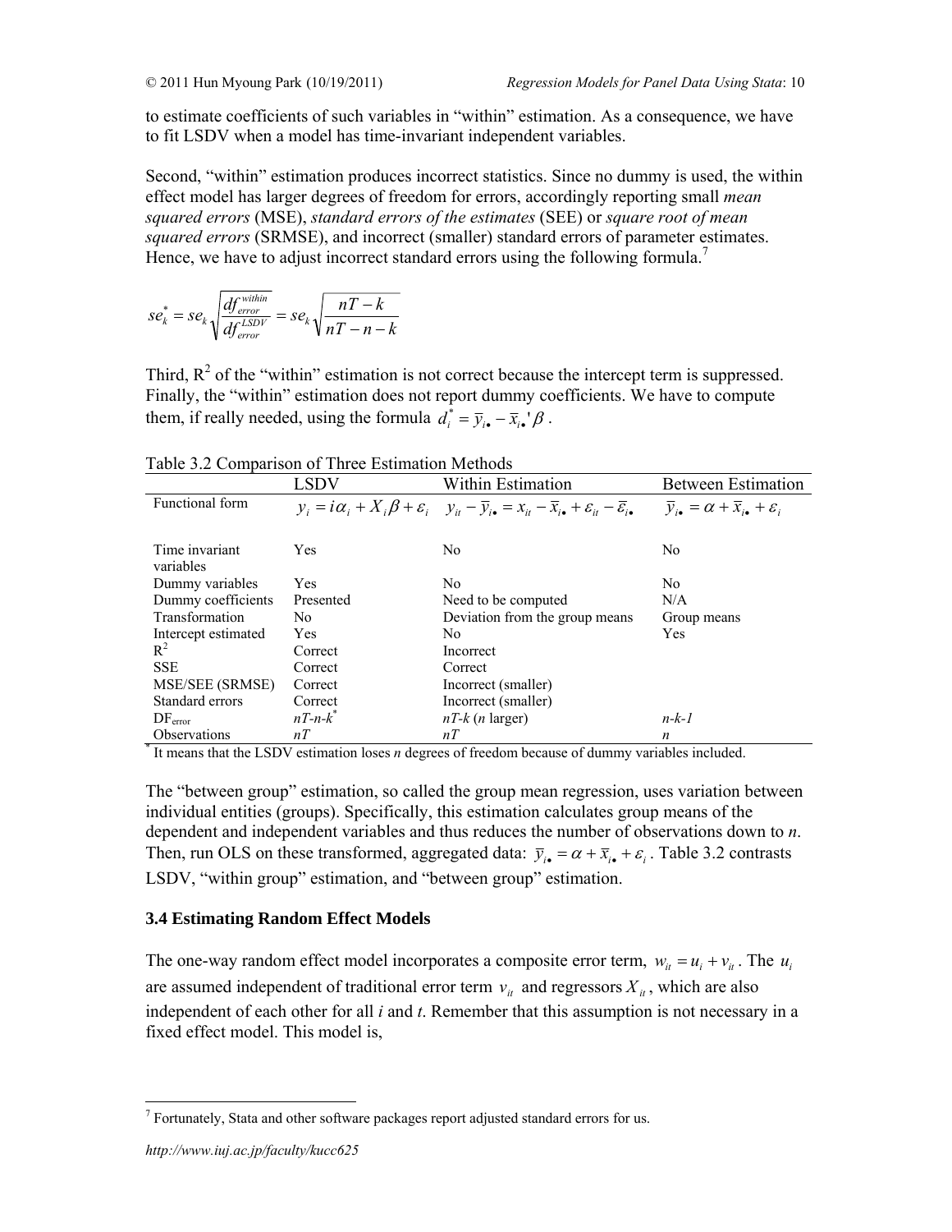to estimate coefficients of such variables in "within" estimation. As a consequence, we have to fit LSDV when a model has time-invariant independent variables.

Second, "within" estimation produces incorrect statistics. Since no dummy is used, the within effect model has larger degrees of freedom for errors, accordingly reporting small *mean squared errors* (MSE), *standard errors of the estimates* (SEE) or *square root of mean squared errors* (SRMSE), and incorrect (smaller) standard errors of parameter estimates. Hence, we have to adjust incorrect standard errors using the following formula.[7]

$$se_k^* = se_k \sqrt{\frac{df_{error}^{within}}{df_{error}^{LSDV}}} = se_k \sqrt{\frac{nT-k}{nT-n-k}}$$

Third, $R^2$ of the "within" estimation is not correct because the intercept term is suppressed. Finally, the "within" estimation does not report dummy coefficients. We have to compute them, if really needed, using the formula $d_i^* = \bar{y}_{i\bullet} - \bar{x}_{i\bullet}'\beta$.

Table 3.2 Comparison of Three Estimation Methods

| | LSDV | Within Estimation | Between Estimation |
|---|---|---|---|
| Functional form | $y_i = i\alpha_i + X_i\beta + \varepsilon_i$ | $y_{it} - \bar{y}_{i\bullet} = x_{it} - \bar{x}_{i\bullet} + \varepsilon_{it} - \bar{\varepsilon}_{i\bullet}$ | $\bar{y}_{i\bullet} = \alpha + \bar{x}_{i\bullet} + \varepsilon_i$ |
| Time invariant variables | Yes | No | No |
| Dummy variables | Yes | No | No |
| Dummy coefficients | Presented | Need to be computed | N/A |
| Transformation | No | Deviation from the group means | Group means |
| Intercept estimated | Yes | No | Yes |
| $R^2$ | Correct | Incorrect | |
| SSE | Correct | Correct | |
| MSE/SEE (SRMSE) | Correct | Incorrect (smaller) | |
| Standard errors | Correct | Incorrect (smaller) | |
| $DF_{error}$ | $nT$-$n$-$k$* | $nT$-$k$ ($n$ larger) | $n$-$k$-$1$ |
| Observations | $nT$ | $nT$ | $n$ |

\* It means that the LSDV estimation loses *n* degrees of freedom because of dummy variables included.

The "between group" estimation, so called the group mean regression, uses variation between individual entities (groups). Specifically, this estimation calculates group means of the dependent and independent variables and thus reduces the number of observations down to *n*. Then, run OLS on these transformed, aggregated data: $\bar{y}_{i\bullet} = \alpha + \bar{x}_{i\bullet} + \varepsilon_i$. Table 3.2 contrasts LSDV, "within group" estimation, and "between group" estimation.

### 3.4 Estimating Random Effect Models

The one-way random effect model incorporates a composite error term, $w_{it} = u_i + v_{it}$. The $u_i$ are assumed independent of traditional error term $v_{it}$ and regressors $X_{it}$, which are also independent of each other for all *i* and *t*. Remember that this assumption is not necessary in a fixed effect model. This model is,

[7] Fortunately, Stata and other software packages report adjusted standard errors for us.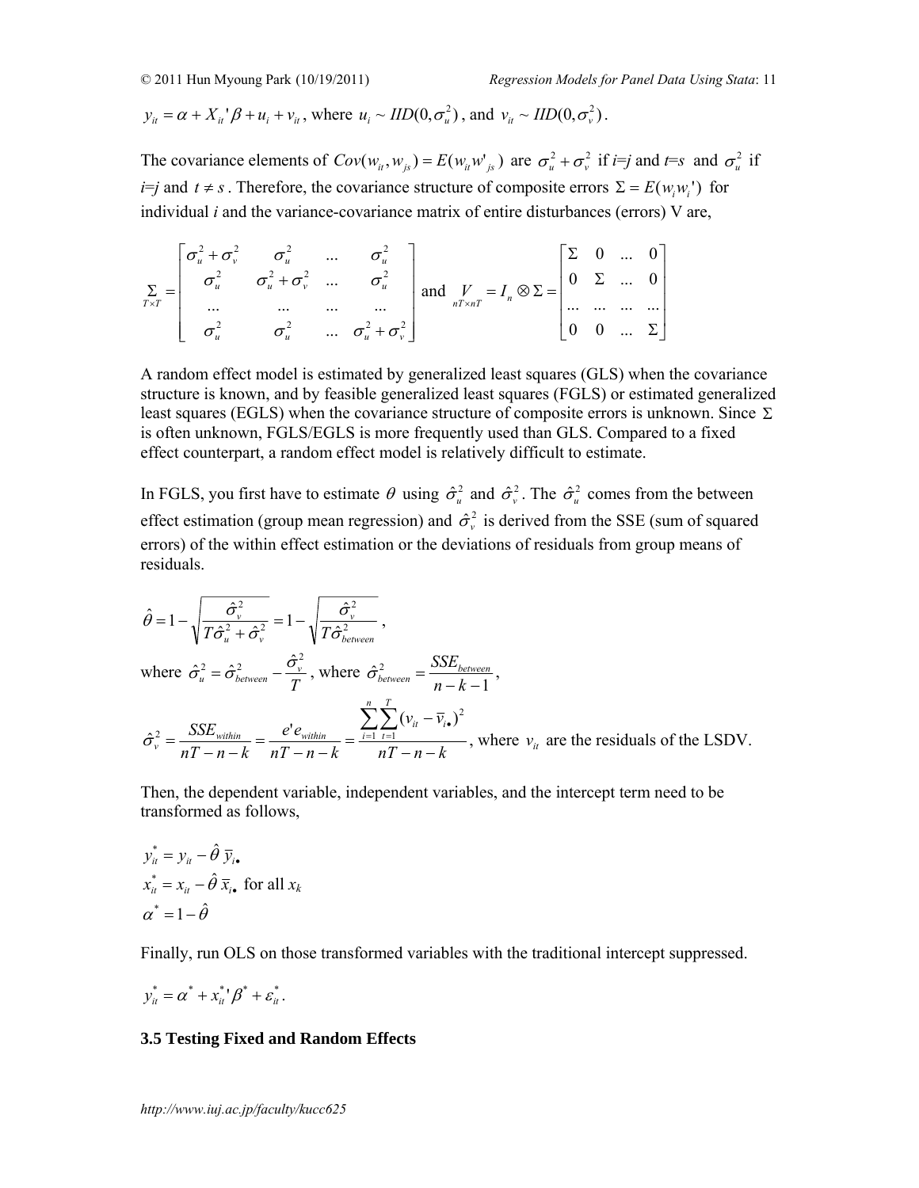$y_{it} = \alpha + X_{it}'\beta + u_i + v_{it}$, where $u_i \sim IID(0, \sigma_u^2)$, and $v_{it} \sim IID(0, \sigma_v^2)$.

The covariance elements of $Cov(w_{it}, w_{js}) = E(w_{it} w'_{js})$ are $\sigma_u^2 + \sigma_v^2$ if $i$=$j$ and $t$=$s$ and $\sigma_u^2$ if $i$=$j$ and $t \neq s$. Therefore, the covariance structure of composite errors $\Sigma = E(w_i w_i')$ for individual $i$ and the variance-covariance matrix of entire disturbances (errors) V are,

$$\underset{T \times T}{\Sigma} = \begin{bmatrix} \sigma_u^2 + \sigma_v^2 & \sigma_u^2 & \ldots & \sigma_u^2 \\ \sigma_u^2 & \sigma_u^2 + \sigma_v^2 & \ldots & \sigma_u^2 \\ \ldots & \ldots & \ldots & \ldots \\ \sigma_u^2 & \sigma_u^2 & \ldots & \sigma_u^2 + \sigma_v^2 \end{bmatrix} \text{ and } \underset{nT \times nT}{V} = I_n \otimes \Sigma = \begin{bmatrix} \Sigma & 0 & \ldots & 0 \\ 0 & \Sigma & \ldots & 0 \\ \ldots & \ldots & \ldots & \ldots \\ 0 & 0 & \ldots & \Sigma \end{bmatrix}$$

A random effect model is estimated by generalized least squares (GLS) when the covariance structure is known, and by feasible generalized least squares (FGLS) or estimated generalized least squares (EGLS) when the covariance structure of composite errors is unknown. Since $\Sigma$ is often unknown, FGLS/EGLS is more frequently used than GLS. Compared to a fixed effect counterpart, a random effect model is relatively difficult to estimate.

In FGLS, you first have to estimate $\theta$ using $\hat{\sigma}_u^2$ and $\hat{\sigma}_v^2$. The $\hat{\sigma}_u^2$ comes from the between effect estimation (group mean regression) and $\hat{\sigma}_v^2$ is derived from the SSE (sum of squared errors) of the within effect estimation or the deviations of residuals from group means of residuals.

$$\hat{\theta} = 1 - \sqrt{\frac{\hat{\sigma}_v^2}{T\hat{\sigma}_u^2 + \hat{\sigma}_v^2}} = 1 - \sqrt{\frac{\hat{\sigma}_v^2}{T\hat{\sigma}_{between}^2}},$$

where $\hat{\sigma}_u^2 = \hat{\sigma}_{between}^2 - \dfrac{\hat{\sigma}_v^2}{T}$, where $\hat{\sigma}_{between}^2 = \dfrac{SSE_{between}}{n-k-1}$,

$$\hat{\sigma}_v^2 = \frac{SSE_{within}}{nT-n-k} = \frac{e'e_{within}}{nT-n-k} = \frac{\sum_{i=1}^{n}\sum_{t=1}^{T}(v_{it} - \bar{v}_{i\bullet})^2}{nT-n-k},$$ where $v_{it}$ are the residuals of the LSDV.

Then, the dependent variable, independent variables, and the intercept term need to be transformed as follows,

$$y_{it}^* = y_{it} - \hat{\theta}\,\bar{y}_{i\bullet}$$
$$x_{it}^* = x_{it} - \hat{\theta}\,\bar{x}_{i\bullet} \text{ for all } x_k$$
$$\alpha^* = 1 - \hat{\theta}$$

Finally, run OLS on those transformed variables with the traditional intercept suppressed.

$$y_{it}^* = \alpha^* + x_{it}^{*\prime}\beta^* + \varepsilon_{it}^*.$$

### 3.5 Testing Fixed and Random Effects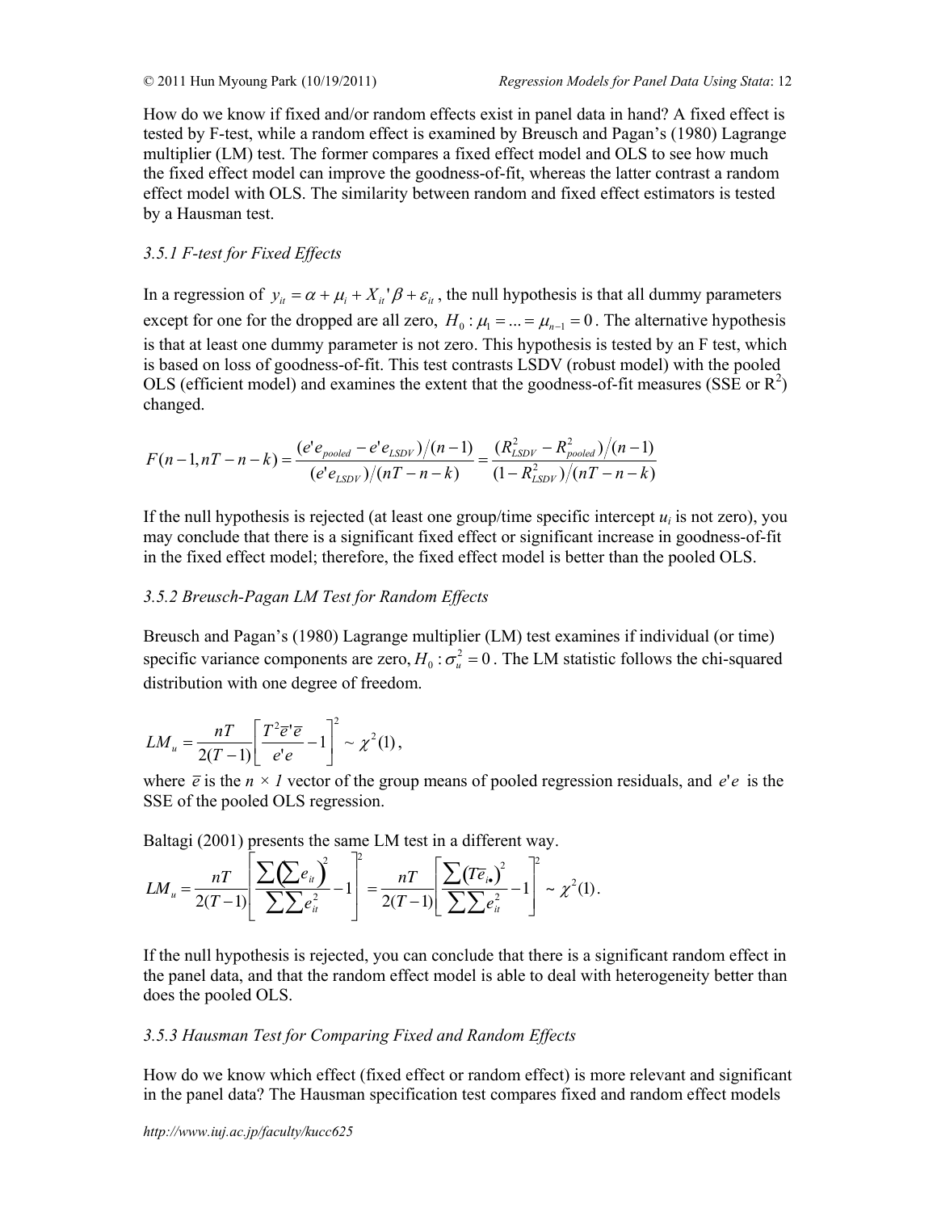How do we know if fixed and/or random effects exist in panel data in hand? A fixed effect is tested by F-test, while a random effect is examined by Breusch and Pagan's (1980) Lagrange multiplier (LM) test. The former compares a fixed effect model and OLS to see how much the fixed effect model can improve the goodness-of-fit, whereas the latter contrast a random effect model with OLS. The similarity between random and fixed effect estimators is tested by a Hausman test.

### *3.5.1 F-test for Fixed Effects*

In a regression of $y_{it} = \alpha + \mu_i + X_{it}'\beta + \varepsilon_{it}$, the null hypothesis is that all dummy parameters except for one for the dropped are all zero, $H_0: \mu_1 = ... = \mu_{n-1} = 0$. The alternative hypothesis is that at least one dummy parameter is not zero. This hypothesis is tested by an F test, which is based on loss of goodness-of-fit. This test contrasts LSDV (robust model) with the pooled OLS (efficient model) and examines the extent that the goodness-of-fit measures (SSE or $R^2$) changed.

$$F(n-1, nT-n-k) = \frac{(e'e_{pooled} - e'e_{LSDV})/(n-1)}{(e'e_{LSDV})/(nT-n-k)} = \frac{(R^2_{LSDV} - R^2_{pooled})/(n-1)}{(1-R^2_{LSDV})/(nT-n-k)}$$

If the null hypothesis is rejected (at least one group/time specific intercept $u_i$ is not zero), you may conclude that there is a significant fixed effect or significant increase in goodness-of-fit in the fixed effect model; therefore, the fixed effect model is better than the pooled OLS.

### *3.5.2 Breusch-Pagan LM Test for Random Effects*

Breusch and Pagan's (1980) Lagrange multiplier (LM) test examines if individual (or time) specific variance components are zero, $H_0: \sigma^2_u = 0$. The LM statistic follows the chi-squared distribution with one degree of freedom.

$$LM_u = \frac{nT}{2(T-1)}\left[\frac{T^2\bar{e}'\bar{e}}{e'e} - 1\right]^2 \sim \chi^2(1),$$

where $\bar{e}$ is the $n \times 1$ vector of the group means of pooled regression residuals, and $e'e$ is the SSE of the pooled OLS regression.

Baltagi (2001) presents the same LM test in a different way.

$$LM_u = \frac{nT}{2(T-1)}\left[\frac{\sum\left(\sum e_{it}\right)^2}{\sum\sum e_{it}^2} - 1\right]^2 = \frac{nT}{2(T-1)}\left[\frac{\sum\left(T\bar{e}_{i\bullet}\right)^2}{\sum\sum e_{it}^2} - 1\right]^2 \sim \chi^2(1).$$

If the null hypothesis is rejected, you can conclude that there is a significant random effect in the panel data, and that the random effect model is able to deal with heterogeneity better than does the pooled OLS.

### *3.5.3 Hausman Test for Comparing Fixed and Random Effects*

How do we know which effect (fixed effect or random effect) is more relevant and significant in the panel data? The Hausman specification test compares fixed and random effect models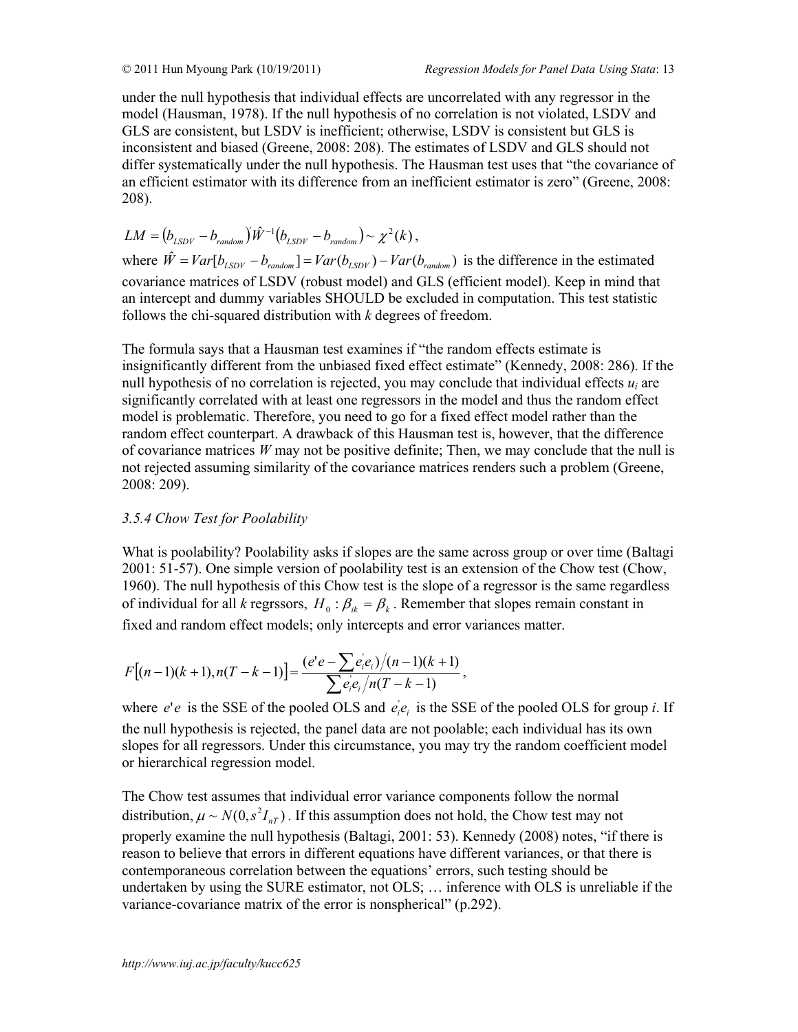under the null hypothesis that individual effects are uncorrelated with any regressor in the model (Hausman, 1978). If the null hypothesis of no correlation is not violated, LSDV and GLS are consistent, but LSDV is inefficient; otherwise, LSDV is consistent but GLS is inconsistent and biased (Greene, 2008: 208). The estimates of LSDV and GLS should not differ systematically under the null hypothesis. The Hausman test uses that "the covariance of an efficient estimator with its difference from an inefficient estimator is zero" (Greene, 2008: 208).

$$LM = (b_{LSDV} - b_{random})'\hat{W}^{-1}(b_{LSDV} - b_{random}) \sim \chi^2(k),$$

where $\hat{W} = Var[b_{LSDV} - b_{random}] = Var(b_{LSDV}) - Var(b_{random})$ is the difference in the estimated covariance matrices of LSDV (robust model) and GLS (efficient model). Keep in mind that an intercept and dummy variables SHOULD be excluded in computation. This test statistic follows the chi-squared distribution with *k* degrees of freedom.

The formula says that a Hausman test examines if "the random effects estimate is insignificantly different from the unbiased fixed effect estimate" (Kennedy, 2008: 286). If the null hypothesis of no correlation is rejected, you may conclude that individual effects $u_i$ are significantly correlated with at least one regressors in the model and thus the random effect model is problematic. Therefore, you need to go for a fixed effect model rather than the random effect counterpart. A drawback of this Hausman test is, however, that the difference of covariance matrices *W* may not be positive definite; Then, we may conclude that the null is not rejected assuming similarity of the covariance matrices renders such a problem (Greene, 2008: 209).

### *3.5.4 Chow Test for Poolability*

What is poolability? Poolability asks if slopes are the same across group or over time (Baltagi 2001: 51-57). One simple version of poolability test is an extension of the Chow test (Chow, 1960). The null hypothesis of this Chow test is the slope of a regressor is the same regardless of individual for all *k* regrssors, $H_0 : \beta_{ik} = \beta_k$. Remember that slopes remain constant in fixed and random effect models; only intercepts and error variances matter.

$$F[(n-1)(k+1), n(T-k-1)] = \frac{(e'e - \sum e_i'e_i)/(n-1)(k+1)}{\sum e_i'e_i / n(T-k-1)},$$

where $e'e$ is the SSE of the pooled OLS and $e_i'e_i$ is the SSE of the pooled OLS for group *i*. If the null hypothesis is rejected, the panel data are not poolable; each individual has its own slopes for all regressors. Under this circumstance, you may try the random coefficient model or hierarchical regression model.

The Chow test assumes that individual error variance components follow the normal distribution, $\mu \sim N(0, s^2 I_{nT})$. If this assumption does not hold, the Chow test may not properly examine the null hypothesis (Baltagi, 2001: 53). Kennedy (2008) notes, "if there is reason to believe that errors in different equations have different variances, or that there is contemporaneous correlation between the equations' errors, such testing should be undertaken by using the SURE estimator, not OLS; … inference with OLS is unreliable if the variance-covariance matrix of the error is nonspherical" (p.292).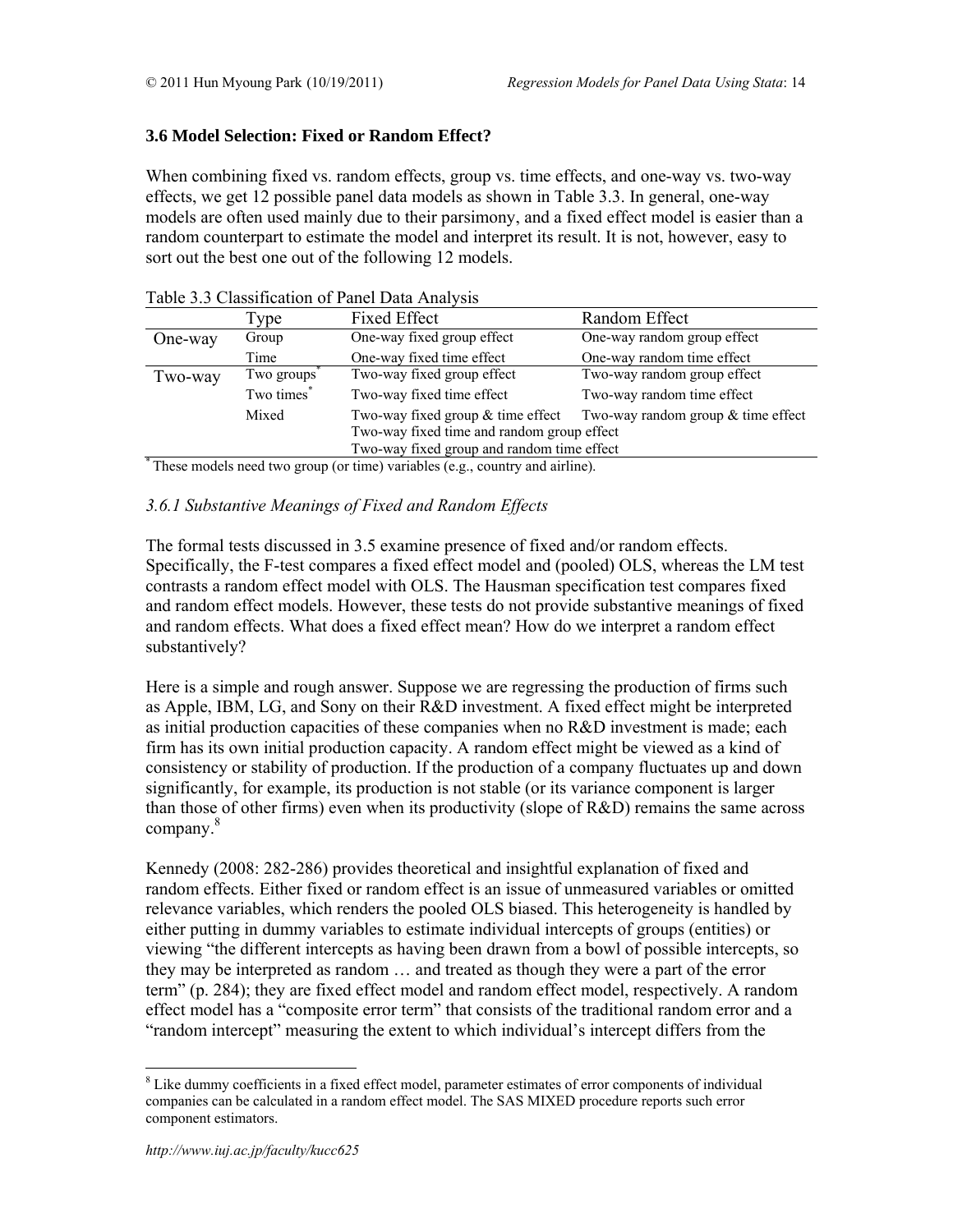### 3.6 Model Selection: Fixed or Random Effect?

When combining fixed vs. random effects, group vs. time effects, and one-way vs. two-way effects, we get 12 possible panel data models as shown in Table 3.3. In general, one-way models are often used mainly due to their parsimony, and a fixed effect model is easier than a random counterpart to estimate the model and interpret its result. It is not, however, easy to sort out the best one out of the following 12 models.

Table 3.3 Classification of Panel Data Analysis

| | Type | Fixed Effect | Random Effect |
|---|---|---|---|
| One-way | Group | One-way fixed group effect | One-way random group effect |
| | Time | One-way fixed time effect | One-way random time effect |
| Two-way | Two groups* | Two-way fixed group effect | Two-way random group effect |
| | Two times* | Two-way fixed time effect | Two-way random time effect |
| | Mixed | Two-way fixed group & time effect | Two-way random group & time effect |
| | | Two-way fixed time and random group effect | |
| | | Two-way fixed group and random time effect | |

\* These models need two group (or time) variables (e.g., country and airline).

#### *3.6.1 Substantive Meanings of Fixed and Random Effects*

The formal tests discussed in 3.5 examine presence of fixed and/or random effects. Specifically, the F-test compares a fixed effect model and (pooled) OLS, whereas the LM test contrasts a random effect model with OLS. The Hausman specification test compares fixed and random effect models. However, these tests do not provide substantive meanings of fixed and random effects. What does a fixed effect mean? How do we interpret a random effect substantively?

Here is a simple and rough answer. Suppose we are regressing the production of firms such as Apple, IBM, LG, and Sony on their R&D investment. A fixed effect might be interpreted as initial production capacities of these companies when no R&D investment is made; each firm has its own initial production capacity. A random effect might be viewed as a kind of consistency or stability of production. If the production of a company fluctuates up and down significantly, for example, its production is not stable (or its variance component is larger than those of other firms) even when its productivity (slope of R&D) remains the same across company.[8]

Kennedy (2008: 282-286) provides theoretical and insightful explanation of fixed and random effects. Either fixed or random effect is an issue of unmeasured variables or omitted relevance variables, which renders the pooled OLS biased. This heterogeneity is handled by either putting in dummy variables to estimate individual intercepts of groups (entities) or viewing "the different intercepts as having been drawn from a bowl of possible intercepts, so they may be interpreted as random … and treated as though they were a part of the error term" (p. 284); they are fixed effect model and random effect model, respectively. A random effect model has a "composite error term" that consists of the traditional random error and a "random intercept" measuring the extent to which individual's intercept differs from the

---

[8] Like dummy coefficients in a fixed effect model, parameter estimates of error components of individual companies can be calculated in a random effect model. The SAS MIXED procedure reports such error component estimators.

*http://www.iuj.ac.jp/faculty/kucc625*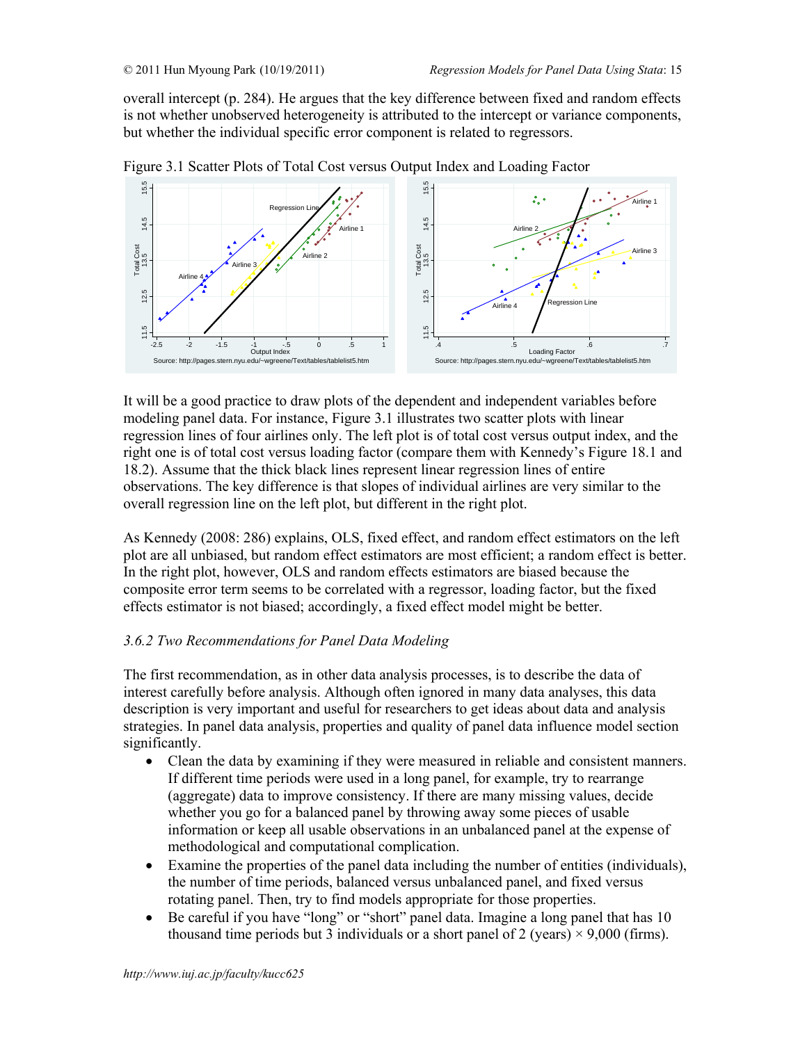overall intercept (p. 284). He argues that the key difference between fixed and random effects is not whether unobserved heterogeneity is attributed to the intercept or variance components, but whether the individual specific error component is related to regressors.

Figure 3.1 Scatter Plots of Total Cost versus Output Index and Loading Factor

It will be a good practice to draw plots of the dependent and independent variables before modeling panel data. For instance, Figure 3.1 illustrates two scatter plots with linear regression lines of four airlines only. The left plot is of total cost versus output index, and the right one is of total cost versus loading factor (compare them with Kennedy's Figure 18.1 and 18.2). Assume that the thick black lines represent linear regression lines of entire observations. The key difference is that slopes of individual airlines are very similar to the overall regression line on the left plot, but different in the right plot.

As Kennedy (2008: 286) explains, OLS, fixed effect, and random effect estimators on the left plot are all unbiased, but random effect estimators are most efficient; a random effect is better. In the right plot, however, OLS and random effects estimators are biased because the composite error term seems to be correlated with a regressor, loading factor, but the fixed effects estimator is not biased; accordingly, a fixed effect model might be better.

### *3.6.2 Two Recommendations for Panel Data Modeling*

The first recommendation, as in other data analysis processes, is to describe the data of interest carefully before analysis. Although often ignored in many data analyses, this data description is very important and useful for researchers to get ideas about data and analysis strategies. In panel data analysis, properties and quality of panel data influence model section significantly.

- Clean the data by examining if they were measured in reliable and consistent manners. If different time periods were used in a long panel, for example, try to rearrange (aggregate) data to improve consistency. If there are many missing values, decide whether you go for a balanced panel by throwing away some pieces of usable information or keep all usable observations in an unbalanced panel at the expense of methodological and computational complication.
- Examine the properties of the panel data including the number of entities (individuals), the number of time periods, balanced versus unbalanced panel, and fixed versus rotating panel. Then, try to find models appropriate for those properties.
- Be careful if you have "long" or "short" panel data. Imagine a long panel that has 10 thousand time periods but 3 individuals or a short panel of 2 (years) × 9,000 (firms).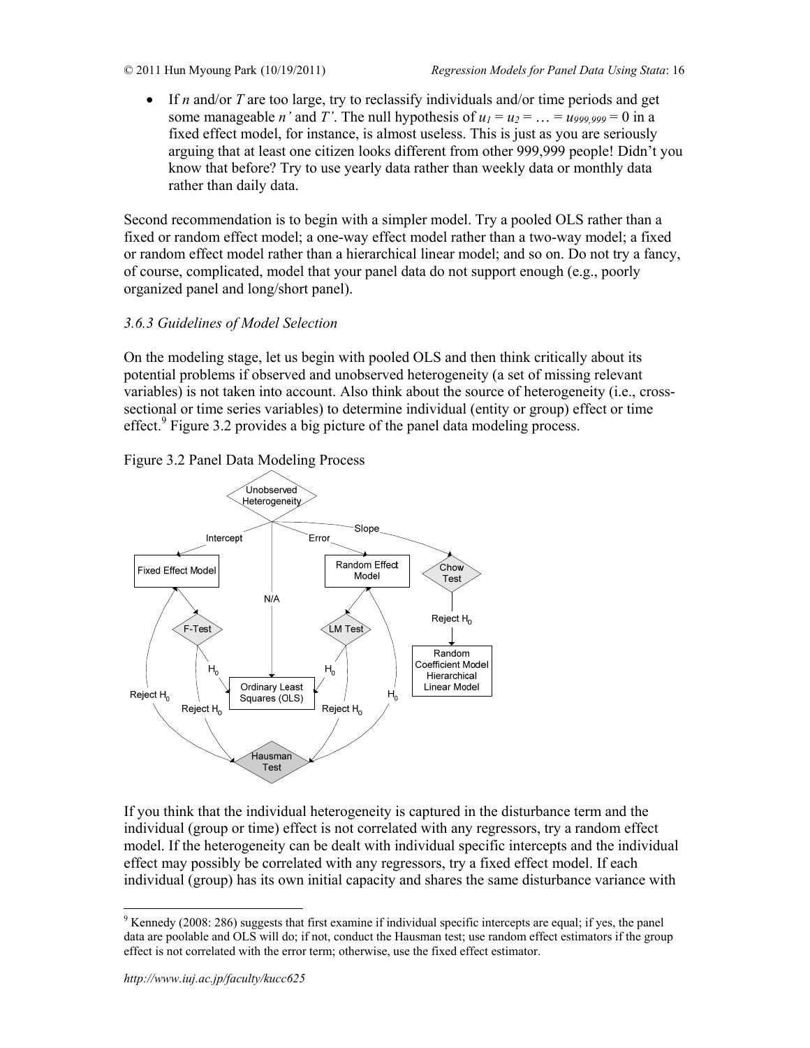- If $n$ and/or $T$ are too large, try to reclassify individuals and/or time periods and get some manageable $n'$ and $T'$. The null hypothesis of $u_1 = u_2 = \ldots = u_{999,999} = 0$ in a fixed effect model, for instance, is almost useless. This is just as you are seriously arguing that at least one citizen looks different from other 999,999 people! Didn't you know that before? Try to use yearly data rather than weekly data or monthly data rather than daily data.

Second recommendation is to begin with a simpler model. Try a pooled OLS rather than a fixed or random effect model; a one-way effect model rather than a two-way model; a fixed or random effect model rather than a hierarchical linear model; and so on. Do not try a fancy, of course, complicated, model that your panel data do not support enough (e.g., poorly organized panel and long/short panel).

### *3.6.3 Guidelines of Model Selection*

On the modeling stage, let us begin with pooled OLS and then think critically about its potential problems if observed and unobserved heterogeneity (a set of missing relevant variables) is not taken into account. Also think about the source of heterogeneity (i.e., cross-sectional or time series variables) to determine individual (entity or group) effect or time effect.[9] Figure 3.2 provides a big picture of the panel data modeling process.

Figure 3.2 Panel Data Modeling Process

If you think that the individual heterogeneity is captured in the disturbance term and the individual (group or time) effect is not correlated with any regressors, try a random effect model. If the heterogeneity can be dealt with individual specific intercepts and the individual effect may possibly be correlated with any regressors, try a fixed effect model. If each individual (group) has its own initial capacity and shares the same disturbance variance with

[9] Kennedy (2008: 286) suggests that first examine if individual specific intercepts are equal; if yes, the panel data are poolable and OLS will do; if not, conduct the Hausman test; use random effect estimators if the group effect is not correlated with the error term; otherwise, use the fixed effect estimator.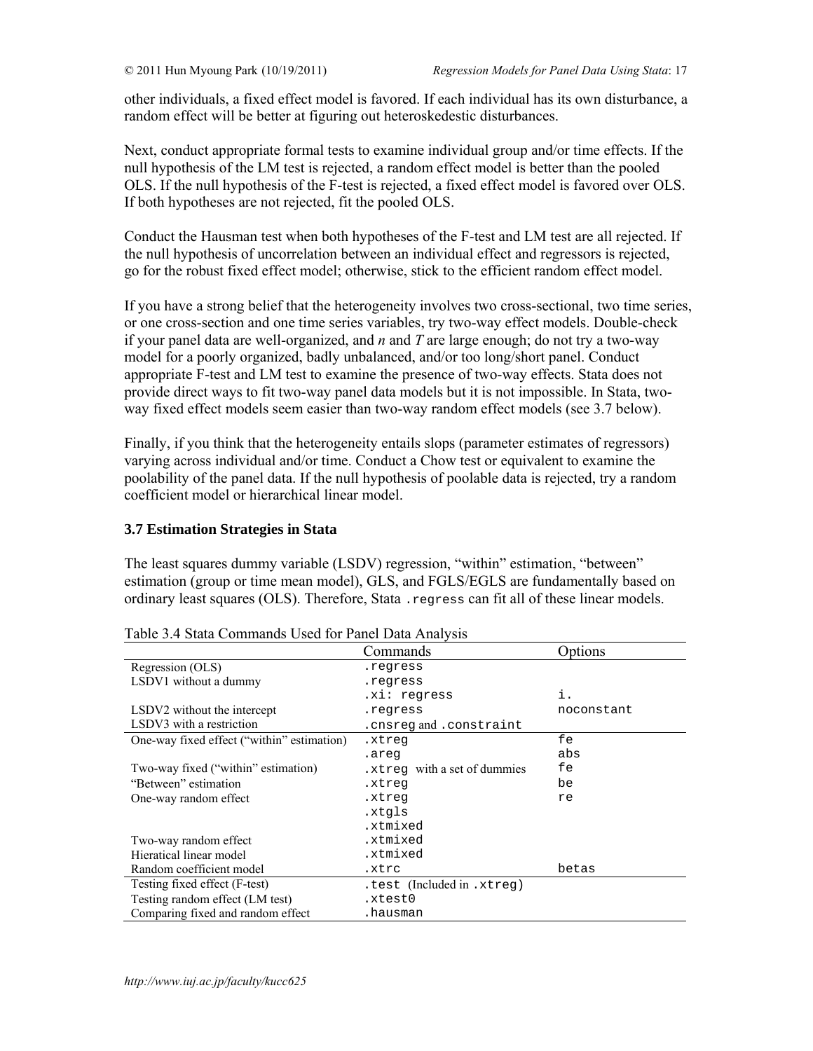other individuals, a fixed effect model is favored. If each individual has its own disturbance, a random effect will be better at figuring out heteroskedestic disturbances.

Next, conduct appropriate formal tests to examine individual group and/or time effects. If the null hypothesis of the LM test is rejected, a random effect model is better than the pooled OLS. If the null hypothesis of the F-test is rejected, a fixed effect model is favored over OLS. If both hypotheses are not rejected, fit the pooled OLS.

Conduct the Hausman test when both hypotheses of the F-test and LM test are all rejected. If the null hypothesis of uncorrelation between an individual effect and regressors is rejected, go for the robust fixed effect model; otherwise, stick to the efficient random effect model.

If you have a strong belief that the heterogeneity involves two cross-sectional, two time series, or one cross-section and one time series variables, try two-way effect models. Double-check if your panel data are well-organized, and *n* and *T* are large enough; do not try a two-way model for a poorly organized, badly unbalanced, and/or too long/short panel. Conduct appropriate F-test and LM test to examine the presence of two-way effects. Stata does not provide direct ways to fit two-way panel data models but it is not impossible. In Stata, two-way fixed effect models seem easier than two-way random effect models (see 3.7 below).

Finally, if you think that the heterogeneity entails slops (parameter estimates of regressors) varying across individual and/or time. Conduct a Chow test or equivalent to examine the poolability of the panel data. If the null hypothesis of poolable data is rejected, try a random coefficient model or hierarchical linear model.

### 3.7 Estimation Strategies in Stata

The least squares dummy variable (LSDV) regression, "within" estimation, "between" estimation (group or time mean model), GLS, and FGLS/EGLS are fundamentally based on ordinary least squares (OLS). Therefore, Stata `.regress` can fit all of these linear models.

Table 3.4 Stata Commands Used for Panel Data Analysis

| | Commands | Options |
|---|---|---|
| Regression (OLS) | `.regress` | |
| LSDV1 without a dummy | `.regress` | |
| | `.xi: regress` | `i.` |
| LSDV2 without the intercept | `.regress` | `noconstant` |
| LSDV3 with a restriction | `.cnsreg` and `.constraint` | |
| One-way fixed effect ("within" estimation) | `.xtreg` | `fe` |
| | `.areg` | `abs` |
| Two-way fixed ("within" estimation) | `.xtreg` with a set of dummies | `fe` |
| "Between" estimation | `.xtreg` | `be` |
| One-way random effect | `.xtreg` | `re` |
| | `.xtgls` | |
| | `.xtmixed` | |
| Two-way random effect | `.xtmixed` | |
| Hieratical linear model | `.xtmixed` | |
| Random coefficient model | `.xtrc` | `betas` |
| Testing fixed effect (F-test) | `.test` (Included in `.xtreg`) | |
| Testing random effect (LM test) | `.xtest0` | |
| Comparing fixed and random effect | `.hausman` | |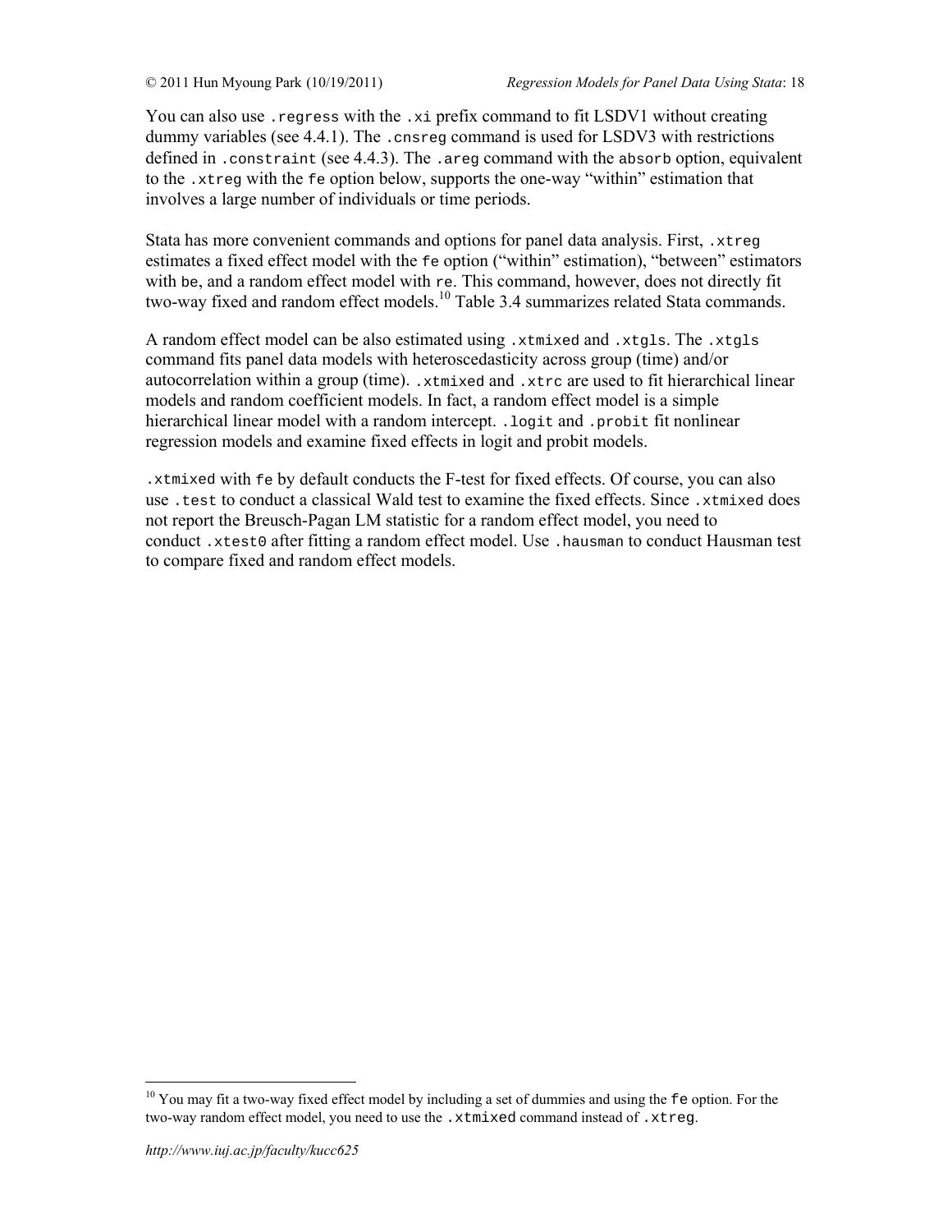You can also use `.regress` with the `.xi` prefix command to fit LSDV1 without creating dummy variables (see 4.4.1). The `.cnsreg` command is used for LSDV3 with restrictions defined in `.constraint` (see 4.4.3). The `.areg` command with the `absorb` option, equivalent to the `.xtreg` with the `fe` option below, supports the one-way "within" estimation that involves a large number of individuals or time periods.

Stata has more convenient commands and options for panel data analysis. First, `.xtreg` estimates a fixed effect model with the `fe` option ("within" estimation), "between" estimators with `be`, and a random effect model with `re`. This command, however, does not directly fit two-way fixed and random effect models.[10] Table 3.4 summarizes related Stata commands.

A random effect model can be also estimated using `.xtmixed` and `.xtgls`. The `.xtgls` command fits panel data models with heteroscedasticity across group (time) and/or autocorrelation within a group (time). `.xtmixed` and `.xtrc` are used to fit hierarchical linear models and random coefficient models. In fact, a random effect model is a simple hierarchical linear model with a random intercept. `.logit` and `.probit` fit nonlinear regression models and examine fixed effects in logit and probit models.

`.xtmixed` with `fe` by default conducts the F-test for fixed effects. Of course, you can also use `.test` to conduct a classical Wald test to examine the fixed effects. Since `.xtmixed` does not report the Breusch-Pagan LM statistic for a random effect model, you need to conduct `.xttest0` after fitting a random effect model. Use `.hausman` to conduct Hausman test to compare fixed and random effect models.

---

[10] You may fit a two-way fixed effect model by including a set of dummies and using the `fe` option. For the two-way random effect model, you need to use the `.xtmixed` command instead of `.xtreg`.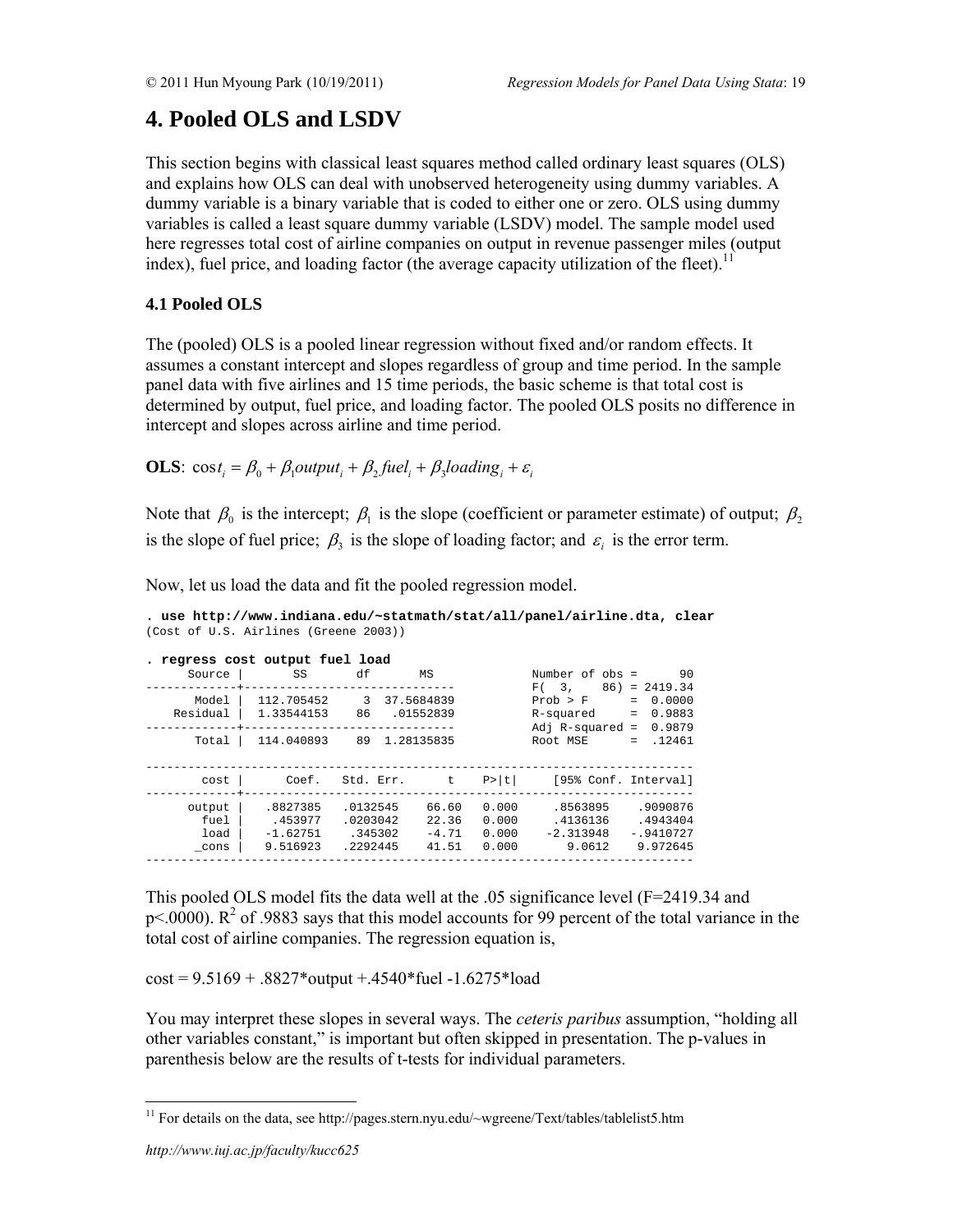# 4. Pooled OLS and LSDV

This section begins with classical least squares method called ordinary least squares (OLS) and explains how OLS can deal with unobserved heterogeneity using dummy variables. A dummy variable is a binary variable that is coded to either one or zero. OLS using dummy variables is called a least square dummy variable (LSDV) model. The sample model used here regresses total cost of airline companies on output in revenue passenger miles (output index), fuel price, and loading factor (the average capacity utilization of the fleet).[11]

### 4.1 Pooled OLS

The (pooled) OLS is a pooled linear regression without fixed and/or random effects. It assumes a constant intercept and slopes regardless of group and time period. In the sample panel data with five airlines and 15 time periods, the basic scheme is that total cost is determined by output, fuel price, and loading factor. The pooled OLS posits no difference in intercept and slopes across airline and time period.

**OLS**: $\cos t_i = \beta_0 + \beta_1 output_i + \beta_2 fuel_i + \beta_3 loading_i + \varepsilon_i$

Note that $\beta_0$ is the intercept; $\beta_1$ is the slope (coefficient or parameter estimate) of output; $\beta_2$ is the slope of fuel price; $\beta_3$ is the slope of loading factor; and $\varepsilon_i$ is the error term.

Now, let us load the data and fit the pooled regression model.

```
. use http://www.indiana.edu/~statmath/stat/all/panel/airline.dta, clear
(Cost of U.S. Airlines (Greene 2003))

. regress cost output fuel load
      Source |       SS       df       MS              Number of obs =      90
-------------+------------------------------           F(  3,    86) = 2419.34
       Model |  112.705452     3  37.5684839           Prob > F      =  0.0000
    Residual |  1.33544153    86   .01552839           R-squared     =  0.9883
-------------+------------------------------           Adj R-squared =  0.9879
       Total |  114.040893    89  1.28135835           Root MSE      =  .12461

------------------------------------------------------------------------------
        cost |      Coef.   Std. Err.      t    P>|t|     [95% Conf. Interval]
-------------+----------------------------------------------------------------
      output |   .8827385   .0132545    66.60   0.000     .8563895    .9090876
        fuel |    .453977   .0203042    22.36   0.000     .4136136    .4943404
        load |   -1.62751    .345302    -4.71   0.000    -2.313948   -.9410727
       _cons |   9.516923   .2292445    41.51   0.000       9.0612    9.972645
------------------------------------------------------------------------------
```

This pooled OLS model fits the data well at the .05 significance level (F=2419.34 and p<.0000). $R^2$ of .9883 says that this model accounts for 99 percent of the total variance in the total cost of airline companies. The regression equation is,

cost = 9.5169 + .8827*output +.4540*fuel -1.6275*load

You may interpret these slopes in several ways. The *ceteris paribus* assumption, "holding all other variables constant," is important but often skipped in presentation. The p-values in parenthesis below are the results of t-tests for individual parameters.

---

[11] For details on the data, see http://pages.stern.nyu.edu/~wgreene/Text/tables/tablelist5.htm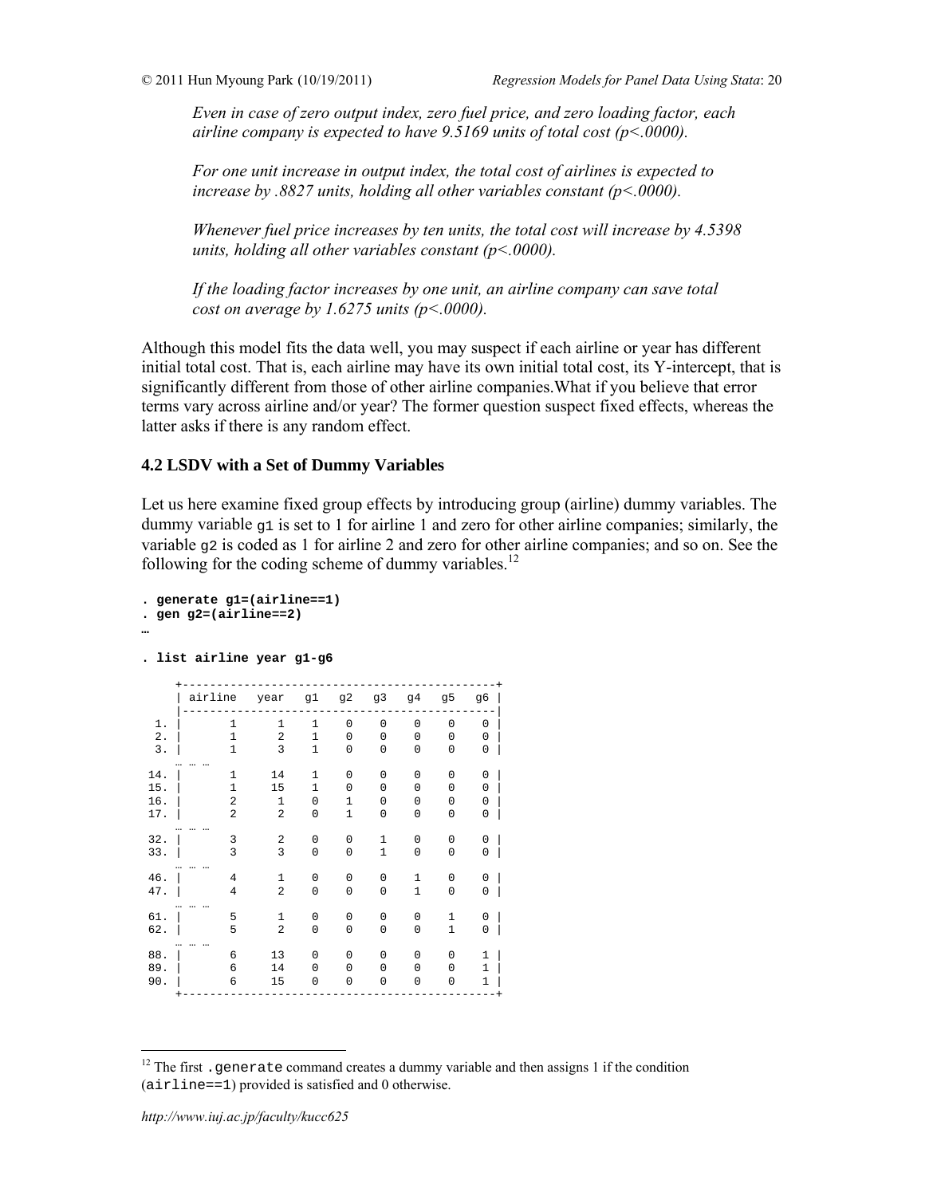*Even in case of zero output index, zero fuel price, and zero loading factor, each airline company is expected to have 9.5169 units of total cost (p<.0000).*

*For one unit increase in output index, the total cost of airlines is expected to increase by .8827 units, holding all other variables constant (p<.0000).*

*Whenever fuel price increases by ten units, the total cost will increase by 4.5398 units, holding all other variables constant (p<.0000).*

*If the loading factor increases by one unit, an airline company can save total cost on average by 1.6275 units (p<.0000).*

Although this model fits the data well, you may suspect if each airline or year has different initial total cost. That is, each airline may have its own initial total cost, its Y-intercept, that is significantly different from those of other airline companies.What if you believe that error terms vary across airline and/or year? The former question suspect fixed effects, whereas the latter asks if there is any random effect.

### 4.2 LSDV with a Set of Dummy Variables

Let us here examine fixed group effects by introducing group (airline) dummy variables. The dummy variable `g1` is set to 1 for airline 1 and zero for other airline companies; similarly, the variable `g2` is coded as 1 for airline 2 and zero for other airline companies; and so on. See the following for the coding scheme of dummy variables.[12]

```
. generate g1=(airline==1)
. gen g2=(airline==2)
…

. list airline year g1-g6

     +---------------------------------------------+
     | airline   year   g1   g2   g3   g4   g5   g6 |
     |---------------------------------------------|
  1. |       1      1    1    0    0    0    0    0 |
  2. |       1      2    1    0    0    0    0    0 |
  3. |       1      3    1    0    0    0    0    0 |
     … … …
 14. |       1     14    1    0    0    0    0    0 |
 15. |       1     15    1    0    0    0    0    0 |
 16. |       2      1    0    1    0    0    0    0 |
 17. |       2      2    0    1    0    0    0    0 |
     … … …
 32. |       3      2    0    0    1    0    0    0 |
 33. |       3      3    0    0    1    0    0    0 |
     … … …
 46. |       4      1    0    0    0    1    0    0 |
 47. |       4      2    0    0    0    1    0    0 |
     … … …
 61. |       5      1    0    0    0    0    1    0 |
 62. |       5      2    0    0    0    0    1    0 |
     … … …
 88. |       6     13    0    0    0    0    0    1 |
 89. |       6     14    0    0    0    0    0    1 |
 90. |       6     15    0    0    0    0    0    1 |
     +---------------------------------------------+
```

[12] The first `.generate` command creates a dummy variable and then assigns 1 if the condition (`airline==1`) provided is satisfied and 0 otherwise.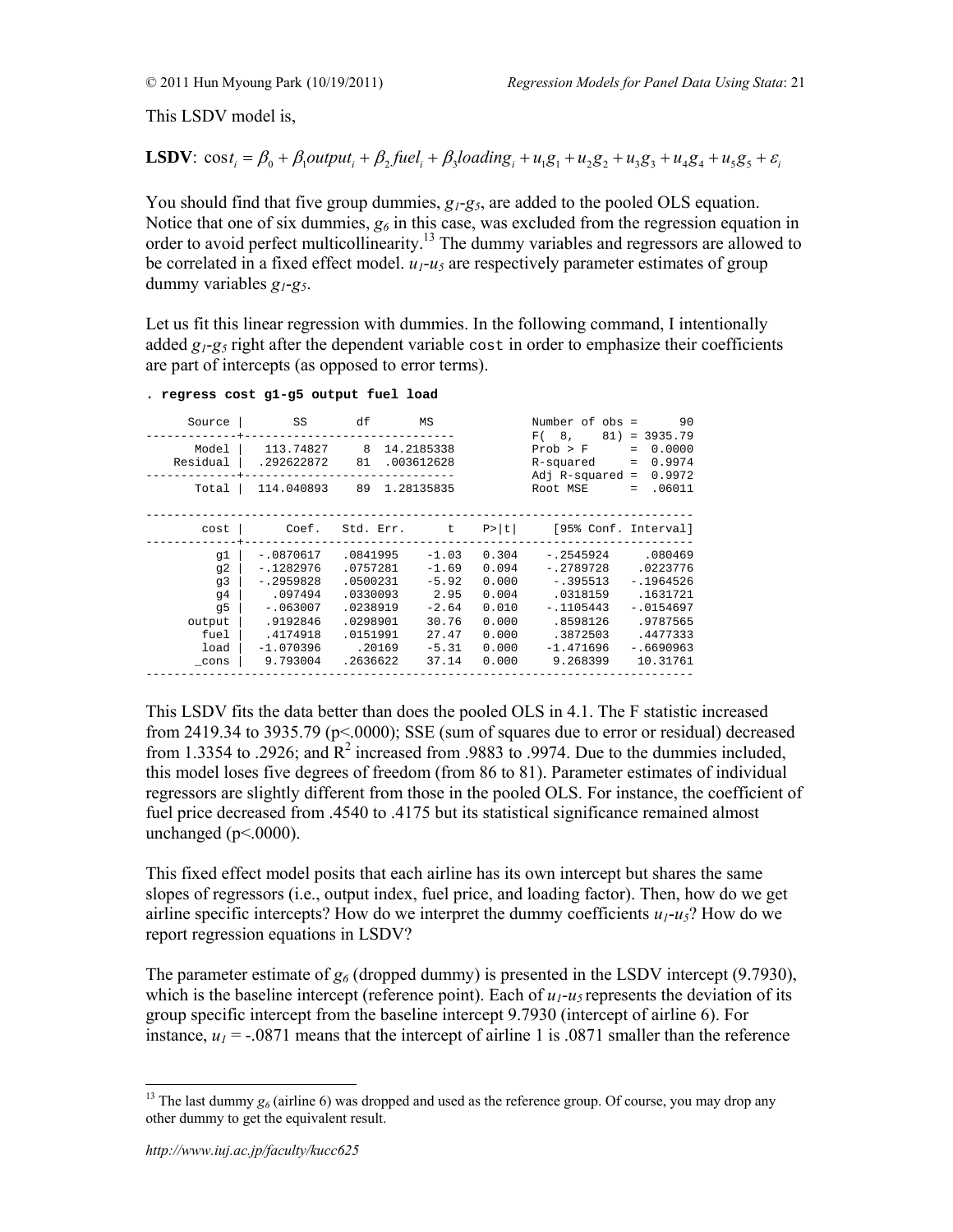This LSDV model is,

$$\textbf{LSDV}: \cos t_i = \beta_0 + \beta_1 output_i + \beta_2 fuel_i + \beta_3 loading_i + u_1 g_1 + u_2 g_2 + u_3 g_3 + u_4 g_4 + u_5 g_5 + \varepsilon_i$$

You should find that five group dummies, $g_1$-$g_5$, are added to the pooled OLS equation. Notice that one of six dummies, $g_6$ in this case, was excluded from the regression equation in order to avoid perfect multicollinearity.[13] The dummy variables and regressors are allowed to be correlated in a fixed effect model. $u_1$-$u_5$ are respectively parameter estimates of group dummy variables $g_1$-$g_5$.

Let us fit this linear regression with dummies. In the following command, I intentionally added $g_1$-$g_5$ right after the dependent variable cost in order to emphasize their coefficients are part of intercepts (as opposed to error terms).

```
. regress cost g1-g5 output fuel load

      Source |       SS       df       MS              Number of obs =      90
-------------+------------------------------           F(  8,    81) = 3935.79
       Model |   113.74827     8  14.2185338           Prob > F      =  0.0000
    Residual |  .292622872    81  .003612628           R-squared     =  0.9974
-------------+------------------------------           Adj R-squared =  0.9972
       Total |  114.040893    89  1.28135835           Root MSE      =  .06011

------------------------------------------------------------------------------
        cost |      Coef.   Std. Err.      t    P>|t|     [95% Conf. Interval]
-------------+----------------------------------------------------------------
          g1 |  -.0870617   .0841995    -1.03   0.304    -.2545924     .080469
          g2 |  -.1282976   .0757281    -1.69   0.094    -.2789728    .0223776
          g3 |  -.2959828   .0500231    -5.92   0.000     -.395513   -.1964526
          g4 |    .097494   .0330093     2.95   0.004     .0318159    .1631721
          g5 |   -.063007   .0238919    -2.64   0.010    -.1105443   -.0154697
      output |   .9192846   .0298901    30.76   0.000     .8598126    .9787565
        fuel |   .4174918   .0151991    27.47   0.000     .3872503    .4477333
        load |  -1.070396     .20169    -5.31   0.000    -1.471696   -.6690963
       _cons |   9.793004   .2636622    37.14   0.000     9.268399    10.31761
------------------------------------------------------------------------------
```

This LSDV fits the data better than does the pooled OLS in 4.1. The F statistic increased from 2419.34 to 3935.79 ($p<.0000$); SSE (sum of squares due to error or residual) decreased from 1.3354 to .2926; and $R^2$ increased from .9883 to .9974. Due to the dummies included, this model loses five degrees of freedom (from 86 to 81). Parameter estimates of individual regressors are slightly different from those in the pooled OLS. For instance, the coefficient of fuel price decreased from .4540 to .4175 but its statistical significance remained almost unchanged ($p<.0000$).

This fixed effect model posits that each airline has its own intercept but shares the same slopes of regressors (i.e., output index, fuel price, and loading factor). Then, how do we get airline specific intercepts? How do we interpret the dummy coefficients $u_1$-$u_5$? How do we report regression equations in LSDV?

The parameter estimate of $g_6$ (dropped dummy) is presented in the LSDV intercept (9.7930), which is the baseline intercept (reference point). Each of $u_1$-$u_5$ represents the deviation of its group specific intercept from the baseline intercept 9.7930 (intercept of airline 6). For instance, $u_1 = -.0871$ means that the intercept of airline 1 is .0871 smaller than the reference

[13] The last dummy $g_6$ (airline 6) was dropped and used as the reference group. Of course, you may drop any other dummy to get the equivalent result.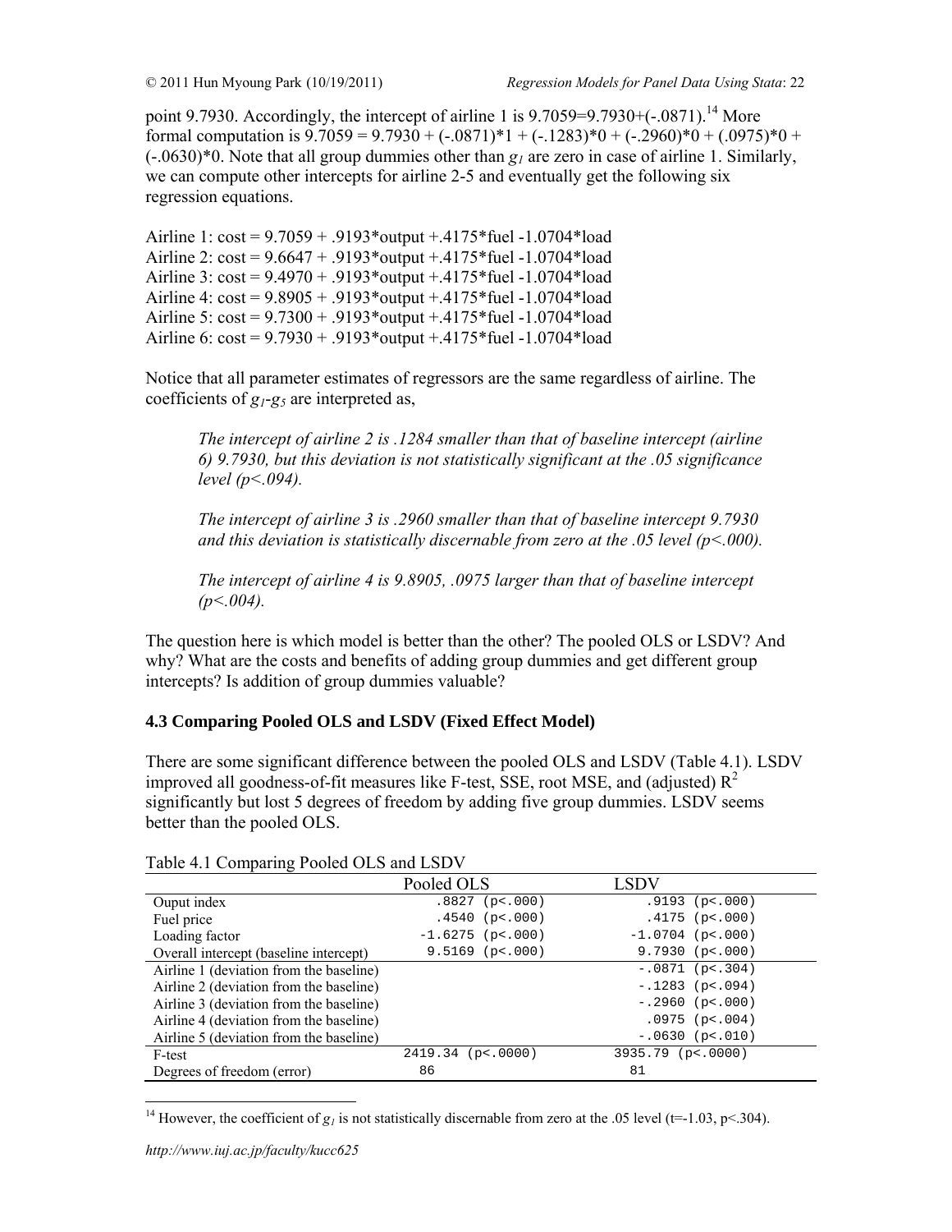point 9.7930. Accordingly, the intercept of airline 1 is 9.7059=9.7930+(-.0871).[14] More formal computation is 9.7059 = 9.7930 + (-.0871)*1 + (-.1283)*0 + (-.2960)*0 + (.0975)*0 + (-.0630)*0. Note that all group dummies other than $g_1$ are zero in case of airline 1. Similarly, we can compute other intercepts for airline 2-5 and eventually get the following six regression equations.

Airline 1: cost = 9.7059 + .9193*output +.4175*fuel -1.0704*load
Airline 2: cost = 9.6647 + .9193*output +.4175*fuel -1.0704*load
Airline 3: cost = 9.4970 + .9193*output +.4175*fuel -1.0704*load
Airline 4: cost = 9.8905 + .9193*output +.4175*fuel -1.0704*load
Airline 5: cost = 9.7300 + .9193*output +.4175*fuel -1.0704*load
Airline 6: cost = 9.7930 + .9193*output +.4175*fuel -1.0704*load

Notice that all parameter estimates of regressors are the same regardless of airline. The coefficients of $g_1$-$g_5$ are interpreted as,

> *The intercept of airline 2 is .1284 smaller than that of baseline intercept (airline 6) 9.7930, but this deviation is not statistically significant at the .05 significance level (p<.094).*
>
> *The intercept of airline 3 is .2960 smaller than that of baseline intercept 9.7930 and this deviation is statistically discernable from zero at the .05 level (p<.000).*
>
> *The intercept of airline 4 is 9.8905, .0975 larger than that of baseline intercept (p<.004).*

The question here is which model is better than the other? The pooled OLS or LSDV? And why? What are the costs and benefits of adding group dummies and get different group intercepts? Is addition of group dummies valuable?

### 4.3 Comparing Pooled OLS and LSDV (Fixed Effect Model)

There are some significant difference between the pooled OLS and LSDV (Table 4.1). LSDV improved all goodness-of-fit measures like F-test, SSE, root MSE, and (adjusted) $R^2$ significantly but lost 5 degrees of freedom by adding five group dummies. LSDV seems better than the pooled OLS.

Table 4.1 Comparing Pooled OLS and LSDV

| | Pooled OLS | LSDV |
|---|---|---|
| Ouput index | .8827 (p<.000) | .9193 (p<.000) |
| Fuel price | .4540 (p<.000) | .4175 (p<.000) |
| Loading factor | -1.6275 (p<.000) | -1.0704 (p<.000) |
| Overall intercept (baseline intercept) | 9.5169 (p<.000) | 9.7930 (p<.000) |
| Airline 1 (deviation from the baseline) | | -.0871 (p<.304) |
| Airline 2 (deviation from the baseline) | | -.1283 (p<.094) |
| Airline 3 (deviation from the baseline) | | -.2960 (p<.000) |
| Airline 4 (deviation from the baseline) | | .0975 (p<.004) |
| Airline 5 (deviation from the baseline) | | -.0630 (p<.010) |
| F-test | 2419.34 (p<.0000) | 3935.79 (p<.0000) |
| Degrees of freedom (error) | 86 | 81 |

[14] However, the coefficient of $g_1$ is not statistically discernable from zero at the .05 level (t=-1.03, p<.304).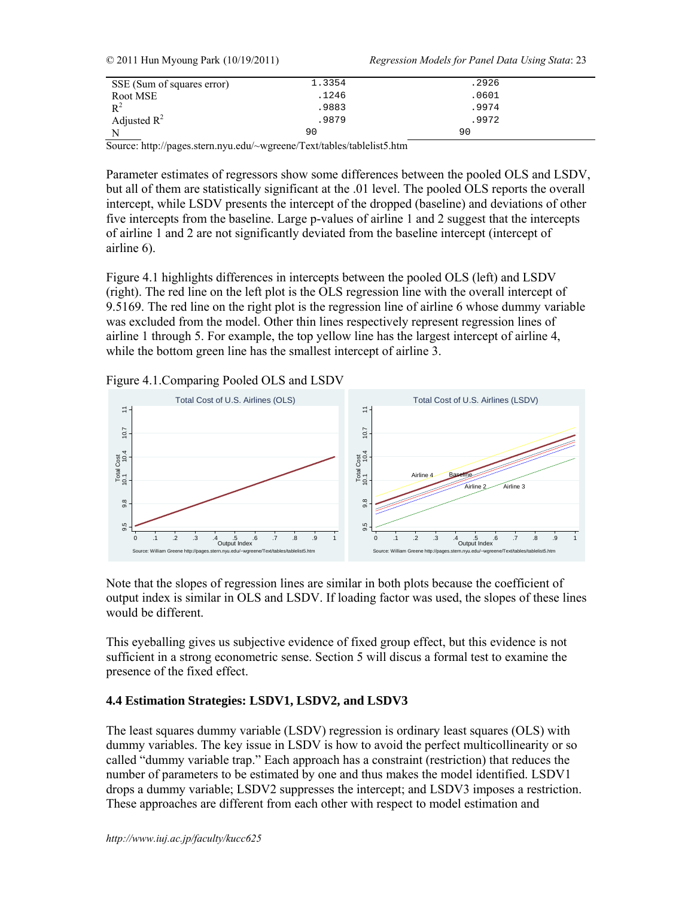| | | |
|---|---|---|
| SSE (Sum of squares error) | 1.3354 | .2926 |
| Root MSE | .1246 | .0601 |
| $R^2$ | .9883 | .9974 |
| Adjusted $R^2$ | .9879 | .9972 |
| N | 90 | 90 |

Source: http://pages.stern.nyu.edu/~wgreene/Text/tables/tablelist5.htm

Parameter estimates of regressors show some differences between the pooled OLS and LSDV, but all of them are statistically significant at the .01 level. The pooled OLS reports the overall intercept, while LSDV presents the intercept of the dropped (baseline) and deviations of other five intercepts from the baseline. Large p-values of airline 1 and 2 suggest that the intercepts of airline 1 and 2 are not significantly deviated from the baseline intercept (intercept of airline 6).

Figure 4.1 highlights differences in intercepts between the pooled OLS (left) and LSDV (right). The red line on the left plot is the OLS regression line with the overall intercept of 9.5169. The red line on the right plot is the regression line of airline 6 whose dummy variable was excluded from the model. Other thin lines respectively represent regression lines of airline 1 through 5. For example, the top yellow line has the largest intercept of airline 4, while the bottom green line has the smallest intercept of airline 3.

Figure 4.1.Comparing Pooled OLS and LSDV

Note that the slopes of regression lines are similar in both plots because the coefficient of output index is similar in OLS and LSDV. If loading factor was used, the slopes of these lines would be different.

This eyeballing gives us subjective evidence of fixed group effect, but this evidence is not sufficient in a strong econometric sense. Section 5 will discus a formal test to examine the presence of the fixed effect.

### 4.4 Estimation Strategies: LSDV1, LSDV2, and LSDV3

The least squares dummy variable (LSDV) regression is ordinary least squares (OLS) with dummy variables. The key issue in LSDV is how to avoid the perfect multicollinearity or so called "dummy variable trap." Each approach has a constraint (restriction) that reduces the number of parameters to be estimated by one and thus makes the model identified. LSDV1 drops a dummy variable; LSDV2 suppresses the intercept; and LSDV3 imposes a restriction. These approaches are different from each other with respect to model estimation and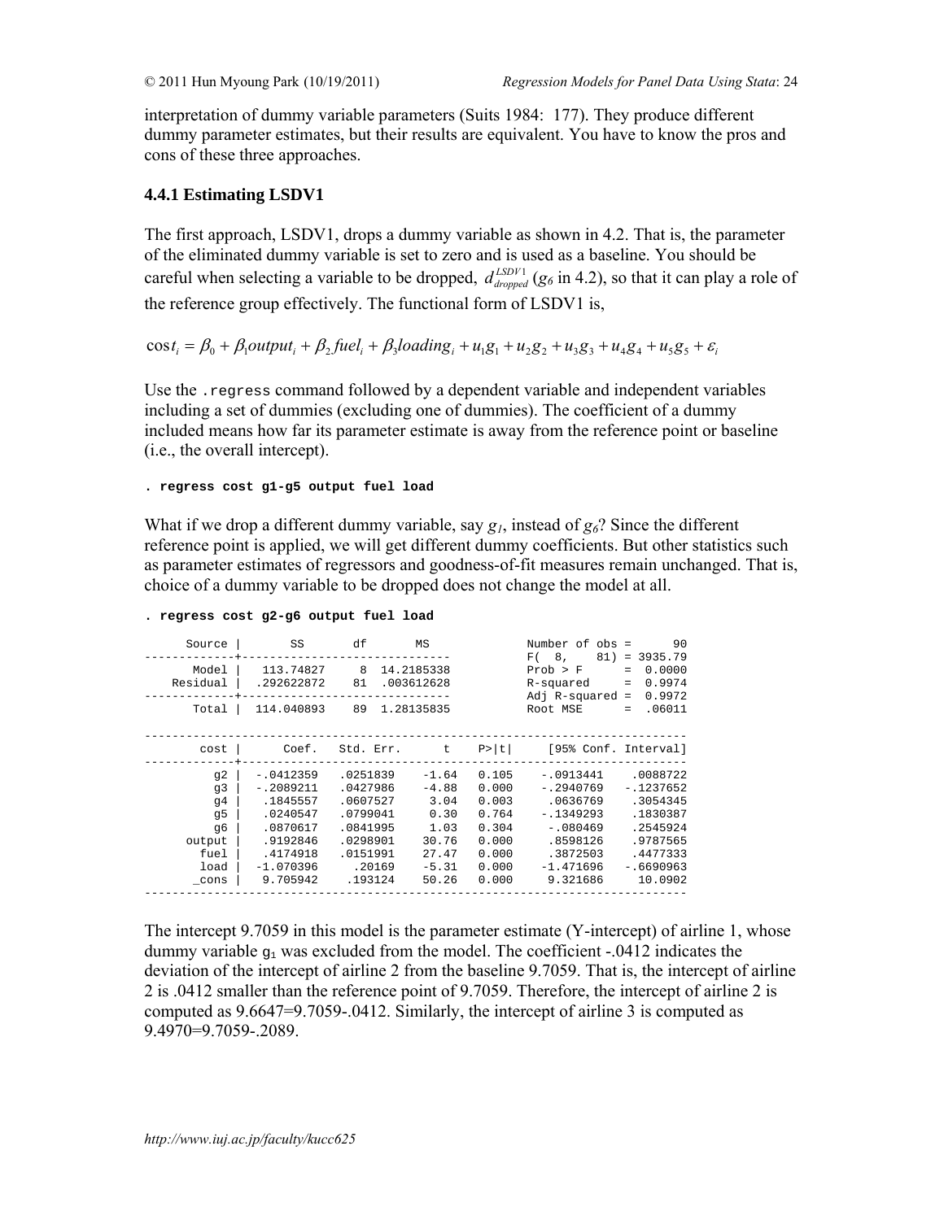interpretation of dummy variable parameters (Suits 1984: 177). They produce different dummy parameter estimates, but their results are equivalent. You have to know the pros and cons of these three approaches.

### 4.4.1 Estimating LSDV1

The first approach, LSDV1, drops a dummy variable as shown in 4.2. That is, the parameter of the eliminated dummy variable is set to zero and is used as a baseline. You should be careful when selecting a variable to be dropped, $d_{dropped}^{LSDV1}$ ($g_6$ in 4.2), so that it can play a role of the reference group effectively. The functional form of LSDV1 is,

$$cost_i = \beta_0 + \beta_1 output_i + \beta_2 fuel_i + \beta_3 loading_i + u_1 g_1 + u_2 g_2 + u_3 g_3 + u_4 g_4 + u_5 g_5 + \varepsilon_i$$

Use the `.regress` command followed by a dependent variable and independent variables including a set of dummies (excluding one of dummies). The coefficient of a dummy included means how far its parameter estimate is away from the reference point or baseline (i.e., the overall intercept).

```
. regress cost g1-g5 output fuel load
```

What if we drop a different dummy variable, say $g_1$, instead of $g_6$? Since the different reference point is applied, we will get different dummy coefficients. But other statistics such as parameter estimates of regressors and goodness-of-fit measures remain unchanged. That is, choice of a dummy variable to be dropped does not change the model at all.

```
. regress cost g2-g6 output fuel load

      Source |       SS       df       MS              Number of obs =      90
-------------+------------------------------           F(  8,    81) = 3935.79
       Model |   113.74827     8  14.2185338           Prob > F      =  0.0000
    Residual |  .292622872    81  .003612628           R-squared     =  0.9974
-------------+------------------------------           Adj R-squared =  0.9972
       Total |  114.040893    89  1.28135835           Root MSE      =  .06011

------------------------------------------------------------------------------
        cost |      Coef.   Std. Err.      t    P>|t|     [95% Conf. Interval]
-------------+----------------------------------------------------------------
          g2 |  -.0412359   .0251839    -1.64   0.105    -.0913441    .0088722
          g3 |  -.2089211   .0427986    -4.88   0.000    -.2940769   -.1237652
          g4 |   .1845557   .0607527     3.04   0.003     .0636769    .3054345
          g5 |   .0240547   .0799041     0.30   0.764    -.1349293    .1830387
          g6 |   .0870617   .0841995     1.03   0.304     -.080469    .2545924
      output |   .9192846   .0298901    30.76   0.000     .8598126    .9787565
        fuel |   .4174918   .0151991    27.47   0.000     .3872503    .4477333
        load |  -1.070396     .20169    -5.31   0.000    -1.471696   -.6690963
       _cons |   9.705942    .193124    50.26   0.000     9.321686     10.0902
------------------------------------------------------------------------------
```

The intercept 9.7059 in this model is the parameter estimate (Y-intercept) of airline 1, whose dummy variable $g_1$ was excluded from the model. The coefficient -.0412 indicates the deviation of the intercept of airline 2 from the baseline 9.7059. That is, the intercept of airline 2 is .0412 smaller than the reference point of 9.7059. Therefore, the intercept of airline 2 is computed as 9.6647=9.7059-.0412. Similarly, the intercept of airline 3 is computed as 9.4970=9.7059-.2089.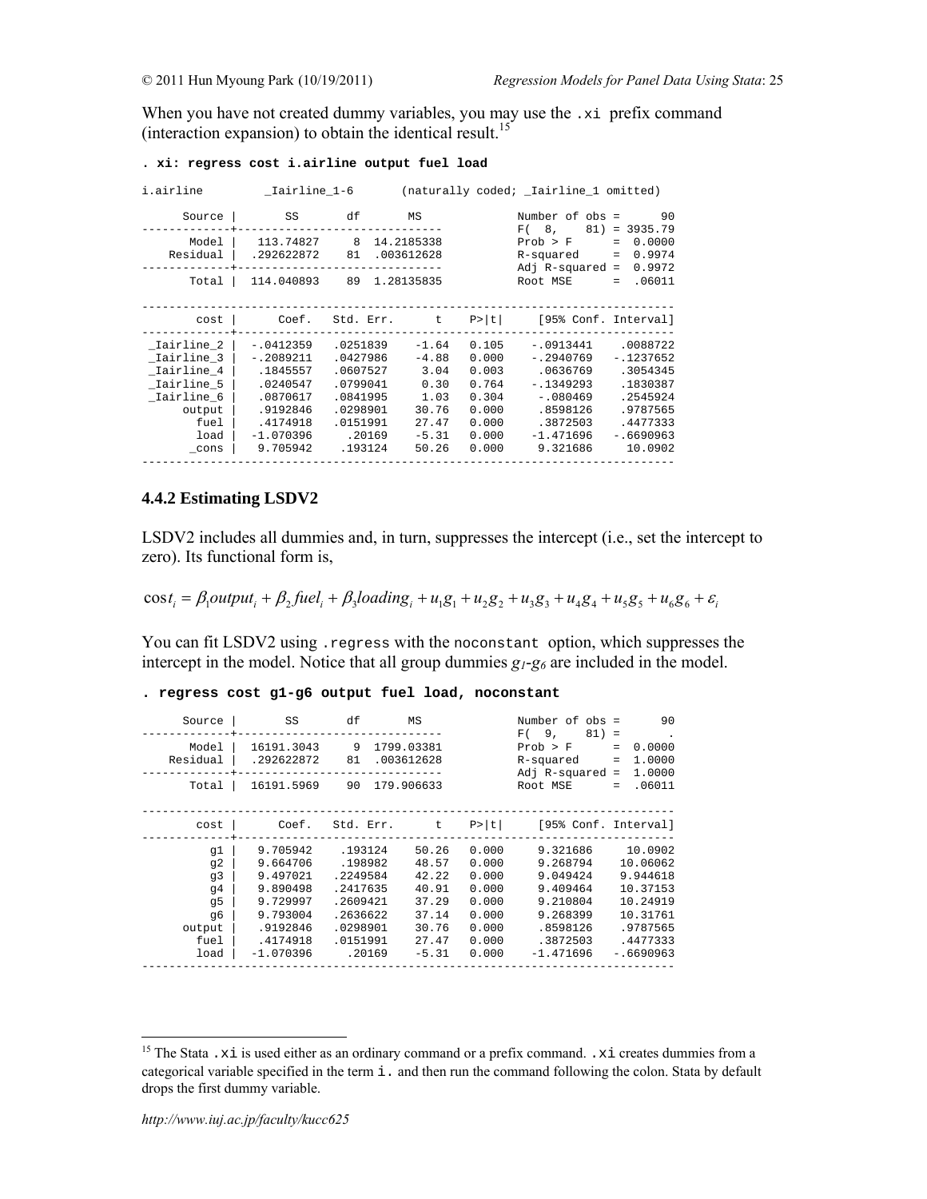When you have not created dummy variables, you may use the `.xi` prefix command (interaction expansion) to obtain the identical result.[15]

```
. xi: regress cost i.airline output fuel load

i.airline         _Iairline_1-6       (naturally coded; _Iairline_1 omitted)

      Source |       SS       df       MS              Number of obs =      90
-------------+------------------------------           F(  8,    81) = 3935.79
       Model |   113.74827     8  14.2185338           Prob > F      =  0.0000
    Residual |  .292622872    81  .003612628           R-squared     =  0.9974
-------------+------------------------------           Adj R-squared =  0.9972
       Total |  114.040893    89  1.28135835           Root MSE      =  .06011

------------------------------------------------------------------------------
        cost |      Coef.   Std. Err.      t    P>|t|     [95% Conf. Interval]
-------------+----------------------------------------------------------------
 _Iairline_2 |  -.0412359   .0251839    -1.64   0.105    -.0913441    .0088722
 _Iairline_3 |  -.2089211   .0427986    -4.88   0.000    -.2940769   -.1237652
 _Iairline_4 |   .1845557   .0607527     3.04   0.003     .0636769    .3054345
 _Iairline_5 |   .0240547   .0799041     0.30   0.764    -.1349293    .1830387
 _Iairline_6 |   .0870617   .0841995     1.03   0.304     -.080469    .2545924
      output |   .9192846   .0298901    30.76   0.000     .8598126    .9787565
        fuel |   .4174918   .0151991    27.47   0.000     .3872503    .4477333
        load |  -1.070396     .20169    -5.31   0.000    -1.471696   -.6690963
       _cons |   9.705942    .193124    50.26   0.000     9.321686     10.0902
------------------------------------------------------------------------------
```

### 4.4.2 Estimating LSDV2

LSDV2 includes all dummies and, in turn, suppresses the intercept (i.e., set the intercept to zero). Its functional form is,

$$\cos t_i = \beta_1 output_i + \beta_2 fuel_i + \beta_3 loading_i + u_1 g_1 + u_2 g_2 + u_3 g_3 + u_4 g_4 + u_5 g_5 + u_6 g_6 + \varepsilon_i$$

You can fit LSDV2 using `.regress` with the `noconstant` option, which suppresses the intercept in the model. Notice that all group dummies $g_1$-$g_6$ are included in the model.

```
. regress cost g1-g6 output fuel load, noconstant

      Source |       SS       df       MS              Number of obs =      90
-------------+------------------------------           F(  9,    81) =       .
       Model |  16191.3043     9  1799.03381           Prob > F      =  0.0000
    Residual |  .292622872    81  .003612628           R-squared     =  1.0000
-------------+------------------------------           Adj R-squared =  1.0000
       Total |  16191.5969    90  179.906633           Root MSE      =  .06011

------------------------------------------------------------------------------
        cost |      Coef.   Std. Err.      t    P>|t|     [95% Conf. Interval]
-------------+----------------------------------------------------------------
          g1 |   9.705942    .193124    50.26   0.000     9.321686     10.0902
          g2 |   9.664706    .198982    48.57   0.000     9.268794    10.06062
          g3 |   9.497021   .2249584    42.22   0.000     9.049424    9.944618
          g4 |   9.890498   .2417635    40.91   0.000     9.409464    10.37153
          g5 |   9.729997   .2609421    37.29   0.000     9.210804    10.24919
          g6 |   9.793004   .2636622    37.14   0.000     9.268399    10.31761
      output |   .9192846   .0298901    30.76   0.000     .8598126    .9787565
        fuel |   .4174918   .0151991    27.47   0.000     .3872503    .4477333
        load |  -1.070396     .20169    -5.31   0.000    -1.471696   -.6690963
------------------------------------------------------------------------------
```

[15] The Stata `.xi` is used either as an ordinary command or a prefix command. `.xi` creates dummies from a categorical variable specified in the term `i.` and then run the command following the colon. Stata by default drops the first dummy variable.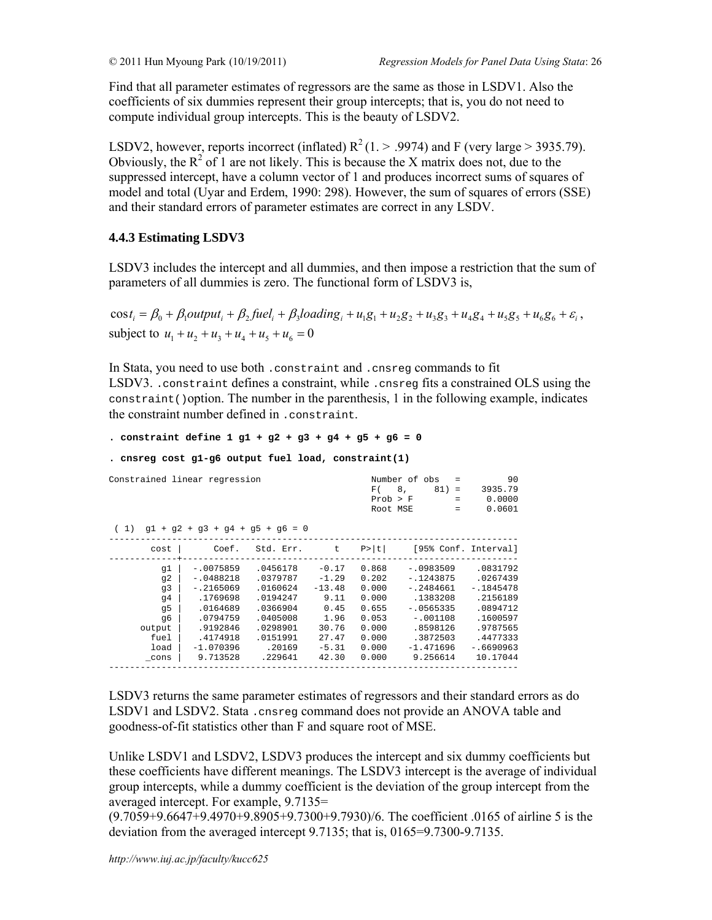Find that all parameter estimates of regressors are the same as those in LSDV1. Also the coefficients of six dummies represent their group intercepts; that is, you do not need to compute individual group intercepts. This is the beauty of LSDV2.

LSDV2, however, reports incorrect (inflated) $R^2$ (1. > .9974) and F (very large > 3935.79). Obviously, the $R^2$ of 1 are not likely. This is because the X matrix does not, due to the suppressed intercept, have a column vector of 1 and produces incorrect sums of squares of model and total (Uyar and Erdem, 1990: 298). However, the sum of squares of errors (SSE) and their standard errors of parameter estimates are correct in any LSDV.

### 4.4.3 Estimating LSDV3

LSDV3 includes the intercept and all dummies, and then impose a restriction that the sum of parameters of all dummies is zero. The functional form of LSDV3 is,

$$\cos t_i = \beta_0 + \beta_1 output_i + \beta_2 fuel_i + \beta_3 loading_i + u_1 g_1 + u_2 g_2 + u_3 g_3 + u_4 g_4 + u_5 g_5 + u_6 g_6 + \varepsilon_i,$$

subject to $u_1 + u_2 + u_3 + u_4 + u_5 + u_6 = 0$

In Stata, you need to use both `.constraint` and `.cnsreg` commands to fit LSDV3. `.constraint` defines a constraint, while `.cnsreg` fits a constrained OLS using the `constraint()` option. The number in the parenthesis, 1 in the following example, indicates the constraint number defined in `.constraint`.

```
. constraint define 1 g1 + g2 + g3 + g4 + g5 + g6 = 0

. cnsreg cost g1-g6 output fuel load, constraint(1)

Constrained linear regression                     Number of obs   =         90
                                                  F(   8,     81) =    3935.79
                                                  Prob > F        =     0.0000
                                                  Root MSE        =     0.0601

 ( 1)  g1 + g2 + g3 + g4 + g5 + g6 = 0
------------------------------------------------------------------------------
        cost |      Coef.   Std. Err.      t    P>|t|     [95% Conf. Interval]
-------------+----------------------------------------------------------------
          g1 |  -.0075859   .0456178    -0.17   0.868    -.0983509    .0831792
          g2 |  -.0488218   .0379787    -1.29   0.202    -.1243875    .0267439
          g3 |  -.2165069   .0160624   -13.48   0.000    -.2484661   -.1845478
          g4 |   .1769698   .0194247     9.11   0.000     .1383208    .2156189
          g5 |   .0164689   .0366904     0.45   0.655    -.0565335    .0894712
          g6 |   .0794759   .0405008     1.96   0.053     -.001108    .1600597
      output |   .9192846   .0298901    30.76   0.000     .8598126    .9787565
        fuel |   .4174918   .0151991    27.47   0.000     .3872503    .4477333
        load |  -1.070396     .20169    -5.31   0.000    -1.471696   -.6690963
       _cons |   9.713528    .229641    42.30   0.000     9.256614    10.17044
------------------------------------------------------------------------------
```

LSDV3 returns the same parameter estimates of regressors and their standard errors as do LSDV1 and LSDV2. Stata `.cnsreg` command does not provide an ANOVA table and goodness-of-fit statistics other than F and square root of MSE.

Unlike LSDV1 and LSDV2, LSDV3 produces the intercept and six dummy coefficients but these coefficients have different meanings. The LSDV3 intercept is the average of individual group intercepts, while a dummy coefficient is the deviation of the group intercept from the averaged intercept. For example, 9.7135= (9.7059+9.6647+9.4970+9.8905+9.7300+9.7930)/6. The coefficient .0165 of airline 5 is the deviation from the averaged intercept 9.7135; that is, 0165=9.7300-9.7135.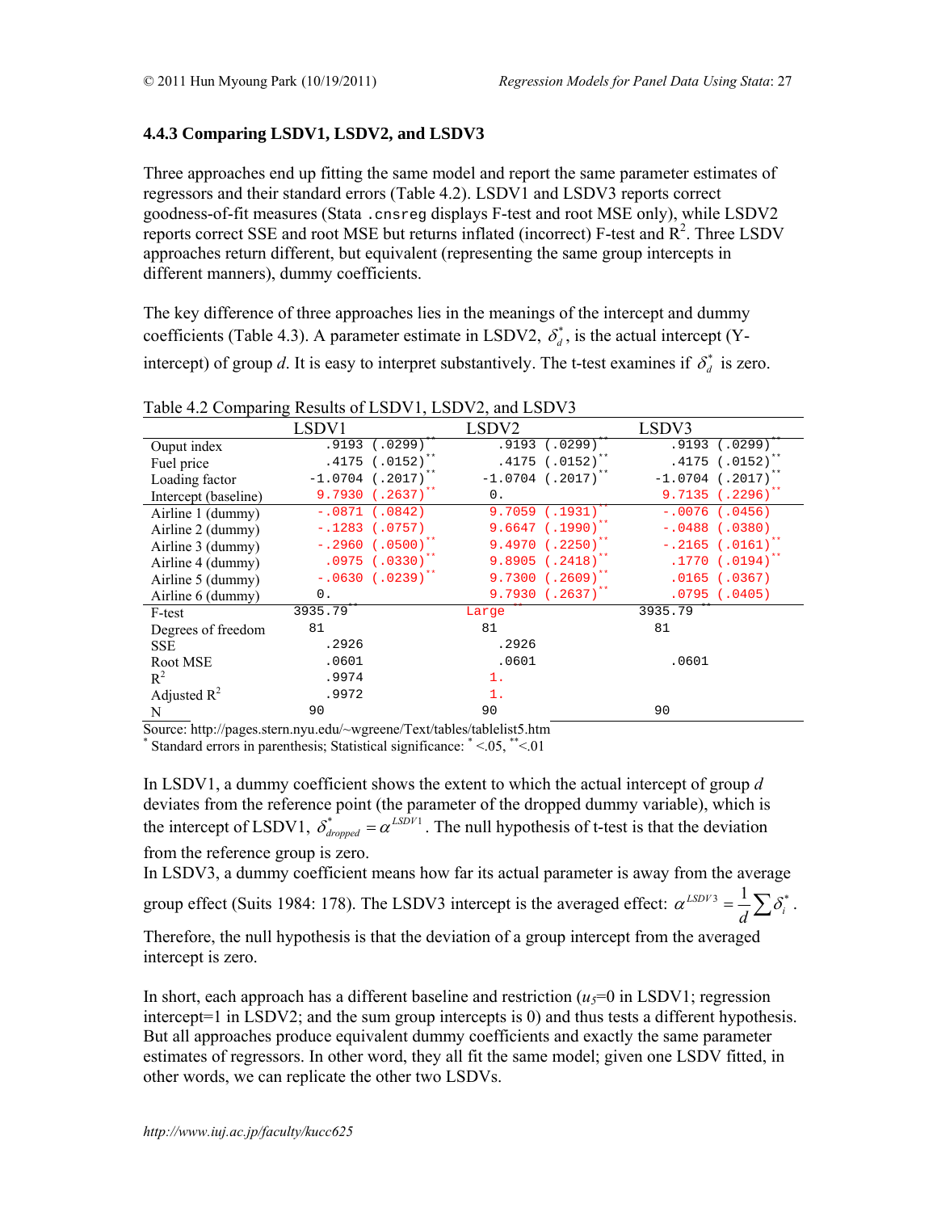### 4.4.3 Comparing LSDV1, LSDV2, and LSDV3

Three approaches end up fitting the same model and report the same parameter estimates of regressors and their standard errors (Table 4.2). LSDV1 and LSDV3 reports correct goodness-of-fit measures (Stata `.cnsreg` displays F-test and root MSE only), while LSDV2 reports correct SSE and root MSE but returns inflated (incorrect) F-test and $R^2$. Three LSDV approaches return different, but equivalent (representing the same group intercepts in different manners), dummy coefficients.

The key difference of three approaches lies in the meanings of the intercept and dummy coefficients (Table 4.3). A parameter estimate in LSDV2, $\delta_d^*$, is the actual intercept (Y-intercept) of group *d*. It is easy to interpret substantively. The t-test examines if $\delta_d^*$ is zero.

Table 4.2 Comparing Results of LSDV1, LSDV2, and LSDV3

| | LSDV1 | LSDV2 | LSDV3 |
|---|---|---|---|
| Ouput index | .9193 (.0299)** | .9193 (.0299)** | .9193 (.0299)** |
| Fuel price | .4175 (.0152)** | .4175 (.0152)** | .4175 (.0152)** |
| Loading factor | -1.0704 (.2017)** | -1.0704 (.2017)** | -1.0704 (.2017)** |
| Intercept (baseline) | 9.7930 (.2637)** | 0. | 9.7135 (.2296)** |
| Airline 1 (dummy) | -.0871 (.0842) | 9.7059 (.1931)** | -.0076 (.0456) |
| Airline 2 (dummy) | -.1283 (.0757) | 9.6647 (.1990)** | -.0488 (.0380) |
| Airline 3 (dummy) | -.2960 (.0500)** | 9.4970 (.2250)** | -.2165 (.0161)** |
| Airline 4 (dummy) | .0975 (.0330)** | 9.8905 (.2418)** | .1770 (.0194)** |
| Airline 5 (dummy) | -.0630 (.0239)** | 9.7300 (.2609)** | .0165 (.0367) |
| Airline 6 (dummy) | 0. | 9.7930 (.2637)** | .0795 (.0405) |
| F-test | 3935.79** | Large** | 3935.79** |
| Degrees of freedom | 81 | 81 | 81 |
| SSE | .2926 | .2926 | |
| Root MSE | .0601 | .0601 | .0601 |
| $R^2$ | .9974 | 1. | |
| Adjusted $R^2$ | .9972 | 1. | |
| N | 90 | 90 | 90 |

Source: http://pages.stern.nyu.edu/~wgreene/Text/tables/tablelist5.htm
\* Standard errors in parenthesis; Statistical significance: * <.05, ** <.01

In LSDV1, a dummy coefficient shows the extent to which the actual intercept of group *d* deviates from the reference point (the parameter of the dropped dummy variable), which is the intercept of LSDV1, $\delta_{dropped}^* = \alpha^{LSDV1}$. The null hypothesis of t-test is that the deviation from the reference group is zero.
In LSDV3, a dummy coefficient means how far its actual parameter is away from the average group effect (Suits 1984: 178). The LSDV3 intercept is the averaged effect: $\alpha^{LSDV3} = \frac{1}{d}\sum \delta_i^*$. Therefore, the null hypothesis is that the deviation of a group intercept from the averaged intercept is zero.

In short, each approach has a different baseline and restriction ($u_5$=0 in LSDV1; regression intercept=1 in LSDV2; and the sum group intercepts is 0) and thus tests a different hypothesis. But all approaches produce equivalent dummy coefficients and exactly the same parameter estimates of regressors. In other word, they all fit the same model; given one LSDV fitted, in other words, we can replicate the other two LSDVs.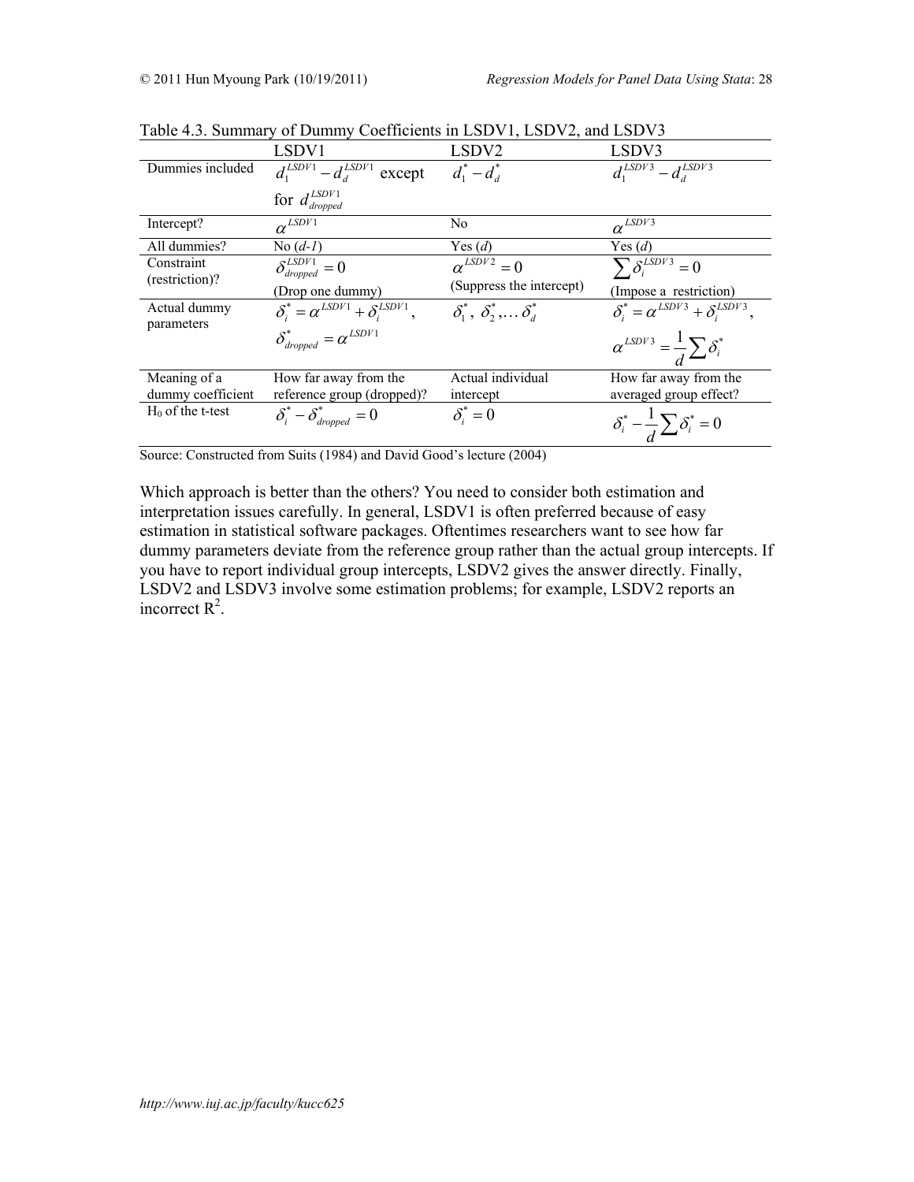Table 4.3. Summary of Dummy Coefficients in LSDV1, LSDV2, and LSDV3

| | LSDV1 | LSDV2 | LSDV3 |
|---|---|---|---|
| Dummies included | $d_1^{LSDV1} - d_d^{LSDV1}$ except for $d_{dropped}^{LSDV1}$ | $d_1^* - d_d^*$ | $d_1^{LSDV3} - d_d^{LSDV3}$ |
| Intercept? | $\alpha^{LSDV1}$ | No | $\alpha^{LSDV3}$ |
| All dummies? | No ($d$-$1$) | Yes ($d$) | Yes ($d$) |
| Constraint (restriction)? | $\delta_{dropped}^{LSDV1} = 0$ (Drop one dummy) | $\alpha^{LSDV2} = 0$ (Suppress the intercept) | $\sum \delta_i^{LSDV3} = 0$ (Impose a restriction) |
| Actual dummy parameters | $\delta_i^* = \alpha^{LSDV1} + \delta_i^{LSDV1}$, $\delta_{dropped}^* = \alpha^{LSDV1}$ | $\delta_1^*,\ \delta_2^*, \ldots \delta_d^*$ | $\delta_i^* = \alpha^{LSDV3} + \delta_i^{LSDV3}$, $\alpha^{LSDV3} = \frac{1}{d}\sum \delta_i^*$ |
| Meaning of a dummy coefficient | How far away from the reference group (dropped)? | Actual individual intercept | How far away from the averaged group effect? |
| $H_0$ of the t-test | $\delta_i^* - \delta_{dropped}^* = 0$ | $\delta_i^* = 0$ | $\delta_i^* - \frac{1}{d}\sum \delta_i^* = 0$ |

Source: Constructed from Suits (1984) and David Good's lecture (2004)

Which approach is better than the others? You need to consider both estimation and interpretation issues carefully. In general, LSDV1 is often preferred because of easy estimation in statistical software packages. Oftentimes researchers want to see how far dummy parameters deviate from the reference group rather than the actual group intercepts. If you have to report individual group intercepts, LSDV2 gives the answer directly. Finally, LSDV2 and LSDV3 involve some estimation problems; for example, LSDV2 reports an incorrect $R^2$.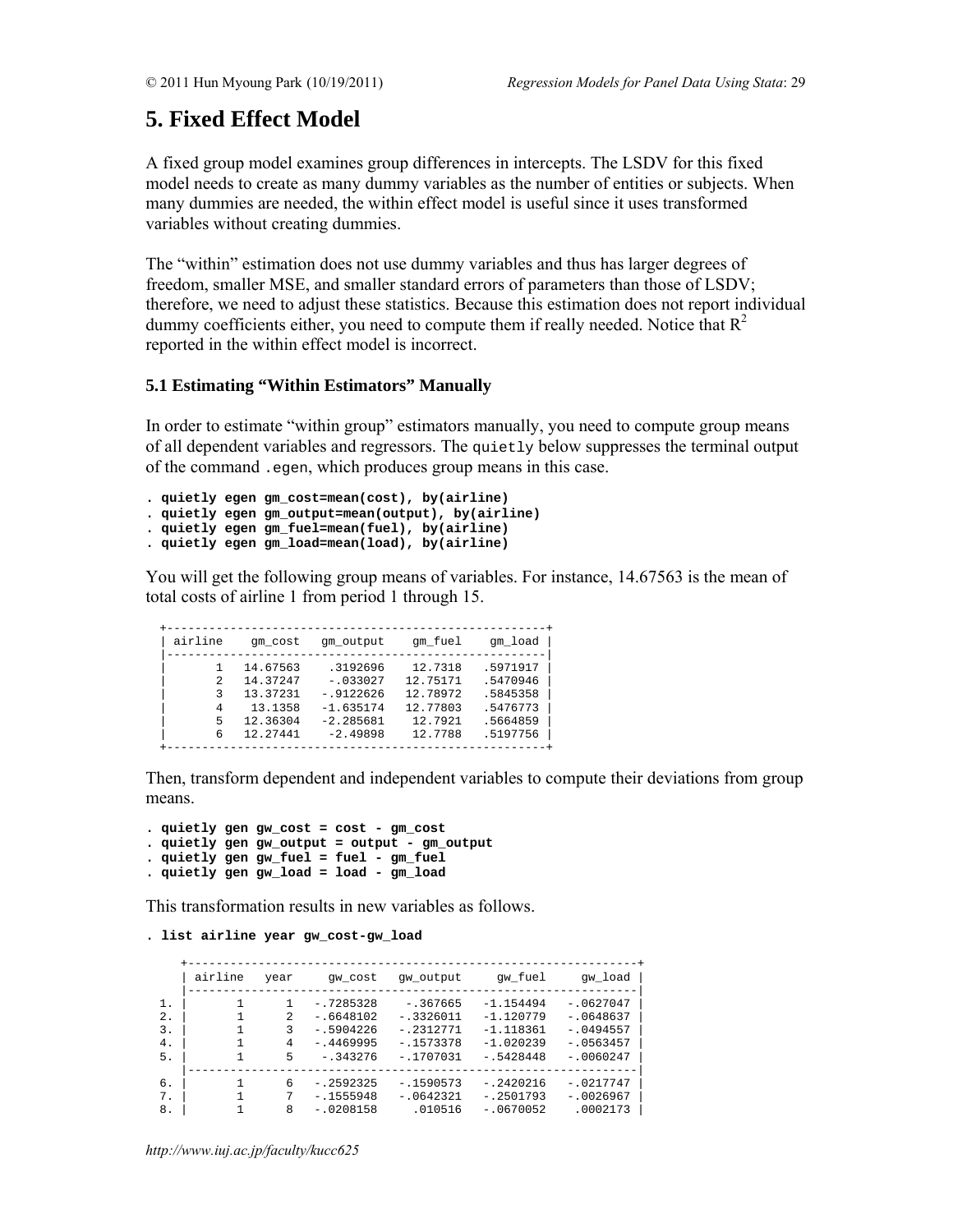# 5. Fixed Effect Model

A fixed group model examines group differences in intercepts. The LSDV for this fixed model needs to create as many dummy variables as the number of entities or subjects. When many dummies are needed, the within effect model is useful since it uses transformed variables without creating dummies.

The "within" estimation does not use dummy variables and thus has larger degrees of freedom, smaller MSE, and smaller standard errors of parameters than those of LSDV; therefore, we need to adjust these statistics. Because this estimation does not report individual dummy coefficients either, you need to compute them if really needed. Notice that $R^2$ reported in the within effect model is incorrect.

### 5.1 Estimating "Within Estimators" Manually

In order to estimate "within group" estimators manually, you need to compute group means of all dependent variables and regressors. The `quietly` below suppresses the terminal output of the command `.egen`, which produces group means in this case.

```
. quietly egen gm_cost=mean(cost), by(airline)
. quietly egen gm_output=mean(output), by(airline)
. quietly egen gm_fuel=mean(fuel), by(airline)
. quietly egen gm_load=mean(load), by(airline)
```

You will get the following group means of variables. For instance, 14.67563 is the mean of total costs of airline 1 from period 1 through 15.

```
  +----------------------------------------------------+
  | airline    gm_cost   gm_output    gm_fuel    gm_load |
  |----------------------------------------------------|
  |       1   14.67563    .3192696    12.7318   .5971917 |
  |       2   14.37247    -.033027   12.75171   .5470946 |
  |       3   13.37231   -.9122626   12.78972   .5845358 |
  |       4    13.1358   -1.635174   12.77803   .5476773 |
  |       5   12.36304   -2.285681    12.7921   .5664859 |
  |       6   12.27441    -2.49898    12.7788   .5197756 |
  +----------------------------------------------------+
```

Then, transform dependent and independent variables to compute their deviations from group means.

```
. quietly gen gw_cost = cost - gm_cost
. quietly gen gw_output = output - gm_output
. quietly gen gw_fuel = fuel - gm_fuel
. quietly gen gw_load = load - gm_load
```

This transformation results in new variables as follows.

```
. list airline year gw_cost-gw_load

     +--------------------------------------------------------------+
     | airline   year     gw_cost   gw_output     gw_fuel     gw_load |
     |--------------------------------------------------------------|
  1. |       1      1   -.7285328    -.367665   -1.154494   -.0627047 |
  2. |       1      2   -.6648102   -.3326011   -1.120779   -.0648637 |
  3. |       1      3   -.5904226   -.2312771   -1.118361   -.0494557 |
  4. |       1      4   -.4469995   -.1573378   -1.020239   -.0563457 |
  5. |       1      5    -.343276   -.1707031   -.5428448   -.0060247 |
     |--------------------------------------------------------------|
  6. |       1      6   -.2592325   -.1590573   -.2420216   -.0217747 |
  7. |       1      7   -.1555948   -.0642321   -.2501793   -.0026967 |
  8. |       1      8   -.0208158     .010516   -.0670052    .0002173 |
```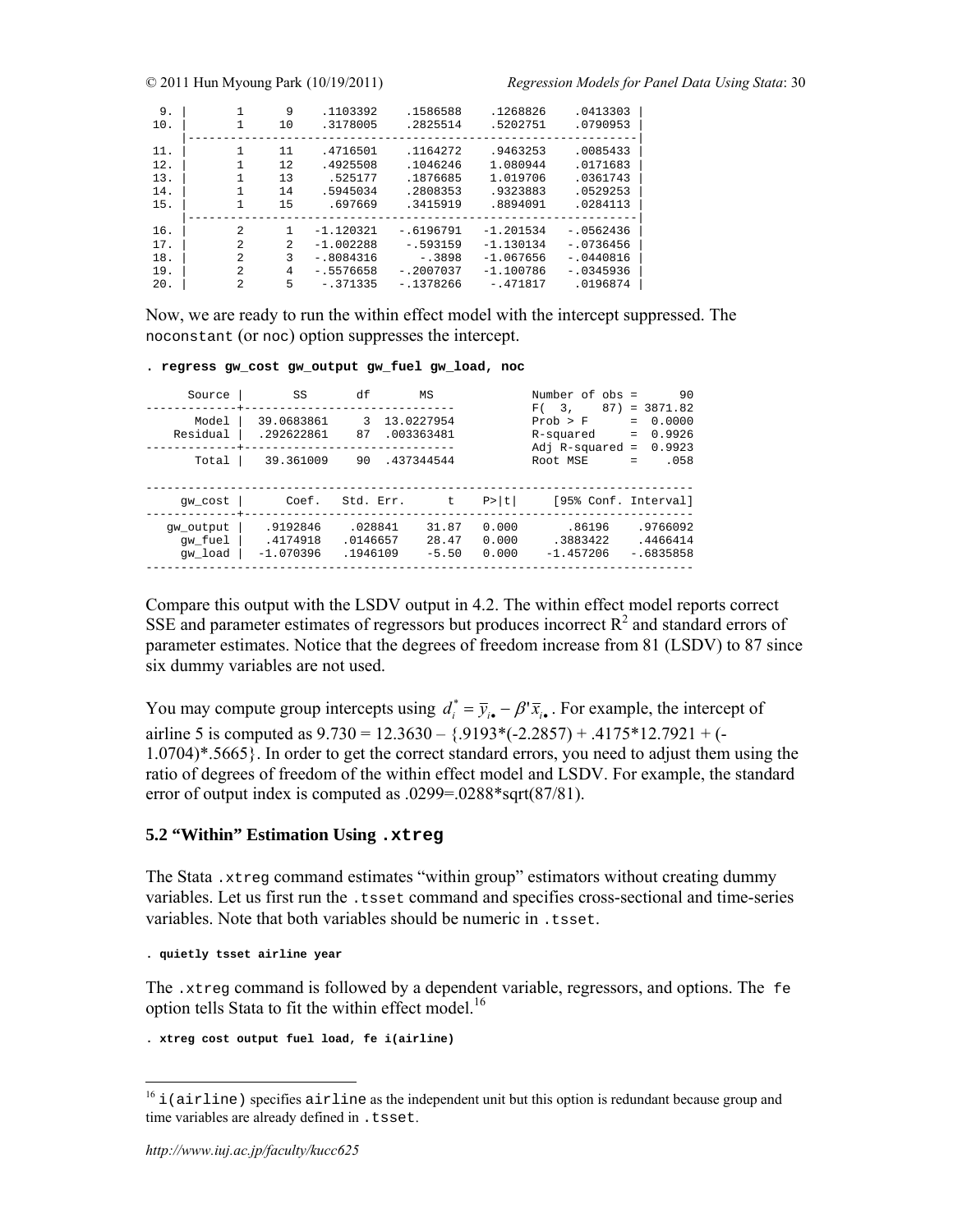```
  9. |       1       9    .1103392    .1586588    .1268826    .0413303 |
 10. |       1      10    .3178005    .2825514    .5202751    .0790953 |
     |-----------------------------------------------------------------|
 11. |       1      11    .4716501    .1164272    .9463253    .0085433 |
 12. |       1      12    .4925508    .1046246    1.080944    .0171683 |
 13. |       1      13     .525177    .1876685    1.019706    .0361743 |
 14. |       1      14    .5945034    .2808353    .9323883    .0529253 |
 15. |       1      15     .697669    .3415919    .8894091    .0284113 |
     |-----------------------------------------------------------------|
 16. |       2       1   -1.120321   -.6196791   -1.201534   -.0562436 |
 17. |       2       2   -1.002288    -.593159   -1.130134   -.0736456 |
 18. |       2       3   -.8084316      -.3898   -1.067656   -.0440816 |
 19. |       2       4   -.5576658   -.2007037   -1.100786   -.0345936 |
 20. |       2       5    -.371335   -.1378266    -.471817    .0196874 |
```

Now, we are ready to run the within effect model with the intercept suppressed. The `noconstant` (or `noc`) option suppresses the intercept.

```
. regress gw_cost gw_output gw_fuel gw_load, noc

      Source |       SS       df       MS              Number of obs =      90
-------------+------------------------------           F(  3,    87) = 3871.82
       Model |  39.0683861     3  13.0227954           Prob > F      =  0.0000
    Residual |  .292622861    87  .003363481           R-squared     =  0.9926
-------------+------------------------------           Adj R-squared =  0.9923
       Total |   39.361009    90  .437344544           Root MSE      =    .058

------------------------------------------------------------------------------
     gw_cost |      Coef.   Std. Err.      t    P>|t|     [95% Conf. Interval]
-------------+----------------------------------------------------------------
   gw_output |   .9192846    .028841    31.87   0.000       .86196    .9766092
     gw_fuel |   .4174918   .0146657    28.47   0.000     .3883422    .4466414
     gw_load |  -1.070396   .1946109    -5.50   0.000    -1.457206   -.6835858
------------------------------------------------------------------------------
```

Compare this output with the LSDV output in 4.2. The within effect model reports correct SSE and parameter estimates of regressors but produces incorrect $R^2$ and standard errors of parameter estimates. Notice that the degrees of freedom increase from 81 (LSDV) to 87 since six dummy variables are not used.

You may compute group intercepts using $d_i^* = \bar{y}_{i\bullet} - \beta'\bar{x}_{i\bullet}$. For example, the intercept of airline 5 is computed as 9.730 = 12.3630 – {.9193*(-2.2857) + .4175*12.7921 + (-1.0704)*.5665}. In order to get the correct standard errors, you need to adjust them using the ratio of degrees of freedom of the within effect model and LSDV. For example, the standard error of output index is computed as .0299=.0288*sqrt(87/81).

### 5.2 "Within" Estimation Using `.xtreg`

The Stata `.xtreg` command estimates "within group" estimators without creating dummy variables. Let us first run the `.tsset` command and specifies cross-sectional and time-series variables. Note that both variables should be numeric in `.tsset`.

```
. quietly tsset airline year
```

The `.xtreg` command is followed by a dependent variable, regressors, and options. The `fe` option tells Stata to fit the within effect model.[16]

```
. xtreg cost output fuel load, fe i(airline)
```

[16] `i(airline)` specifies `airline` as the independent unit but this option is redundant because group and time variables are already defined in `.tsset`.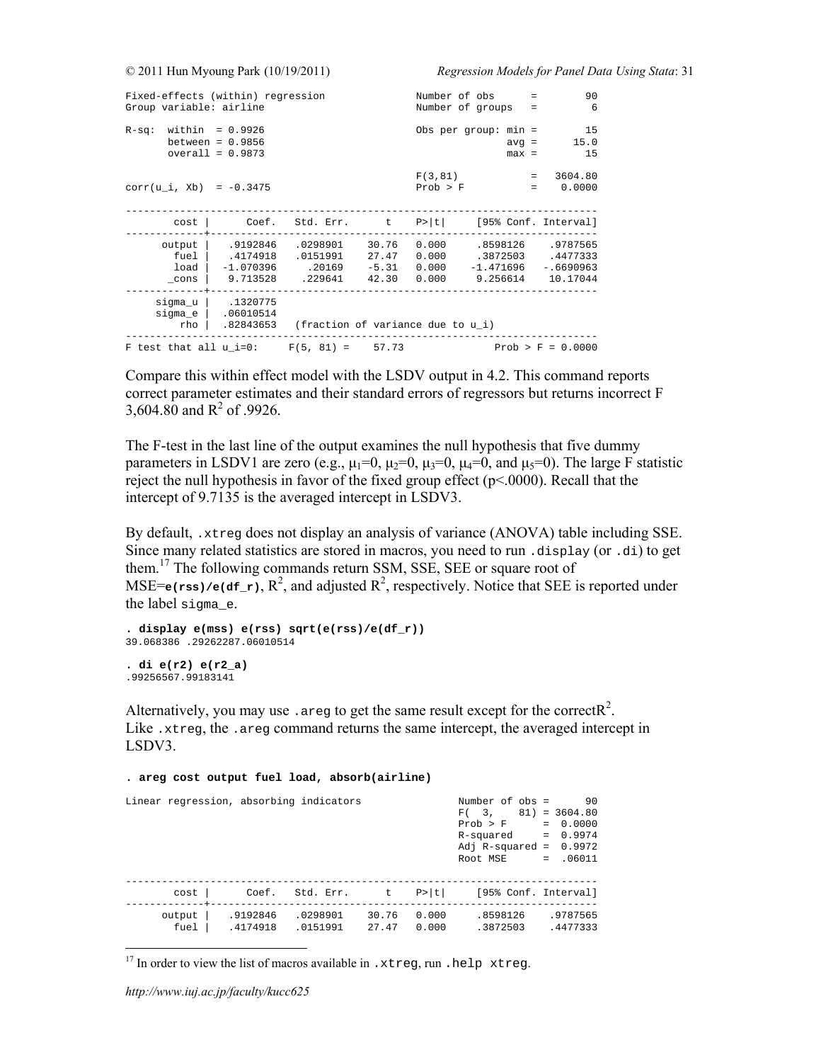```
Fixed-effects (within) regression               Number of obs      =        90
Group variable: airline                         Number of groups   =         6

R-sq:  within  = 0.9926                         Obs per group: min =        15
       between = 0.9856                                        avg =      15.0
       overall = 0.9873                                        max =        15

                                                F(3,81)            =   3604.80
corr(u_i, Xb)  = -0.3475                        Prob > F           =    0.0000

------------------------------------------------------------------------------
        cost |      Coef.   Std. Err.      t    P>|t|     [95% Conf. Interval]
-------------+----------------------------------------------------------------
      output |   .9192846   .0298901    30.76   0.000     .8598126    .9787565
        fuel |   .4174918   .0151991    27.47   0.000     .3872503    .4477333
        load |  -1.070396     .20169    -5.31   0.000    -1.471696   -.6690963
       _cons |   9.713528    .229641    42.30   0.000     9.256614    10.17044
-------------+----------------------------------------------------------------
     sigma_u |   .1320775
     sigma_e |  .06010514
         rho |  .82843653   (fraction of variance due to u_i)
------------------------------------------------------------------------------
F test that all u_i=0:     F(5, 81) =    57.73               Prob > F = 0.0000
```

Compare this within effect model with the LSDV output in 4.2. This command reports correct parameter estimates and their standard errors of regressors but returns incorrect F 3,604.80 and $R^2$ of .9926.

The F-test in the last line of the output examines the null hypothesis that five dummy parameters in LSDV1 are zero (e.g., $\mu_1=0$, $\mu_2=0$, $\mu_3=0$, $\mu_4=0$, and $\mu_5=0$). The large F statistic reject the null hypothesis in favor of the fixed group effect (p<.0000). Recall that the intercept of 9.7135 is the averaged intercept in LSDV3.

By default, `.xtreg` does not display an analysis of variance (ANOVA) table including SSE. Since many related statistics are stored in macros, you need to run `.display` (or `.di`) to get them.[17] The following commands return SSM, SSE, SEE or square root of MSE=**`e(rss)/e(df_r)`**, $R^2$, and adjusted $R^2$, respectively. Notice that SEE is reported under the label `sigma_e`.

```
. display e(mss) e(rss) sqrt(e(rss)/e(df_r))
39.068386 .29262287.06010514

. di e(r2) e(r2_a)
.99256567.99183141
```

Alternatively, you may use `.areg` to get the same result except for the correct$R^2$. Like `.xtreg`, the `.areg` command returns the same intercept, the averaged intercept in LSDV3.

```
. areg cost output fuel load, absorb(airline)

Linear regression, absorbing indicators               Number of obs =       90
                                                      F(  3,    81) = 3604.80
                                                      Prob > F      =  0.0000
                                                      R-squared     =  0.9974
                                                      Adj R-squared =  0.9972
                                                      Root MSE      =  .06011

------------------------------------------------------------------------------
        cost |      Coef.   Std. Err.      t    P>|t|     [95% Conf. Interval]
-------------+----------------------------------------------------------------
      output |   .9192846   .0298901    30.76   0.000     .8598126    .9787565
        fuel |   .4174918   .0151991    27.47   0.000     .3872503    .4477333
```

[17] In order to view the list of macros available in `.xtreg`, run `.help xtreg`.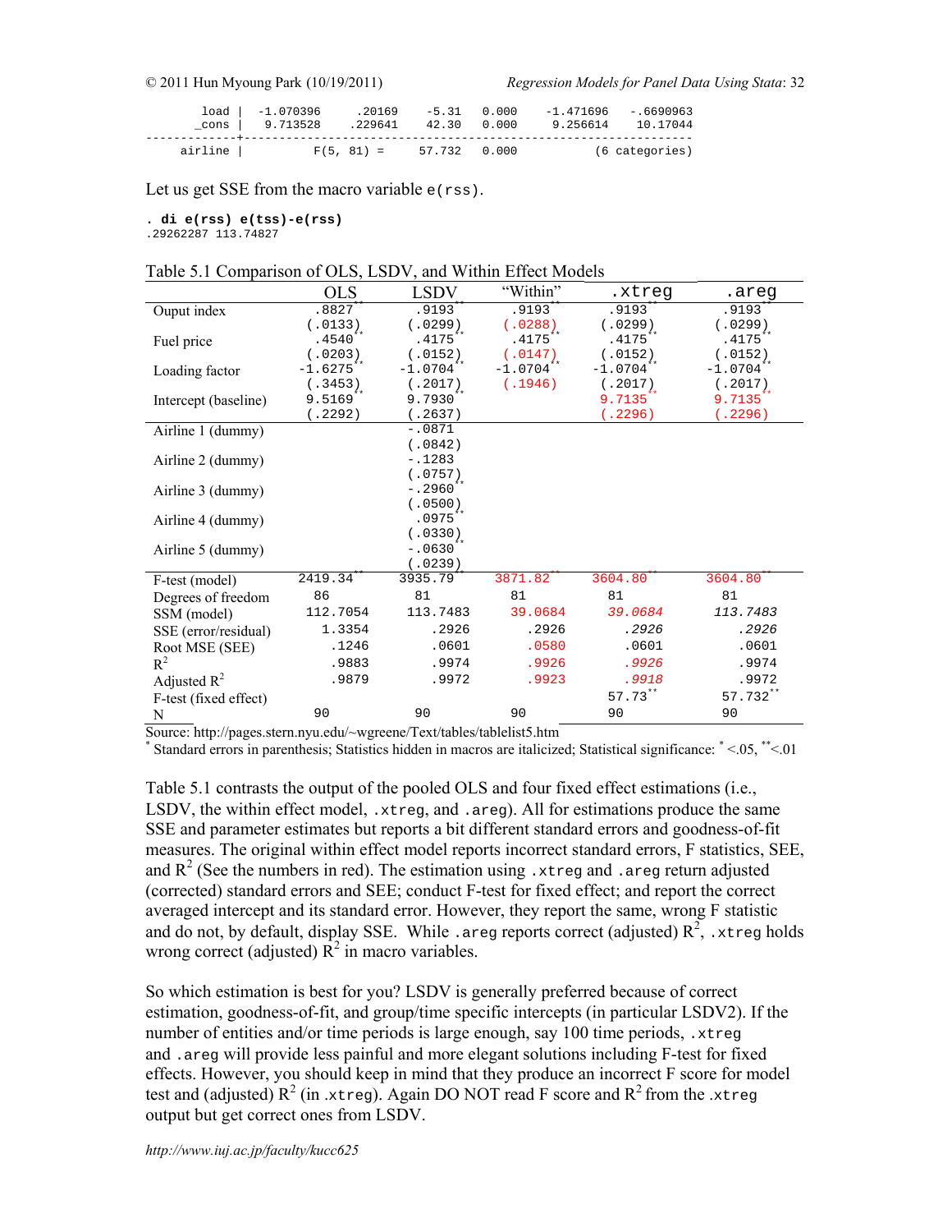```
        load |  -1.070396     .20169    -5.31   0.000    -1.471696   -.6690963
       _cons |   9.713528    .229641    42.30   0.000     9.256614    10.17044
-------------+----------------------------------------------------------------
     airline |        F(5, 81) =     57.732   0.000          (6 categories)
```

Let us get SSE from the macro variable `e(rss)`.

```
. di e(rss) e(tss)-e(rss)
.29262287 113.74827
```

Table 5.1 Comparison of OLS, LSDV, and Within Effect Models

| | OLS | LSDV | "Within" | .xtreg | .areg |
|---|---|---|---|---|---|
| Ouput index | .8827** | .9193** | .9193** | .9193** | .9193** |
| | (.0133) | (.0299) | (.0288) | (.0299) | (.0299) |
| Fuel price | .4540** | .4175** | .4175** | .4175** | .4175** |
| | (.0203) | (.0152) | (.0147) | (.0152) | (.0152) |
| Loading factor | -1.6275** | -1.0704** | -1.0704** | -1.0704** | -1.0704** |
| | (.3453) | (.2017) | (.1946) | (.2017) | (.2017) |
| Intercept (baseline) | 9.5169** | 9.7930** | | 9.7135** | 9.7135** |
| | (.2292) | (.2637) | | (.2296) | (.2296) |
| Airline 1 (dummy) | | -.0871 | | | |
| | | (.0842) | | | |
| Airline 2 (dummy) | | -.1283 | | | |
| | | (.0757) | | | |
| Airline 3 (dummy) | | -.2960** | | | |
| | | (.0500) | | | |
| Airline 4 (dummy) | | .0975** | | | |
| | | (.0330) | | | |
| Airline 5 (dummy) | | -.0630** | | | |
| | | (.0239) | | | |
| F-test (model) | 2419.34** | 3935.79** | 3871.82** | 3604.80** | 3604.80** |
| Degrees of freedom | 86 | 81 | 81 | 81 | 81 |
| SSM (model) | 112.7054 | 113.7483 | 39.0684 | *39.0684* | *113.7483* |
| SSE (error/residual) | 1.3354 | .2926 | .2926 | *.2926* | *.2926* |
| Root MSE (SEE) | .1246 | .0601 | .0580 | .0601 | .0601 |
| $R^2$ | .9883 | .9974 | .9926 | *.9926* | .9974 |
| Adjusted $R^2$ | .9879 | .9972 | .9923 | *.9918* | .9972 |
| F-test (fixed effect) | | | | 57.73** | 57.732** |
| N | 90 | 90 | 90 | 90 | 90 |

Source: http://pages.stern.nyu.edu/~wgreene/Text/tables/tablelist5.htm
* Standard errors in parenthesis; Statistics hidden in macros are italicized; Statistical significance: * <.05, ** <.01

Table 5.1 contrasts the output of the pooled OLS and four fixed effect estimations (i.e., LSDV, the within effect model, `.xtreg`, and `.areg`). All for estimations produce the same SSE and parameter estimates but reports a bit different standard errors and goodness-of-fit measures. The original within effect model reports incorrect standard errors, F statistics, SEE, and $R^2$ (See the numbers in red). The estimation using `.xtreg` and `.areg` return adjusted (corrected) standard errors and SEE; conduct F-test for fixed effect; and report the correct averaged intercept and its standard error. However, they report the same, wrong F statistic and do not, by default, display SSE. While `.areg` reports correct (adjusted) $R^2$, `.xtreg` holds wrong correct (adjusted) $R^2$ in macro variables.

So which estimation is best for you? LSDV is generally preferred because of correct estimation, goodness-of-fit, and group/time specific intercepts (in particular LSDV2). If the number of entities and/or time periods is large enough, say 100 time periods, `.xtreg` and `.areg` will provide less painful and more elegant solutions including F-test for fixed effects. However, you should keep in mind that they produce an incorrect F score for model test and (adjusted) $R^2$ (in `.xtreg`). Again DO NOT read F score and $R^2$ from the `.xtreg` output but get correct ones from LSDV.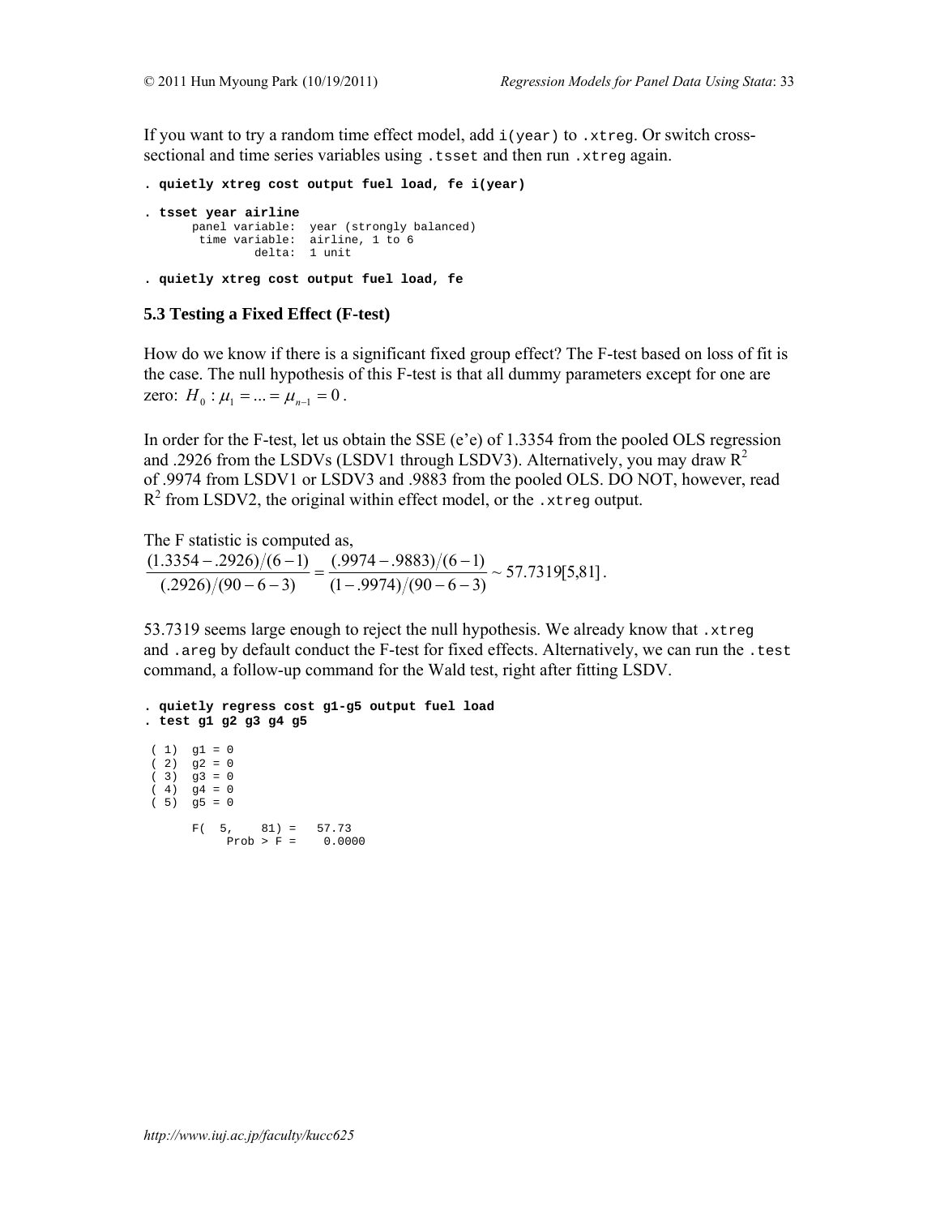If you want to try a random time effect model, add `i(year)` to `.xtreg`. Or switch cross-sectional and time series variables using `.tsset` and then run `.xtreg` again.

```
. quietly xtreg cost output fuel load, fe i(year)

. tsset year airline
       panel variable:  year (strongly balanced)
        time variable:  airline, 1 to 6
                delta:  1 unit

. quietly xtreg cost output fuel load, fe
```

### 5.3 Testing a Fixed Effect (F-test)

How do we know if there is a significant fixed group effect? The F-test based on loss of fit is the case. The null hypothesis of this F-test is that all dummy parameters except for one are zero: $H_0 : \mu_1 = ... = \mu_{n-1} = 0$.

In order for the F-test, let us obtain the SSE (e'e) of 1.3354 from the pooled OLS regression and .2926 from the LSDVs (LSDV1 through LSDV3). Alternatively, you may draw $R^2$ of .9974 from LSDV1 or LSDV3 and .9883 from the pooled OLS. DO NOT, however, read $R^2$ from LSDV2, the original within effect model, or the `.xtreg` output.

The F statistic is computed as,

$$\frac{(1.3354 - .2926)/(6-1)}{(.2926)/(90-6-3)} = \frac{(.9974 - .9883)/(6-1)}{(1-.9974)/(90-6-3)} \sim 57.7319[5,81].$$

53.7319 seems large enough to reject the null hypothesis. We already know that `.xtreg` and `.areg` by default conduct the F-test for fixed effects. Alternatively, we can run the `.test` command, a follow-up command for the Wald test, right after fitting LSDV.

```
. quietly regress cost g1-g5 output fuel load
. test g1 g2 g3 g4 g5

 ( 1)  g1 = 0
 ( 2)  g2 = 0
 ( 3)  g3 = 0
 ( 4)  g4 = 0
 ( 5)  g5 = 0

       F(  5,    81) =   57.73
            Prob > F =    0.0000
```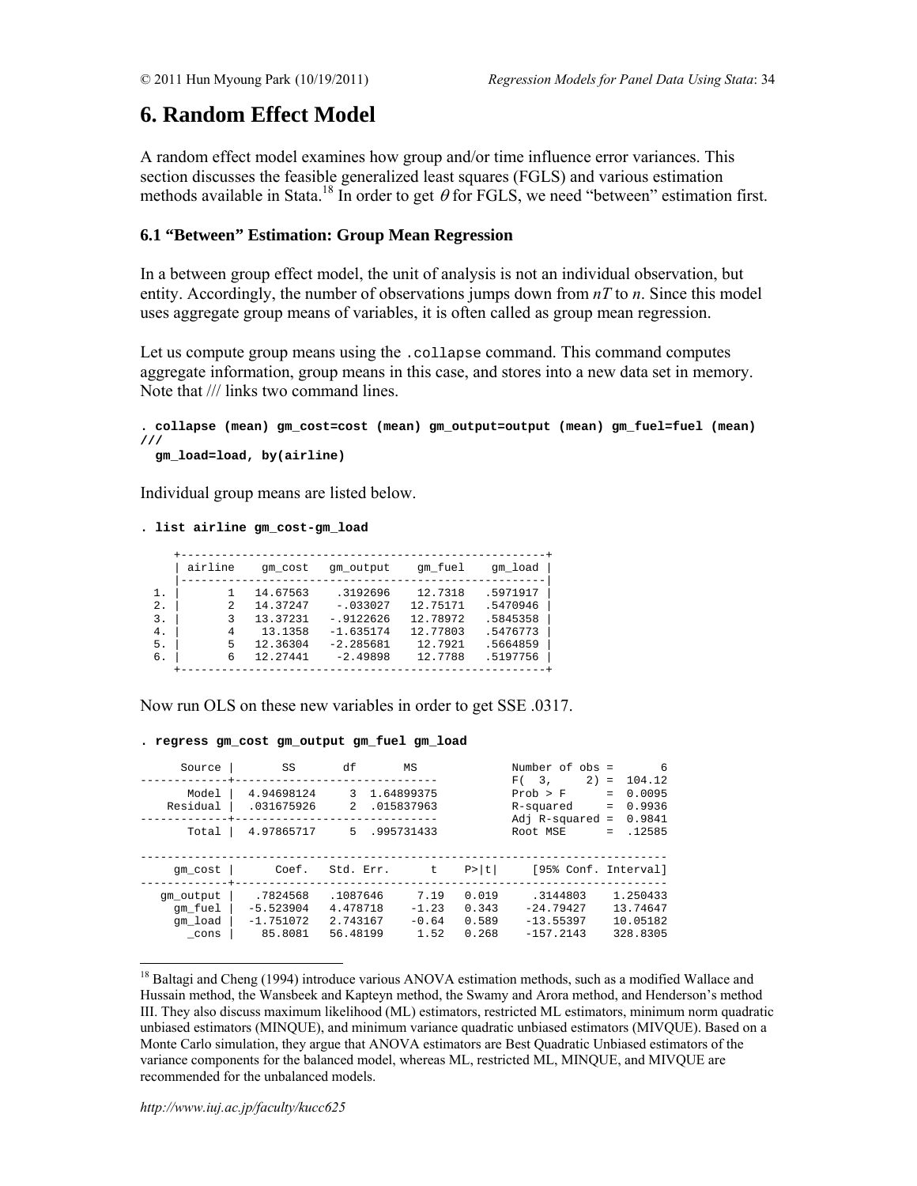# 6. Random Effect Model

A random effect model examines how group and/or time influence error variances. This section discusses the feasible generalized least squares (FGLS) and various estimation methods available in Stata.[18] In order to get $\theta$ for FGLS, we need "between" estimation first.

### 6.1 "Between" Estimation: Group Mean Regression

In a between group effect model, the unit of analysis is not an individual observation, but entity. Accordingly, the number of observations jumps down from *nT* to *n*. Since this model uses aggregate group means of variables, it is often called as group mean regression.

Let us compute group means using the `.collapse` command. This command computes aggregate information, group means in this case, and stores into a new data set in memory. Note that /// links two command lines.

```
. collapse (mean) gm_cost=cost (mean) gm_output=output (mean) gm_fuel=fuel (mean)
///
  gm_load=load, by(airline)
```

Individual group means are listed below.

```
. list airline gm_cost-gm_load

     +-----------------------------------------------------+
     | airline    gm_cost   gm_output    gm_fuel    gm_load |
     |-----------------------------------------------------|
  1. |       1   14.67563    .3192696    12.7318   .5971917 |
  2. |       2   14.37247    -.033027   12.75171   .5470946 |
  3. |       3   13.37231   -.9122626   12.78972   .5845358 |
  4. |       4    13.1358   -1.635174   12.77803   .5476773 |
  5. |       5   12.36304   -2.285681    12.7921   .5664859 |
  6. |       6   12.27441    -2.49898    12.7788   .5197756 |
     +-----------------------------------------------------+
```

Now run OLS on these new variables in order to get SSE .0317.

```
. regress gm_cost gm_output gm_fuel gm_load

      Source |       SS       df       MS              Number of obs =       6
-------------+------------------------------           F(  3,     2) =  104.12
       Model |  4.94698124     3  1.64899375           Prob > F      =  0.0095
    Residual |  .031675926     2  .015837963           R-squared     =  0.9936
-------------+------------------------------           Adj R-squared =  0.9841
       Total |  4.97865717     5  .995731433           Root MSE      =  .12585

------------------------------------------------------------------------------
     gm_cost |      Coef.   Std. Err.      t    P>|t|     [95% Conf. Interval]
-------------+----------------------------------------------------------------
   gm_output |   .7824568   .1087646     7.19   0.019     .3144803    1.250433
     gm_fuel |  -5.523904   4.478718    -1.23   0.343    -24.79427    13.74647
     gm_load |  -1.751072   2.743167    -0.64   0.589    -13.55397    10.05182
       _cons |    85.8081   56.48199     1.52   0.268    -157.2143    328.8305
```

[18] Baltagi and Cheng (1994) introduce various ANOVA estimation methods, such as a modified Wallace and Hussain method, the Wansbeek and Kapteyn method, the Swamy and Arora method, and Henderson's method III. They also discuss maximum likelihood (ML) estimators, restricted ML estimators, minimum norm quadratic unbiased estimators (MINQUE), and minimum variance quadratic unbiased estimators (MIVQUE). Based on a Monte Carlo simulation, they argue that ANOVA estimators are Best Quadratic Unbiased estimators of the variance components for the balanced model, whereas ML, restricted ML, MINQUE, and MIVQUE are recommended for the unbalanced models.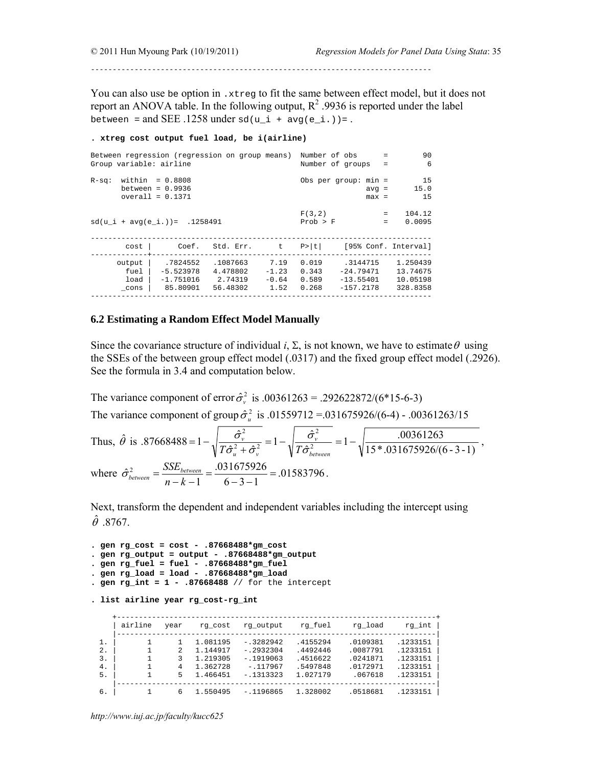---------------------------------------------------------------------------

You can also use be option in .xtreg to fit the same between effect model, but it does not report an ANOVA table. In the following output, $R^2$ .9936 is reported under the label `between =` and SEE .1258 under `sd(u_i + avg(e_i.))=` .

```
. xtreg cost output fuel load, be i(airline)

Between regression (regression on group means)  Number of obs      =        90
Group variable: airline                         Number of groups   =         6

R-sq:  within  = 0.8808                         Obs per group: min =        15
       between = 0.9936                                        avg =      15.0
       overall = 0.1371                                        max =        15

                                                F(3,2)             =    104.12
sd(u_i + avg(e_i.))=  .1258491                  Prob > F           =    0.0095

------------------------------------------------------------------------------
        cost |      Coef.   Std. Err.      t    P>|t|     [95% Conf. Interval]
-------------+----------------------------------------------------------------
      output |   .7824552   .1087663     7.19   0.019     .3144715    1.250439
        fuel |  -5.523978   4.478802    -1.23   0.343    -24.79471    13.74675
        load |  -1.751016    2.74319    -0.64   0.589    -13.55401    10.05198
       _cons |   85.80901   56.48302     1.52   0.268    -157.2178    328.8358
------------------------------------------------------------------------------
```

### 6.2 Estimating a Random Effect Model Manually

Since the covariance structure of individual *i*, Σ, is not known, we have to estimate $\theta$ using the SSEs of the between group effect model (.0317) and the fixed group effect model (.2926). See the formula in 3.4 and computation below.

The variance component of error $\hat{\sigma}_v^2$ is .00361263 = .292622872/(6*15-6-3)

The variance component of group $\hat{\sigma}_u^2$ is .01559712 =.031675926/(6-4) - .00361263/15

Thus, $\hat{\theta}$ is $.87668488 = 1-\sqrt{\frac{\hat{\sigma}_v^2}{T\hat{\sigma}_u^2+\hat{\sigma}_v^2}} = 1-\sqrt{\frac{\hat{\sigma}_v^2}{T\hat{\sigma}_{between}^2}} = 1-\sqrt{\frac{.00361263}{15*.031675926/(6-3-1)}}$,

where $\hat{\sigma}_{between}^2 = \frac{SSE_{between}}{n-k-1} = \frac{.031675926}{6-3-1} = .01583796$.

Next, transform the dependent and independent variables including the intercept using $\hat{\theta}$ .8767.

```
. gen rg_cost = cost - .87668488*gm_cost
. gen rg_output = output - .87668488*gm_output
. gen rg_fuel = fuel - .87668488*gm_fuel
. gen rg_load = load - .87668488*gm_load
. gen rg_int = 1 - .87668488 // for the intercept

. list airline year rg_cost-rg_int

     +----------------------------------------------------------------------+
     | airline   year    rg_cost   rg_output    rg_fuel     rg_load    rg_int |
     |----------------------------------------------------------------------|
  1. |       1      1   1.081195   -.3282942   .4155294    .0109381   .1233151 |
  2. |       1      2   1.144917   -.2932304   .4492446    .0087791   .1233151 |
  3. |       1      3   1.219305   -.1919063   .4516622    .0241871   .1233151 |
  4. |       1      4   1.362728    -.117967   .5497848    .0172971   .1233151 |
  5. |       1      5   1.466451   -.1313323   1.027179     .067618   .1233151 |
     |----------------------------------------------------------------------|
  6. |       1      6   1.550495   -.1196865   1.328002    .0518681   .1233151 |
```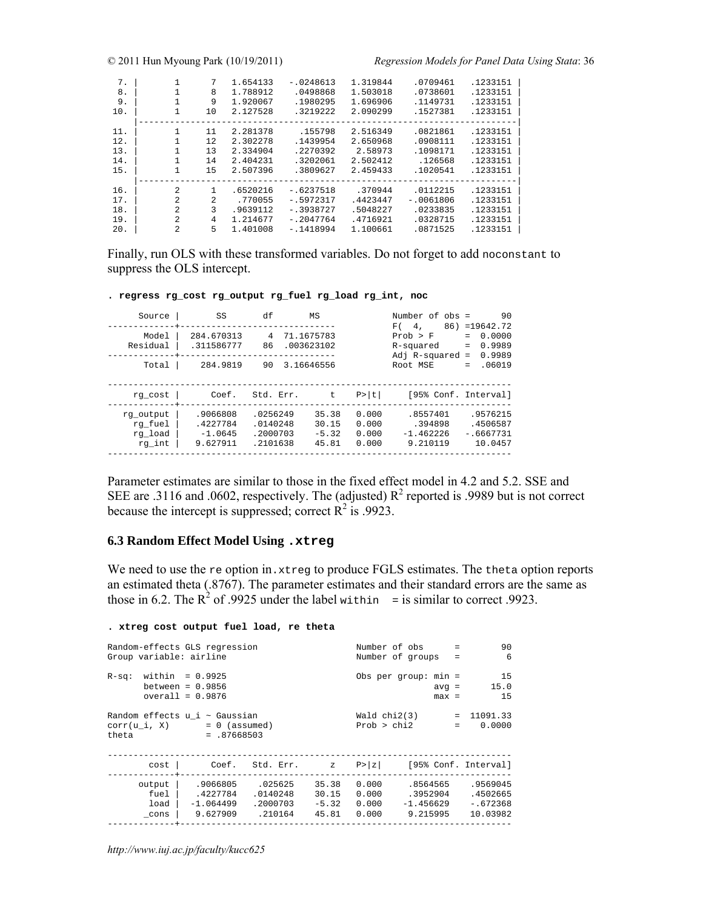```
  7. |        1       7    1.654133   -.0248613   1.319844    .0709461    .1233151 |
  8. |        1       8    1.788912    .0498868   1.503018    .0738601    .1233151 |
  9. |        1       9    1.920067    .1980295   1.696906    .1149731    .1233151 |
 10. |        1      10    2.127528    .3219222   2.090299    .1527381    .1233151 |
     |-----------------------------------------------------------------------------|
 11. |        1      11    2.281378     .155798   2.516349    .0821861    .1233151 |
 12. |        1      12    2.302278    .1439954   2.650968    .0908111    .1233151 |
 13. |        1      13    2.334904    .2270392    2.58973    .1098171    .1233151 |
 14. |        1      14    2.404231    .3202061   2.502412     .126568    .1233151 |
 15. |        1      15    2.507396    .3809627   2.459433    .1020541    .1233151 |
     |-----------------------------------------------------------------------------|
 16. |        2       1    .6520216   -.6237518    .370944    .0112215    .1233151 |
 17. |        2       2     .770055   -.5972317   .4423447   -.0061806    .1233151 |
 18. |        2       3    .9639112   -.3938727   .5048227    .0233835    .1233151 |
 19. |        2       4    1.214677   -.2047764   .4716921    .0328715    .1233151 |
 20. |        2       5    1.401008   -.1418994   1.100661    .0871525    .1233151 |
```

Finally, run OLS with these transformed variables. Do not forget to add `noconstant` to suppress the OLS intercept.

```
. regress rg_cost rg_output rg_fuel rg_load rg_int, noc

      Source |       SS       df       MS              Number of obs =      90
-------------+------------------------------           F(  4,    86) =19642.72
       Model |  284.670313     4  71.1675783           Prob > F      =  0.0000
    Residual |  .311586777    86  .003623102           R-squared     =  0.9989
-------------+------------------------------           Adj R-squared =  0.9989
       Total |    284.9819    90  3.16646556           Root MSE      =  .06019

------------------------------------------------------------------------------
     rg_cost |      Coef.   Std. Err.      t    P>|t|     [95% Conf. Interval]
-------------+----------------------------------------------------------------
   rg_output |   .9066808   .0256249    35.38   0.000     .8557401    .9576215
     rg_fuel |   .4227784   .0140248    30.15   0.000      .394898    .4506587
     rg_load |    -1.0645   .2000703    -5.32   0.000    -1.462226   -.6667731
      rg_int |   9.627911   .2101638    45.81   0.000     9.210119     10.0457
------------------------------------------------------------------------------
```

Parameter estimates are similar to those in the fixed effect model in 4.2 and 5.2. SSE and SEE are .3116 and .0602, respectively. The (adjusted) $R^2$ reported is .9989 but is not correct because the intercept is suppressed; correct $R^2$ is .9923.

### 6.3 Random Effect Model Using `.xtreg`

We need to use the `re` option in `.xtreg` to produce FGLS estimates. The `theta` option reports an estimated theta (.8767). The parameter estimates and their standard errors are the same as those in 6.2. The $R^2$ of .9925 under the label `within  =` is similar to correct .9923.

```
. xtreg cost output fuel load, re theta

Random-effects GLS regression                   Number of obs      =        90
Group variable: airline                         Number of groups   =         6

R-sq:  within  = 0.9925                         Obs per group: min =        15
       between = 0.9856                                        avg =      15.0
       overall = 0.9876                                        max =        15

Random effects u_i ~ Gaussian                   Wald chi2(3)       =  11091.33
corr(u_i, X)       = 0 (assumed)                Prob > chi2        =    0.0000
theta              = .87668503

------------------------------------------------------------------------------
        cost |      Coef.   Std. Err.      z    P>|z|     [95% Conf. Interval]
-------------+----------------------------------------------------------------
      output |   .9066805    .025625    35.38   0.000     .8564565    .9569045
        fuel |   .4227784   .0140248    30.15   0.000     .3952904    .4502665
        load |  -1.064499   .2000703    -5.32   0.000    -1.456629    -.672368
       _cons |   9.627909    .210164    45.81   0.000     9.215995    10.03982
-------------+----------------------------------------------------------------
```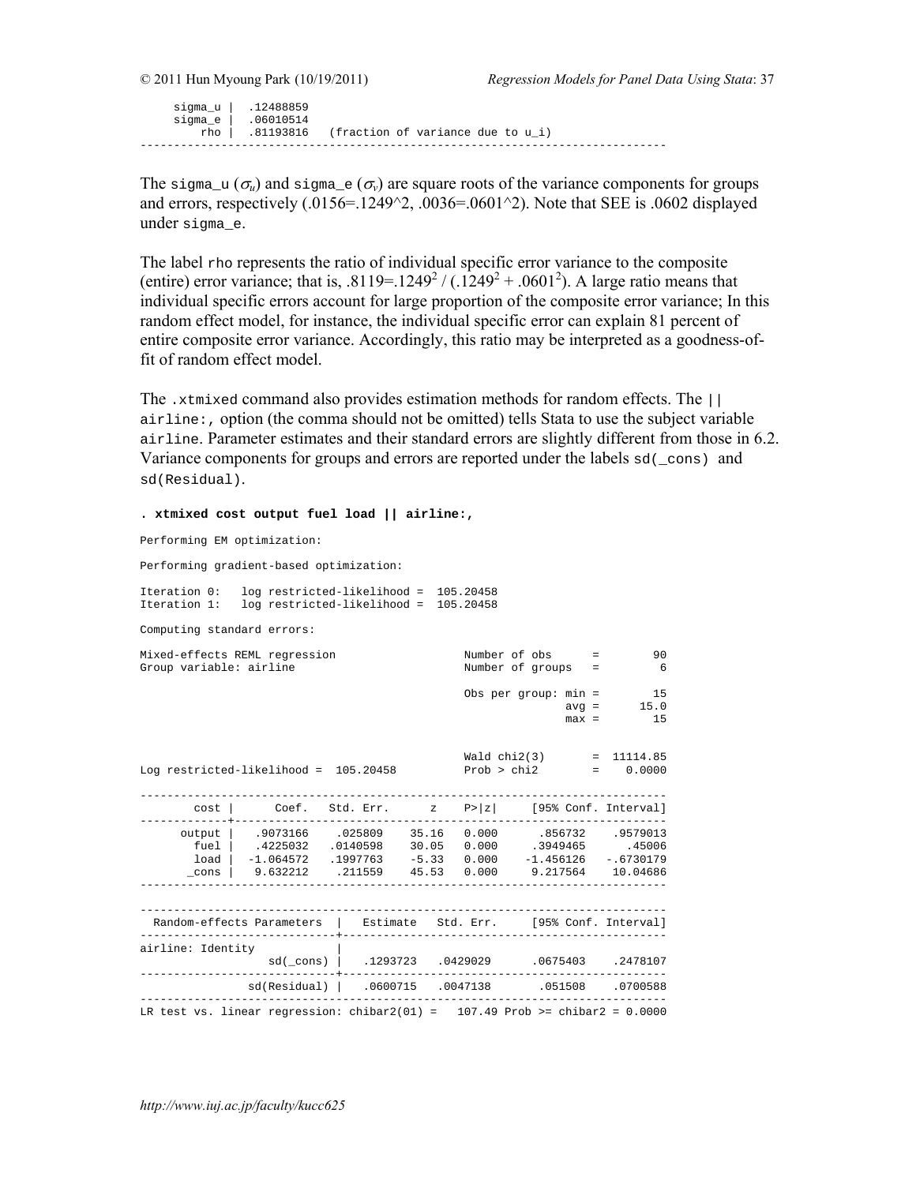```
     sigma_u |  .12488859
     sigma_e |  .06010514
         rho |  .81193816   (fraction of variance due to u_i)
------------------------------------------------------------------------------
```

The `sigma_u` ($\sigma_u$) and `sigma_e` ($\sigma_v$) are square roots of the variance components for groups and errors, respectively (.0156=.1249^2, .0036=.0601^2). Note that SEE is .0602 displayed under `sigma_e`.

The label `rho` represents the ratio of individual specific error variance to the composite (entire) error variance; that is, $.8119 = .1249^2 / (.1249^2 + .0601^2)$. A large ratio means that individual specific errors account for large proportion of the composite error variance; In this random effect model, for instance, the individual specific error can explain 81 percent of entire composite error variance. Accordingly, this ratio may be interpreted as a goodness-of-fit of random effect model.

The `.xtmixed` command also provides estimation methods for random effects. The `|| airline:,` option (the comma should not be omitted) tells Stata to use the subject variable `airline`. Parameter estimates and their standard errors are slightly different from those in 6.2. Variance components for groups and errors are reported under the labels `sd(_cons)` and `sd(Residual)`.

```
. xtmixed cost output fuel load || airline:,

Performing EM optimization:

Performing gradient-based optimization:

Iteration 0:   log restricted-likelihood =  105.20458
Iteration 1:   log restricted-likelihood =  105.20458

Computing standard errors:

Mixed-effects REML regression                   Number of obs      =        90
Group variable: airline                         Number of groups   =         6

                                                Obs per group: min =        15
                                                               avg =      15.0
                                                               max =        15


                                                Wald chi2(3)       =  11114.85
Log restricted-likelihood =  105.20458          Prob > chi2        =    0.0000

------------------------------------------------------------------------------
        cost |      Coef.   Std. Err.      z    P>|z|     [95% Conf. Interval]
-------------+----------------------------------------------------------------
      output |   .9073166    .025809    35.16   0.000      .856732    .9579013
        fuel |   .4225032   .0140598    30.05   0.000     .3949465      .45006
        load |  -1.064572   .1997763    -5.33   0.000    -1.456126   -.6730179
       _cons |   9.632212    .211559    45.53   0.000     9.217564    10.04686
------------------------------------------------------------------------------

------------------------------------------------------------------------------
  Random-effects Parameters  |   Estimate   Std. Err.     [95% Conf. Interval]
-----------------------------+------------------------------------------------
airline: Identity            |
                   sd(_cons) |   .1293723   .0429029      .0675403    .2478107
-----------------------------+------------------------------------------------
                sd(Residual) |   .0600715   .0047138       .051508    .0700588
------------------------------------------------------------------------------
LR test vs. linear regression: chibar2(01) =   107.49 Prob >= chibar2 = 0.0000
```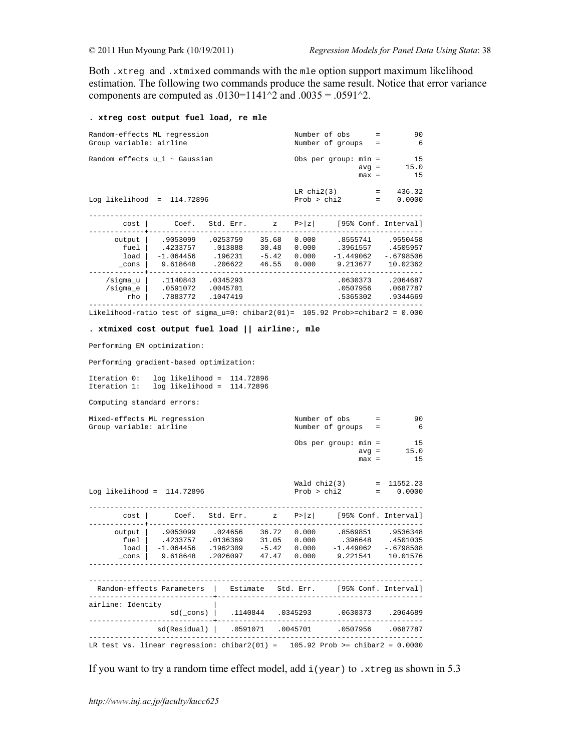Both .xtreg and .xtmixed commands with the mle option support maximum likelihood estimation. The following two commands produce the same result. Notice that error variance components are computed as .0130=1141^2 and .0035 = .0591^2.

```
. xtreg cost output fuel load, re mle

Random-effects ML regression                    Number of obs      =        90
Group variable: airline                         Number of groups   =         6

Random effects u_i ~ Gaussian                   Obs per group: min =        15
                                                               avg =      15.0
                                                               max =        15

                                                LR chi2(3)         =    436.32
Log likelihood  =  114.72896                    Prob > chi2        =    0.0000

------------------------------------------------------------------------------
        cost |      Coef.   Std. Err.      z    P>|z|     [95% Conf. Interval]
-------------+----------------------------------------------------------------
      output |   .9053099   .0253759    35.68   0.000     .8555741    .9550458
        fuel |   .4233757    .013888    30.48   0.000     .3961557    .4505957
        load |  -1.064456    .196231    -5.42   0.000    -1.449062   -.6798506
       _cons |   9.618648    .206622    46.55   0.000     9.213677    10.02362
-------------+----------------------------------------------------------------
    /sigma_u |   .1140843   .0345293                      .0630373    .2064687
    /sigma_e |   .0591072   .0045701                      .0507956    .0687787
         rho |   .7883772   .1047419                      .5365302    .9344669
------------------------------------------------------------------------------
Likelihood-ratio test of sigma_u=0: chibar2(01)=  105.92 Prob>=chibar2 = 0.000

. xtmixed cost output fuel load || airline:, mle

Performing EM optimization:

Performing gradient-based optimization:

Iteration 0:   log likelihood =  114.72896
Iteration 1:   log likelihood =  114.72896

Computing standard errors:

Mixed-effects ML regression                     Number of obs      =        90
Group variable: airline                         Number of groups   =         6

                                                Obs per group: min =        15
                                                               avg =      15.0
                                                               max =        15


                                                Wald chi2(3)       =  11552.23
Log likelihood =  114.72896                     Prob > chi2        =    0.0000

------------------------------------------------------------------------------
        cost |      Coef.   Std. Err.      z    P>|z|     [95% Conf. Interval]
-------------+----------------------------------------------------------------
      output |   .9053099    .024656    36.72   0.000     .8569851    .9536348
        fuel |   .4233757   .0136369    31.05   0.000      .396648    .4501035
        load |  -1.064456   .1962309    -5.42   0.000    -1.449062   -.6798508
       _cons |   9.618648   .2026097    47.47   0.000     9.221541    10.01576
------------------------------------------------------------------------------

------------------------------------------------------------------------------
  Random-effects Parameters  |   Estimate   Std. Err.     [95% Conf. Interval]
-----------------------------+------------------------------------------------
airline: Identity            |
                   sd(_cons) |   .1140844   .0345293      .0630373    .2064689
-----------------------------+------------------------------------------------
                sd(Residual) |   .0591071   .0045701      .0507956    .0687787
------------------------------------------------------------------------------
LR test vs. linear regression: chibar2(01) =   105.92 Prob >= chibar2 = 0.0000
```

If you want to try a random time effect model, add i(year) to .xtreg as shown in 5.3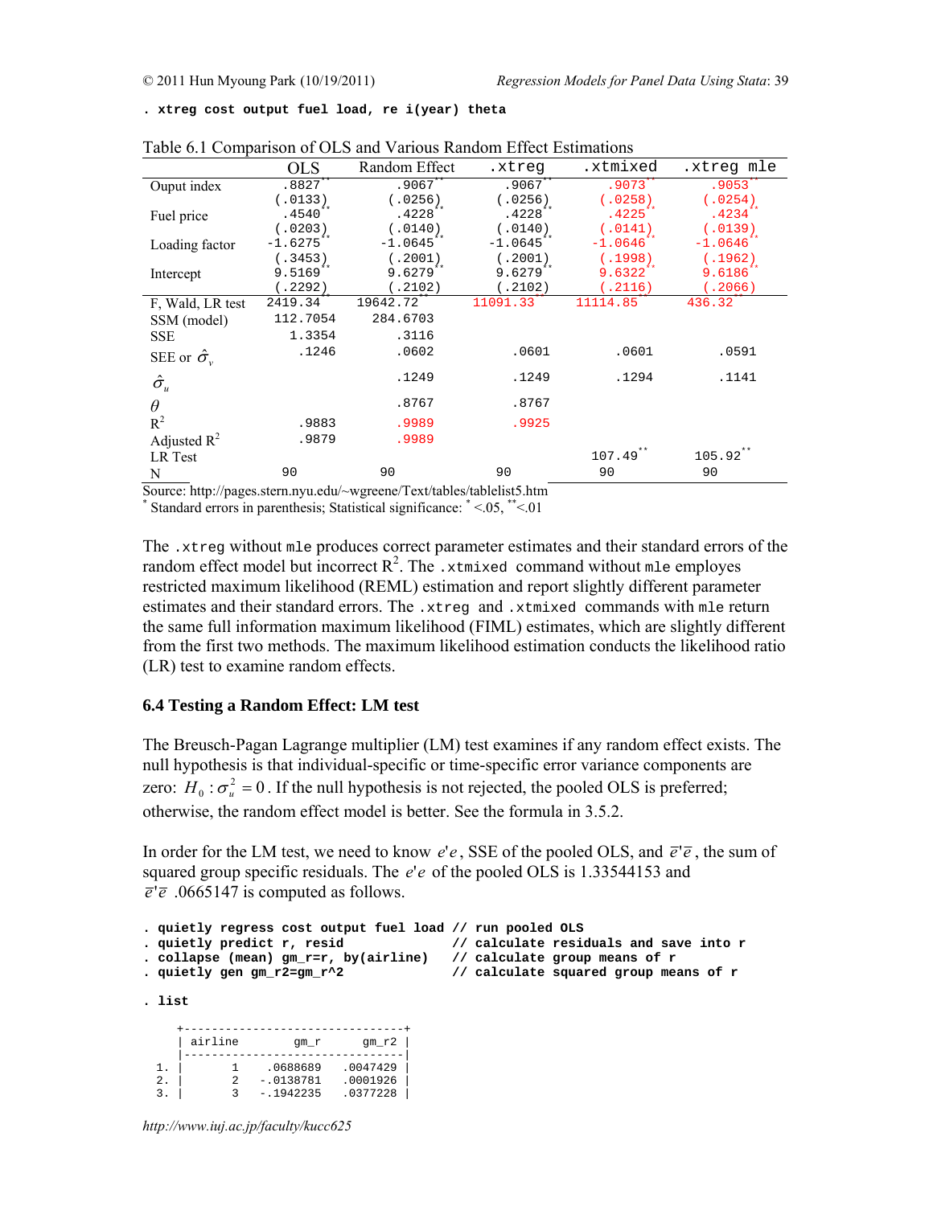```
. xtreg cost output fuel load, re i(year) theta
```

Table 6.1 Comparison of OLS and Various Random Effect Estimations

| | OLS | Random Effect | .xtreg | .xtmixed | .xtreg mle |
|---|---|---|---|---|---|
| Ouput index | .8827** | .9067** | .9067** | .9073** | .9053** |
| | (.0133) | (.0256) | (.0256) | (.0258) | (.0254) |
| Fuel price | .4540** | .4228** | .4228** | .4225** | .4234** |
| | (.0203) | (.0140) | (.0140) | (.0141) | (.0139) |
| Loading factor | -1.6275** | -1.0645** | -1.0645** | -1.0646** | -1.0646** |
| | (.3453) | (.2001) | (.2001) | (.1998) | (.1962) |
| Intercept | 9.5169** | 9.6279** | 9.6279** | 9.6322** | 9.6186** |
| | (.2292) | (.2102) | (.2102) | (.2116) | (.2066) |
| F, Wald, LR test | 2419.34** | 19642.72** | 11091.33** | 11114.85** | 436.32** |
| SSM (model) | 112.7054 | 284.6703 | | | |
| SSE | 1.3354 | .3116 | | | |
| SEE or $\hat{\sigma}_v$ | .1246 | .0602 | .0601 | .0601 | .0591 |
| $\hat{\sigma}_u$ | | .1249 | .1249 | .1294 | .1141 |
| $\theta$ | | .8767 | .8767 | | |
| $R^2$ | .9883 | .9989 | .9925 | | |
| Adjusted $R^2$ | .9879 | .9989 | | | |
| LR Test | | | | 107.49** | 105.92** |
| N | 90 | 90 | 90 | 90 | 90 |

Source: http://pages.stern.nyu.edu/~wgreene/Text/tables/tablelist5.htm
* Standard errors in parenthesis; Statistical significance: * <.05, ** <.01

The .xtreg without mle produces correct parameter estimates and their standard errors of the random effect model but incorrect $R^2$. The .xtmixed command without mle employs restricted maximum likelihood (REML) estimation and report slightly different parameter estimates and their standard errors. The .xtreg and .xtmixed commands with mle return the same full information maximum likelihood (FIML) estimates, which are slightly different from the first two methods. The maximum likelihood estimation conducts the likelihood ratio (LR) test to examine random effects.

### 6.4 Testing a Random Effect: LM test

The Breusch-Pagan Lagrange multiplier (LM) test examines if any random effect exists. The null hypothesis is that individual-specific or time-specific error variance components are zero: $H_0: \sigma_u^2 = 0$. If the null hypothesis is not rejected, the pooled OLS is preferred; otherwise, the random effect model is better. See the formula in 3.5.2.

In order for the LM test, we need to know $e'e$, SSE of the pooled OLS, and $\bar{e}'\bar{e}$, the sum of squared group specific residuals. The $e'e$ of the pooled OLS is 1.33544153 and $\bar{e}'\bar{e}$ .0665147 is computed as follows.

```
. quietly regress cost output fuel load // run pooled OLS
. quietly predict r, resid              // calculate residuals and save into r
. collapse (mean) gm_r=r, by(airline)   // calculate group means of r
. quietly gen gm_r2=gm_r^2              // calculate squared group means of r

. list

     +-------------------------------+
     | airline        gm_r     gm_r2 |
     |-------------------------------|
  1. |       1    .0688689   .0047429 |
  2. |       2   -.0138781   .0001926 |
  3. |       3   -.1942235   .0377228 |
```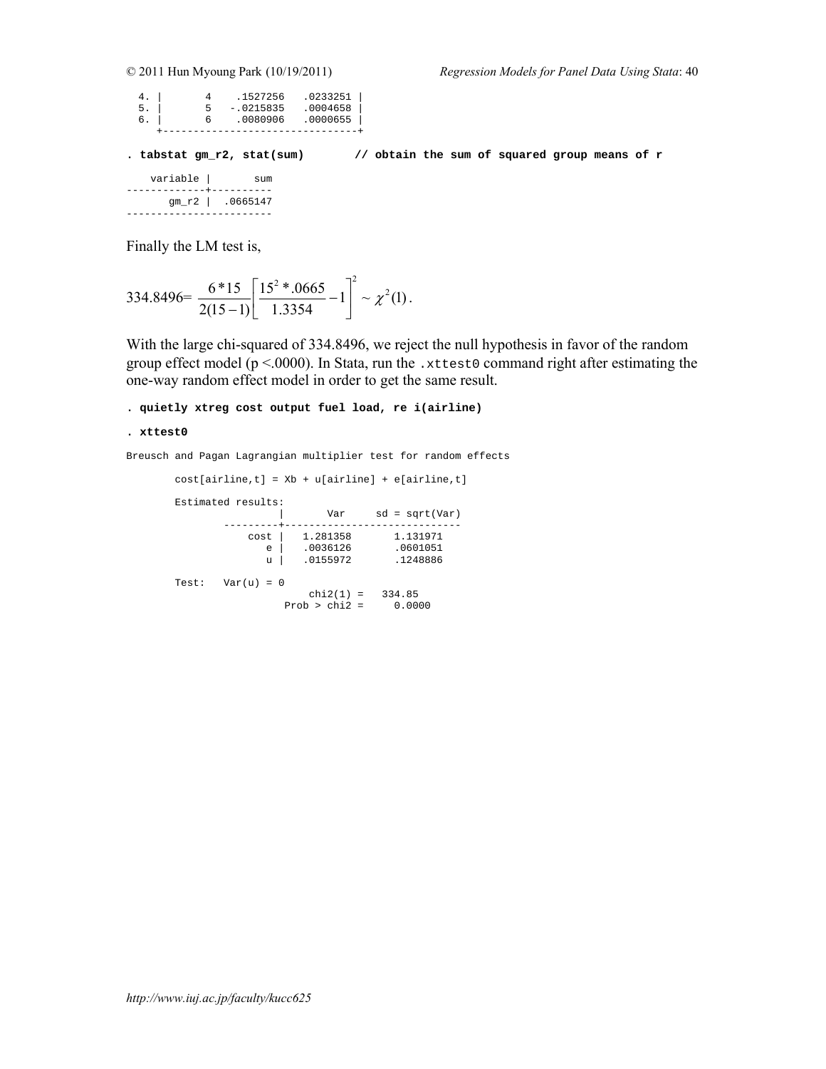```
  4. |       4    .1527256   .0233251 |
  5. |       5   -.0215835   .0004658 |
  6. |       6    .0080906   .0000655 |
     +--------------------------------+
```

```
. tabstat gm_r2, stat(sum)       // obtain the sum of squared group means of r

    variable |       sum
-------------+----------
       gm_r2 |  .0665147
------------------------
```

Finally the LM test is,

$$334.8496 = \frac{6*15}{2(15-1)}\left[\frac{15^2*.0665}{1.3354}-1\right]^2 \sim \chi^2(1).$$

With the large chi-squared of 334.8496, we reject the null hypothesis in favor of the random group effect model (p <.0000). In Stata, run the `.xttest0` command right after estimating the one-way random effect model in order to get the same result.

```
. quietly xtreg cost output fuel load, re i(airline)

. xttest0

Breusch and Pagan Lagrangian multiplier test for random effects

        cost[airline,t] = Xb + u[airline] + e[airline,t]

        Estimated results:
                         |       Var     sd = sqrt(Var)
                ---------+-----------------------------
                    cost |   1.281358       1.131971
                       e |   .0036126       .0601051
                       u |   .0155972       .1248886

        Test:   Var(u) = 0
                             chi2(1) =   334.85
                         Prob > chi2 =     0.0000
```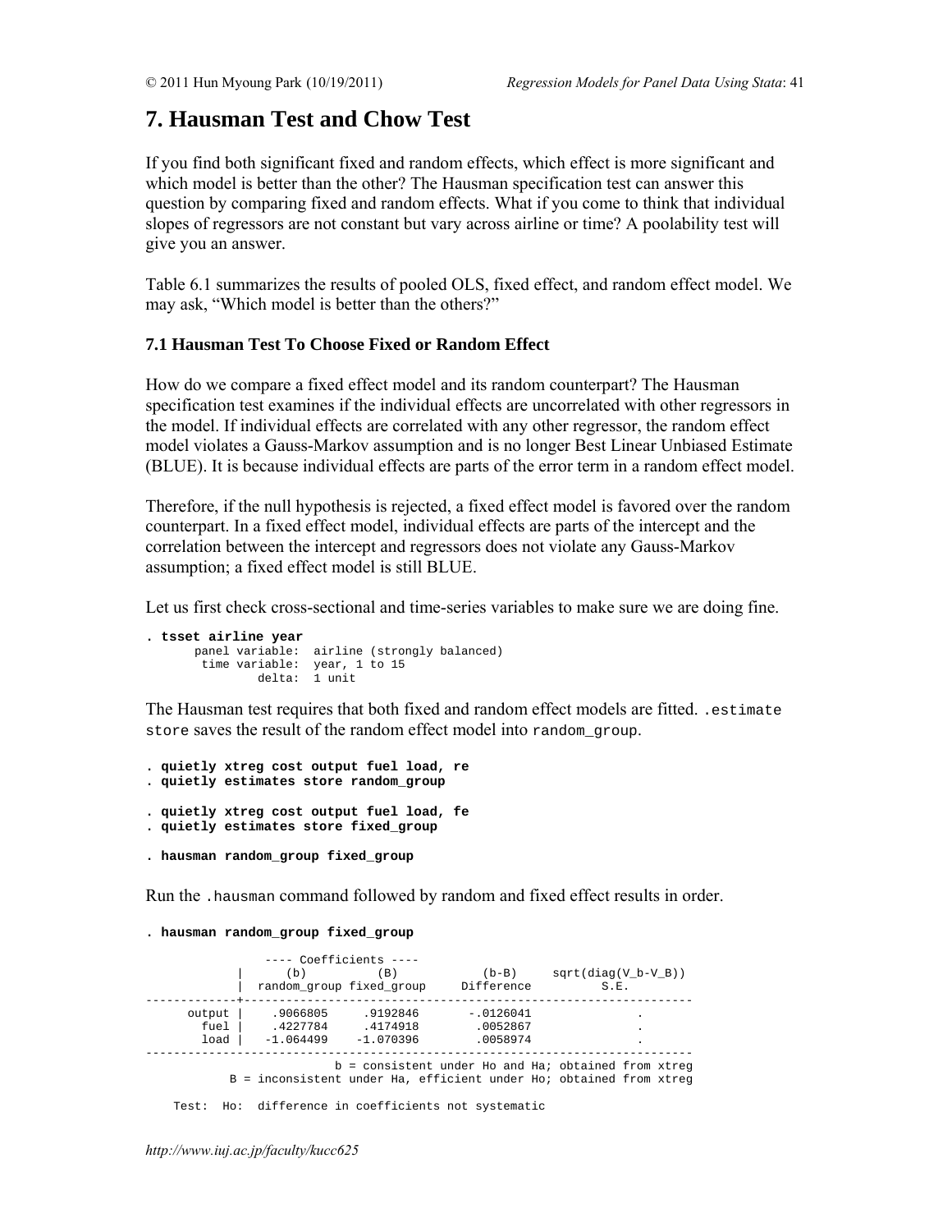# 7. Hausman Test and Chow Test

If you find both significant fixed and random effects, which effect is more significant and which model is better than the other? The Hausman specification test can answer this question by comparing fixed and random effects. What if you come to think that individual slopes of regressors are not constant but vary across airline or time? A poolability test will give you an answer.

Table 6.1 summarizes the results of pooled OLS, fixed effect, and random effect model. We may ask, "Which model is better than the others?"

### 7.1 Hausman Test To Choose Fixed or Random Effect

How do we compare a fixed effect model and its random counterpart? The Hausman specification test examines if the individual effects are uncorrelated with other regressors in the model. If individual effects are correlated with any other regressor, the random effect model violates a Gauss-Markov assumption and is no longer Best Linear Unbiased Estimate (BLUE). It is because individual effects are parts of the error term in a random effect model.

Therefore, if the null hypothesis is rejected, a fixed effect model is favored over the random counterpart. In a fixed effect model, individual effects are parts of the intercept and the correlation between the intercept and regressors does not violate any Gauss-Markov assumption; a fixed effect model is still BLUE.

Let us first check cross-sectional and time-series variables to make sure we are doing fine.

```
. tsset airline year
       panel variable:  airline (strongly balanced)
        time variable:  year, 1 to 15
                delta:  1 unit
```

The Hausman test requires that both fixed and random effect models are fitted. `.estimate store` saves the result of the random effect model into `random_group`.

```
. quietly xtreg cost output fuel load, re
. quietly estimates store random_group

. quietly xtreg cost output fuel load, fe
. quietly estimates store fixed_group

. hausman random_group fixed_group
```

Run the `.hausman` command followed by random and fixed effect results in order.

```
. hausman random_group fixed_group

                 ---- Coefficients ----
             |      (b)          (B)            (b-B)     sqrt(diag(V_b-V_B))
             |  random_group fixed_group     Difference          S.E.
-------------+----------------------------------------------------------------
      output |    .9066805     .9192846       -.0126041               .
        fuel |    .4227784     .4174918        .0052867               .
        load |   -1.064499    -1.070396        .0058974               .
------------------------------------------------------------------------------
                           b = consistent under Ho and Ha; obtained from xtreg
            B = inconsistent under Ha, efficient under Ho; obtained from xtreg

    Test:  Ho:  difference in coefficients not systematic
```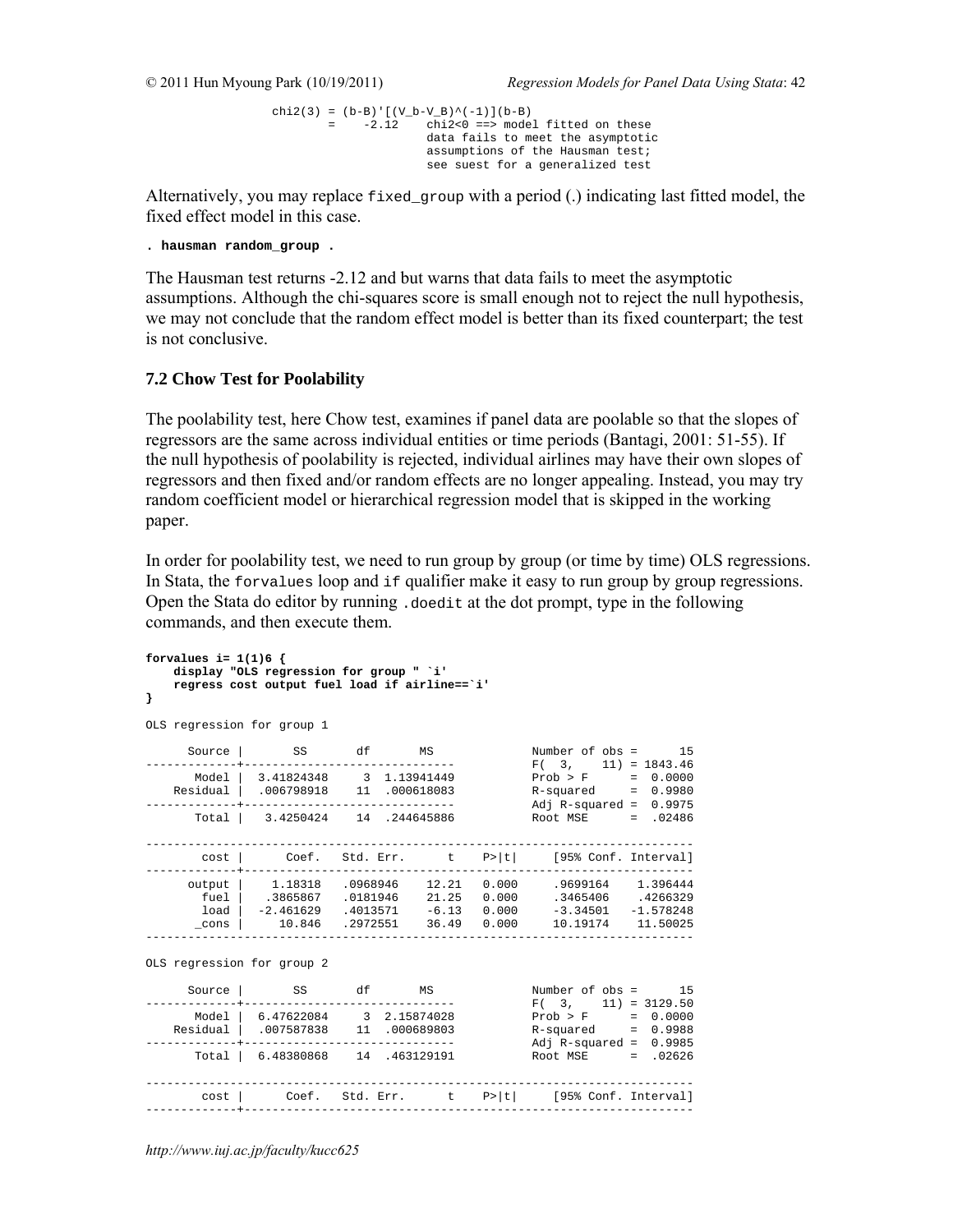```
                chi2(3) = (b-B)'[(V_b-V_B)^(-1)](b-B)
                        =    -2.12    chi2<0 ==> model fitted on these
                                      data fails to meet the asymptotic
                                      assumptions of the Hausman test;
                                      see suest for a generalized test
```

Alternatively, you may replace `fixed_group` with a period (.) indicating last fitted model, the fixed effect model in this case.

```
. hausman random_group .
```

The Hausman test returns -2.12 and but warns that data fails to meet the asymptotic assumptions. Although the chi-squares score is small enough not to reject the null hypothesis, we may not conclude that the random effect model is better than its fixed counterpart; the test is not conclusive.

### 7.2 Chow Test for Poolability

The poolability test, here Chow test, examines if panel data are poolable so that the slopes of regressors are the same across individual entities or time periods (Bantagi, 2001: 51-55). If the null hypothesis of poolability is rejected, individual airlines may have their own slopes of regressors and then fixed and/or random effects are no longer appealing. Instead, you may try random coefficient model or hierarchical regression model that is skipped in the working paper.

In order for poolability test, we need to run group by group (or time by time) OLS regressions. In Stata, the `forvalues` loop and `if` qualifier make it easy to run group by group regressions. Open the Stata do editor by running `.doedit` at the dot prompt, type in the following commands, and then execute them.

```
forvalues i= 1(1)6 {
    display "OLS regression for group " `i'
    regress cost output fuel load if airline==`i'
}

OLS regression for group 1

      Source |       SS       df       MS              Number of obs =      15
-------------+------------------------------           F(  3,    11) = 1843.46
       Model |  3.41824348     3  1.13941449           Prob > F      =  0.0000
    Residual |  .006798918    11  .000618083           R-squared     =  0.9980
-------------+------------------------------           Adj R-squared =  0.9975
       Total |   3.4250424    14  .244645886           Root MSE      =  .02486

------------------------------------------------------------------------------
        cost |      Coef.   Std. Err.      t    P>|t|     [95% Conf. Interval]
-------------+----------------------------------------------------------------
      output |    1.18318   .0968946    12.21   0.000     .9699164    1.396444
        fuel |   .3865867   .0181946    21.25   0.000     .3465406    .4266329
        load |  -2.461629   .4013571    -6.13   0.000     -3.34501   -1.578248
       _cons |     10.846   .2972551    36.49   0.000     10.19174    11.50025
------------------------------------------------------------------------------

OLS regression for group 2

      Source |       SS       df       MS              Number of obs =      15
-------------+------------------------------           F(  3,    11) = 3129.50
       Model |  6.47622084     3  2.15874028           Prob > F      =  0.0000
    Residual |  .007587838    11  .000689803           R-squared     =  0.9988
-------------+------------------------------           Adj R-squared =  0.9985
       Total |  6.48380868    14  .463129191           Root MSE      =  .02626

------------------------------------------------------------------------------
        cost |      Coef.   Std. Err.      t    P>|t|     [95% Conf. Interval]
-------------+----------------------------------------------------------------
```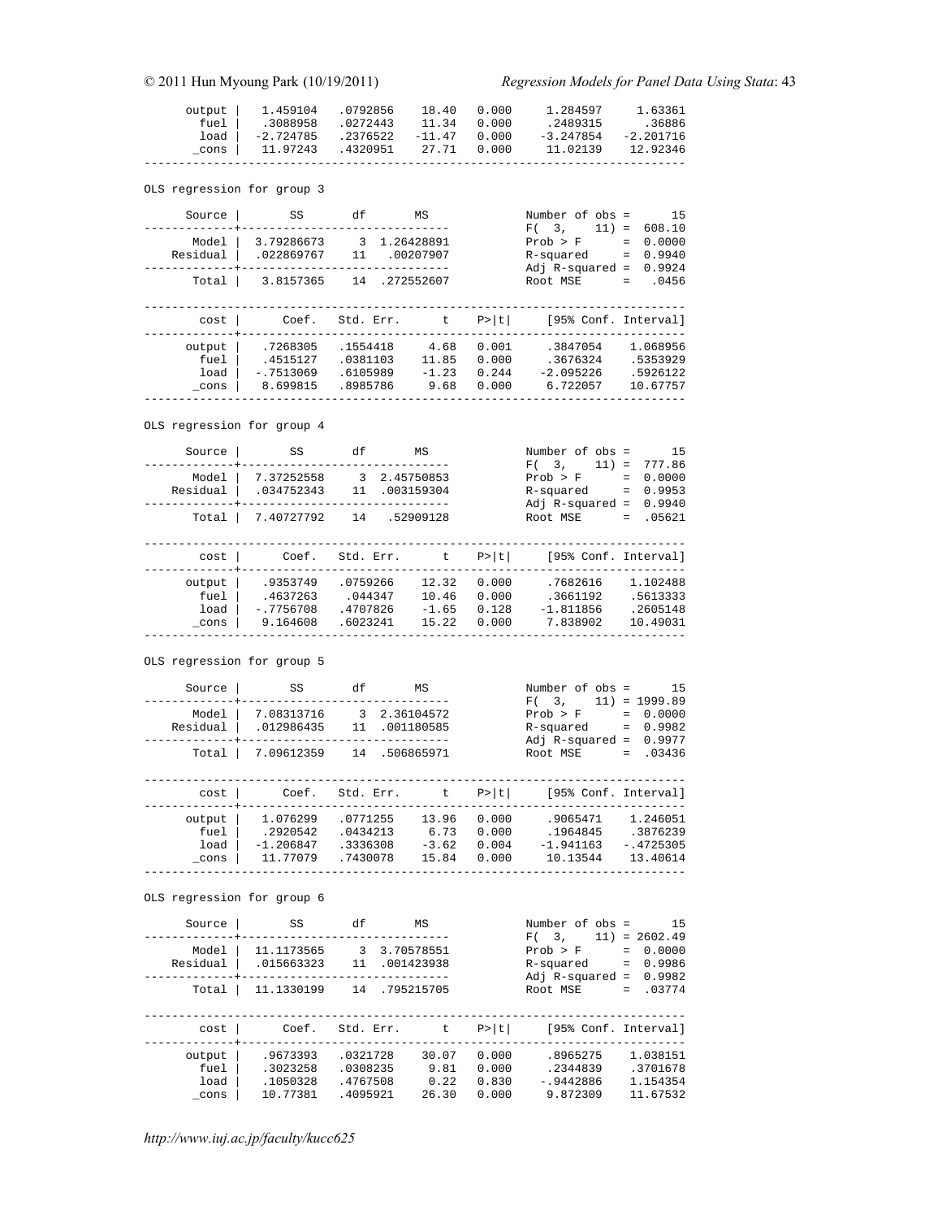```
      output |   1.459104   .0792856    18.40   0.000     1.284597     1.63361
        fuel |   .3088958   .0272443    11.34   0.000     .2489315      .36886
        load |  -2.724785   .2376522   -11.47   0.000    -3.247854   -2.201716
       _cons |   11.97243   .4320951    27.71   0.000     11.02139    12.92346
------------------------------------------------------------------------------

OLS regression for group 3

      Source |       SS       df       MS              Number of obs =      15
-------------+------------------------------           F(  3,    11) =  608.10
       Model |  3.79286673     3  1.26428891           Prob > F      =  0.0000
    Residual |  .022869767    11   .00207907           R-squared     =  0.9940
-------------+------------------------------           Adj R-squared =  0.9924
       Total |   3.8157365    14  .272552607           Root MSE      =   .0456

------------------------------------------------------------------------------
        cost |      Coef.   Std. Err.      t    P>|t|     [95% Conf. Interval]
-------------+----------------------------------------------------------------
      output |   .7268305   .1554418     4.68   0.001     .3847054    1.068956
        fuel |   .4515127   .0381103    11.85   0.000     .3676324    .5353929
        load |  -.7513069   .6105989    -1.23   0.244    -2.095226    .5926122
       _cons |   8.699815   .8985786     9.68   0.000     6.722057    10.67757
------------------------------------------------------------------------------

OLS regression for group 4

      Source |       SS       df       MS              Number of obs =      15
-------------+------------------------------           F(  3,    11) =  777.86
       Model |  7.37252558     3  2.45750853           Prob > F      =  0.0000
    Residual |  .034752343    11  .003159304           R-squared     =  0.9953
-------------+------------------------------           Adj R-squared =  0.9940
       Total |  7.40727792    14   .52909128           Root MSE      =  .05621

------------------------------------------------------------------------------
        cost |      Coef.   Std. Err.      t    P>|t|     [95% Conf. Interval]
-------------+----------------------------------------------------------------
      output |   .9353749   .0759266    12.32   0.000     .7682616    1.102488
        fuel |   .4637263    .044347    10.46   0.000     .3661192    .5613333
        load |  -.7756708   .4707826    -1.65   0.128    -1.811856    .2605148
       _cons |   9.164608   .6023241    15.22   0.000     7.838902    10.49031
------------------------------------------------------------------------------

OLS regression for group 5

      Source |       SS       df       MS              Number of obs =      15
-------------+------------------------------           F(  3,    11) = 1999.89
       Model |  7.08313716     3  2.36104572           Prob > F      =  0.0000
    Residual |  .012986435    11  .001180585           R-squared     =  0.9982
-------------+------------------------------           Adj R-squared =  0.9977
       Total |  7.09612359    14  .506865971           Root MSE      =  .03436

------------------------------------------------------------------------------
        cost |      Coef.   Std. Err.      t    P>|t|     [95% Conf. Interval]
-------------+----------------------------------------------------------------
      output |   1.076299   .0771255    13.96   0.000     .9065471    1.246051
        fuel |   .2920542   .0434213     6.73   0.000     .1964845    .3876239
        load |  -1.206847   .3336308    -3.62   0.004    -1.941163   -.4725305
       _cons |   11.77079   .7430078    15.84   0.000     10.13544    13.40614
------------------------------------------------------------------------------

OLS regression for group 6

      Source |       SS       df       MS              Number of obs =      15
-------------+------------------------------           F(  3,    11) = 2602.49
       Model |  11.1173565     3  3.70578551           Prob > F      =  0.0000
    Residual |  .015663323    11  .001423938           R-squared     =  0.9986
-------------+------------------------------           Adj R-squared =  0.9982
       Total |  11.1330199    14  .795215705           Root MSE      =  .03774

------------------------------------------------------------------------------
        cost |      Coef.   Std. Err.      t    P>|t|     [95% Conf. Interval]
-------------+----------------------------------------------------------------
      output |   .9673393   .0321728    30.07   0.000     .8965275    1.038151
        fuel |   .3023258   .0308235     9.81   0.000     .2344839    .3701678
        load |   .1050328   .4767508     0.22   0.830    -.9442886    1.154354
       _cons |   10.77381   .4095921    26.30   0.000     9.872309    11.67532
```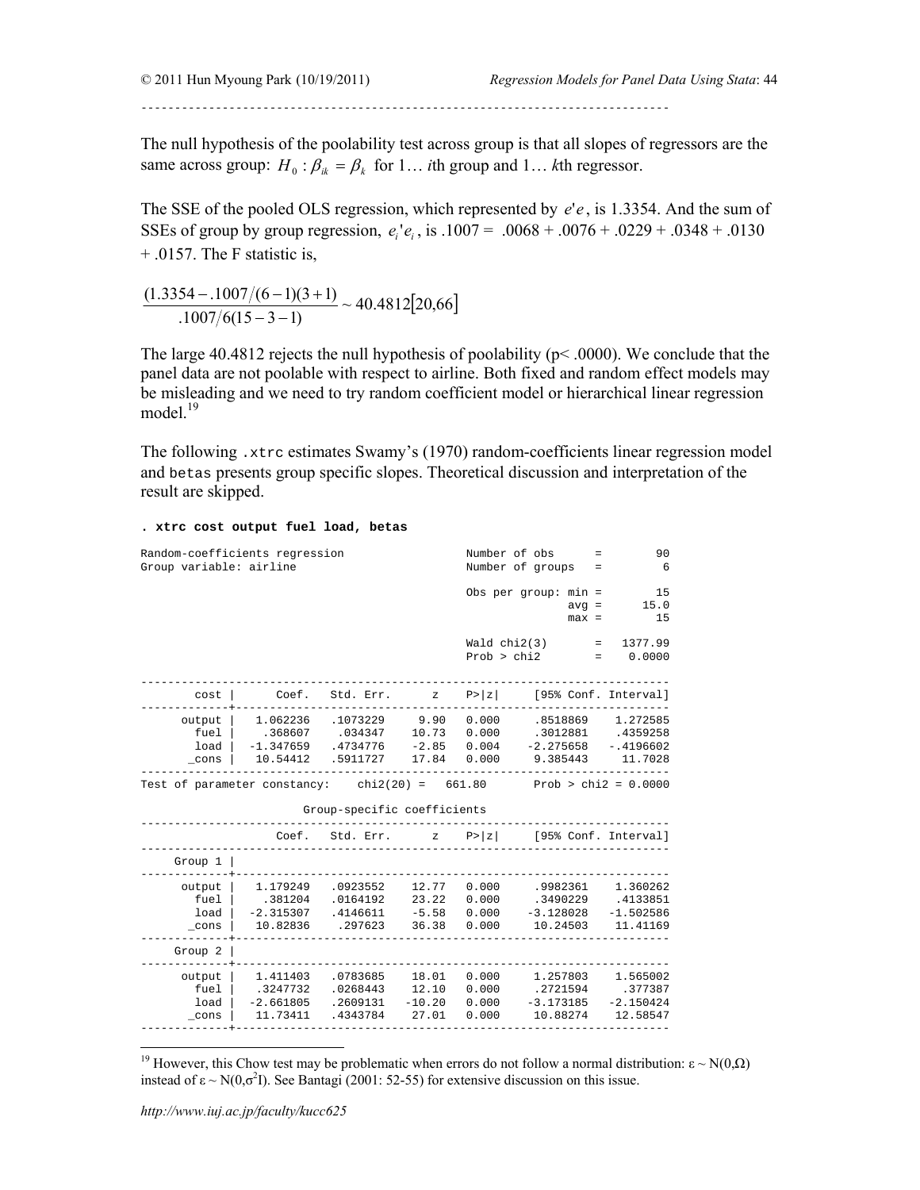---

The null hypothesis of the poolability test across group is that all slopes of regressors are the same across group: $H_0 : \beta_{ik} = \beta_k$ for 1… $i$th group and 1… $k$th regressor.

The SSE of the pooled OLS regression, which represented by $e'e$, is 1.3354. And the sum of SSEs of group by group regression, $e_i'e_i$, is .1007 = .0068 + .0076 + .0229 + .0348 + .0130 + .0157. The F statistic is,

$$\frac{(1.3354 - .1007/(6-1)(3+1)}{.1007/6(15-3-1)} \sim 40.4812[20,66]$$

The large 40.4812 rejects the null hypothesis of poolability (p< .0000). We conclude that the panel data are not poolable with respect to airline. Both fixed and random effect models may be misleading and we need to try random coefficient model or hierarchical linear regression model.[19]

The following .xtrc estimates Swamy's (1970) random-coefficients linear regression model and betas presents group specific slopes. Theoretical discussion and interpretation of the result are skipped.

```
. xtrc cost output fuel load, betas

Random-coefficients regression                  Number of obs      =        90
Group variable: airline                         Number of groups   =         6

                                                Obs per group: min =        15
                                                               avg =      15.0
                                                               max =        15

                                                Wald chi2(3)       =   1377.99
                                                Prob > chi2        =    0.0000

------------------------------------------------------------------------------
        cost |      Coef.   Std. Err.      z    P>|z|     [95% Conf. Interval]
-------------+----------------------------------------------------------------
      output |   1.062236   .1073229     9.90   0.000     .8518869    1.272585
        fuel |    .368607    .034347    10.73   0.000     .3012881    .4359258
        load |  -1.347659   .4734776    -2.85   0.004    -2.275658   -.4196602
       _cons |   10.54412   .5911727    17.84   0.000     9.385443     11.7028
------------------------------------------------------------------------------
Test of parameter constancy:    chi2(20) =   661.80      Prob > chi2 = 0.0000

                      Group-specific coefficients
------------------------------------------------------------------------------
                 Coef.   Std. Err.      z    P>|z|     [95% Conf. Interval]
------------------------------------------------------------------------------
     Group 1 |
-------------+----------------------------------------------------------------
      output |   1.179249   .0923552    12.77   0.000     .9982361    1.360262
        fuel |    .381204   .0164192    23.22   0.000     .3490229    .4133851
        load |  -2.315307   .4146611    -5.58   0.000    -3.128028   -1.502586
       _cons |   10.82836    .297623    36.38   0.000     10.24503    11.41169
-------------+----------------------------------------------------------------
     Group 2 |
-------------+----------------------------------------------------------------
      output |   1.411403   .0783685    18.01   0.000     1.257803    1.565002
        fuel |   .3247732   .0268443    12.10   0.000     .2721594     .377387
        load |  -2.661805   .2609131   -10.20   0.000    -3.173185   -2.150424
       _cons |   11.73411   .4343784    27.01   0.000     10.88274    12.58547
-------------+----------------------------------------------------------------
```

[19] However, this Chow test may be problematic when errors do not follow a normal distribution: $\varepsilon \sim N(0,\Omega)$ instead of $\varepsilon \sim N(0,\sigma^2 I)$. See Bantagi (2001: 52-55) for extensive discussion on this issue.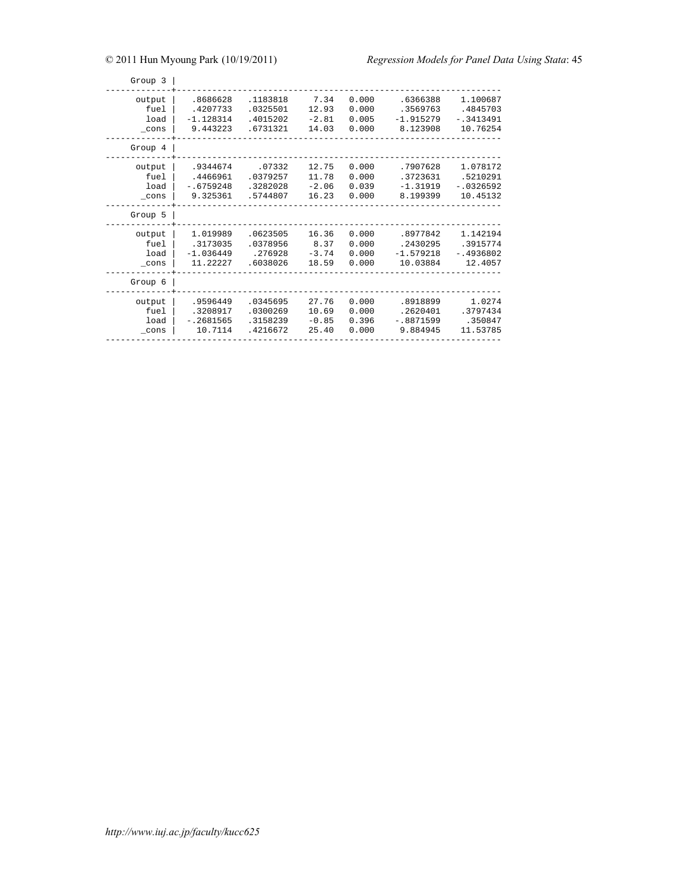```
     Group 3 |
-------------+----------------------------------------------------------------
      output |   .8686628   .1183818     7.34   0.000     .6366388    1.100687
        fuel |   .4207733   .0325501    12.93   0.000     .3569763    .4845703
        load |  -1.128314   .4015202    -2.81   0.005    -1.915279   -.3413491
       _cons |   9.443223   .6731321    14.03   0.000     8.123908    10.76254
-------------+----------------------------------------------------------------
     Group 4 |
-------------+----------------------------------------------------------------
      output |   .9344674     .07332    12.75   0.000     .7907628    1.078172
        fuel |   .4466961   .0379257    11.78   0.000     .3723631    .5210291
        load |  -.6759248   .3282028    -2.06   0.039     -1.31919   -.0326592
       _cons |   9.325361   .5744807    16.23   0.000     8.199399    10.45132
-------------+----------------------------------------------------------------
     Group 5 |
-------------+----------------------------------------------------------------
      output |   1.019989   .0623505    16.36   0.000     .8977842    1.142194
        fuel |   .3173035   .0378956     8.37   0.000     .2430295    .3915774
        load |  -1.036449    .276928    -3.74   0.000    -1.579218   -.4936802
       _cons |   11.22227   .6038026    18.59   0.000     10.03884     12.4057
-------------+----------------------------------------------------------------
     Group 6 |
-------------+----------------------------------------------------------------
      output |   .9596449   .0345695    27.76   0.000     .8918899      1.0274
        fuel |   .3208917   .0300269    10.69   0.000     .2620401    .3797434
        load |  -.2681565   .3158239    -0.85   0.396    -.8871599     .350847
       _cons |    10.7114   .4216672    25.40   0.000     9.884945    11.53785
------------------------------------------------------------------------------
```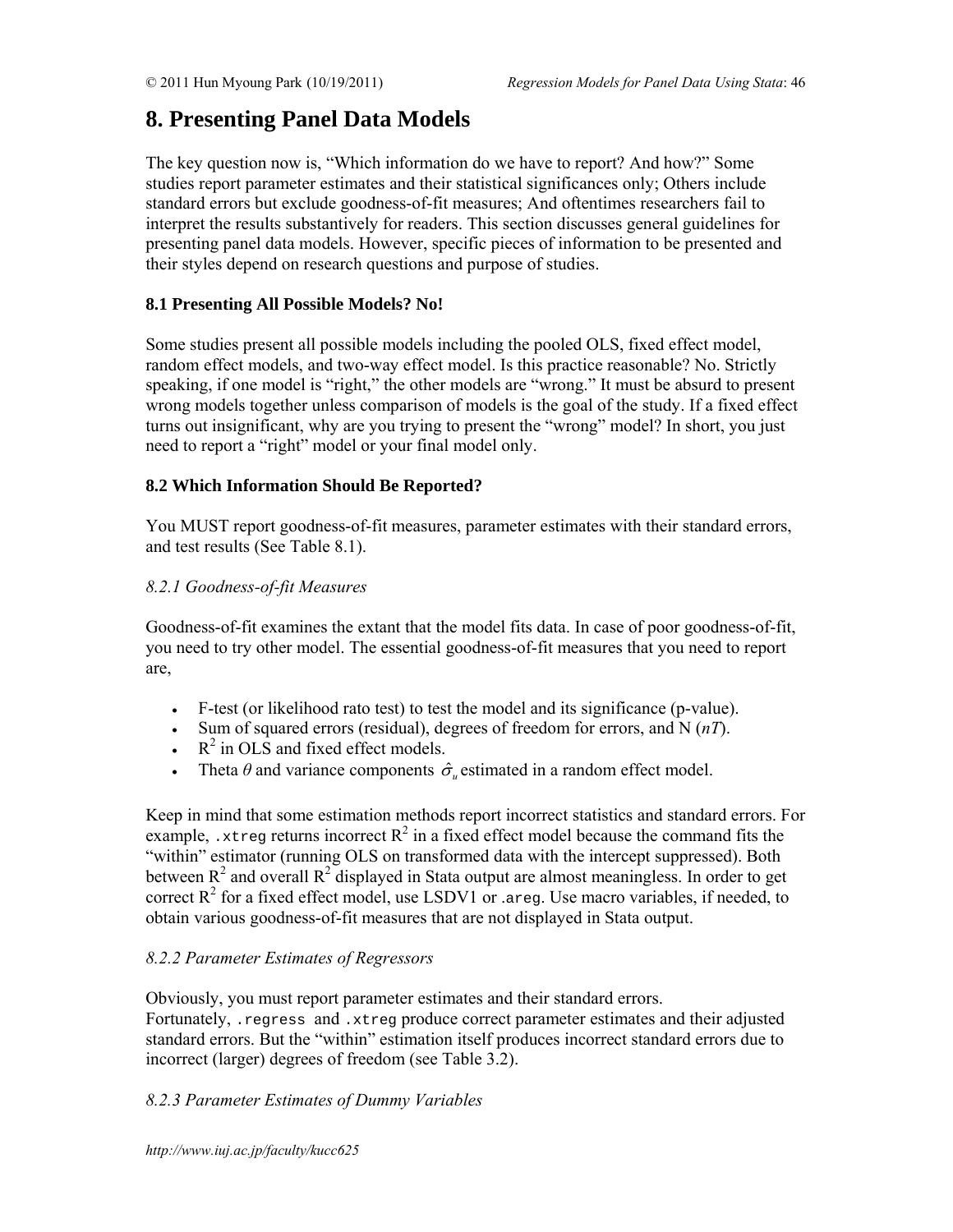# 8. Presenting Panel Data Models

The key question now is, "Which information do we have to report? And how?" Some studies report parameter estimates and their statistical significances only; Others include standard errors but exclude goodness-of-fit measures; And oftentimes researchers fail to interpret the results substantively for readers. This section discusses general guidelines for presenting panel data models. However, specific pieces of information to be presented and their styles depend on research questions and purpose of studies.

### 8.1 Presenting All Possible Models? No!

Some studies present all possible models including the pooled OLS, fixed effect model, random effect models, and two-way effect model. Is this practice reasonable? No. Strictly speaking, if one model is "right," the other models are "wrong." It must be absurd to present wrong models together unless comparison of models is the goal of the study. If a fixed effect turns out insignificant, why are you trying to present the "wrong" model? In short, you just need to report a "right" model or your final model only.

### 8.2 Which Information Should Be Reported?

You MUST report goodness-of-fit measures, parameter estimates with their standard errors, and test results (See Table 8.1).

*8.2.1 Goodness-of-fit Measures*

Goodness-of-fit examines the extant that the model fits data. In case of poor goodness-of-fit, you need to try other model. The essential goodness-of-fit measures that you need to report are,

- F-test (or likelihood rato test) to test the model and its significance (p-value).
- Sum of squared errors (residual), degrees of freedom for errors, and N (*nT*).
- $R^2$ in OLS and fixed effect models.
- Theta $\theta$ and variance components $\hat{\sigma}_u$ estimated in a random effect model.

Keep in mind that some estimation methods report incorrect statistics and standard errors. For example, `.xtreg` returns incorrect $R^2$ in a fixed effect model because the command fits the "within" estimator (running OLS on transformed data with the intercept suppressed). Both between $R^2$ and overall $R^2$ displayed in Stata output are almost meaningless. In order to get correct $R^2$ for a fixed effect model, use LSDV1 or `.areg`. Use macro variables, if needed, to obtain various goodness-of-fit measures that are not displayed in Stata output.

*8.2.2 Parameter Estimates of Regressors*

Obviously, you must report parameter estimates and their standard errors. Fortunately, `.regress` and `.xtreg` produce correct parameter estimates and their adjusted standard errors. But the "within" estimation itself produces incorrect standard errors due to incorrect (larger) degrees of freedom (see Table 3.2).

*8.2.3 Parameter Estimates of Dummy Variables*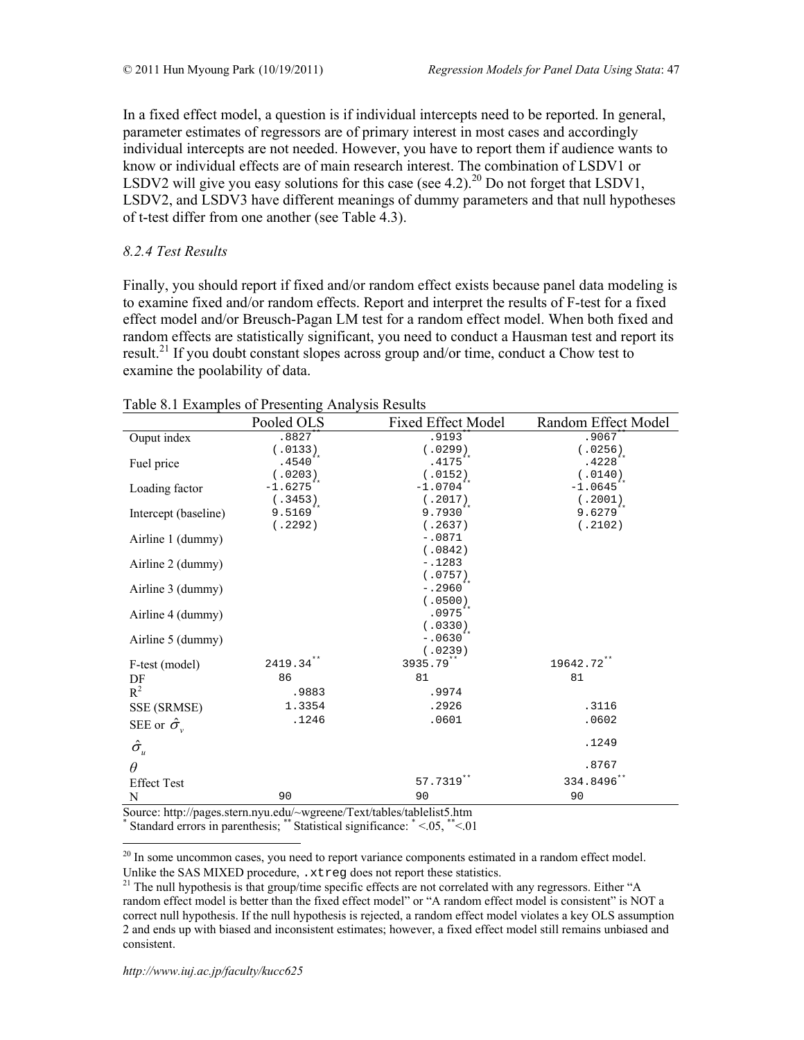In a fixed effect model, a question is if individual intercepts need to be reported. In general, parameter estimates of regressors are of primary interest in most cases and accordingly individual intercepts are not needed. However, you have to report them if audience wants to know or individual effects are of main research interest. The combination of LSDV1 or LSDV2 will give you easy solutions for this case (see 4.2).[20] Do not forget that LSDV1, LSDV2, and LSDV3 have different meanings of dummy parameters and that null hypotheses of t-test differ from one another (see Table 4.3).

### *8.2.4 Test Results*

Finally, you should report if fixed and/or random effect exists because panel data modeling is to examine fixed and/or random effects. Report and interpret the results of F-test for a fixed effect model and/or Breusch-Pagan LM test for a random effect model. When both fixed and random effects are statistically significant, you need to conduct a Hausman test and report its result.[21] If you doubt constant slopes across group and/or time, conduct a Chow test to examine the poolability of data.

Table 8.1 Examples of Presenting Analysis Results

| | Pooled OLS | Fixed Effect Model | Random Effect Model |
|---|---|---|---|
| Ouput index | .8827** | .9193** | .9067** |
| | (.0133) | (.0299) | (.0256) |
| Fuel price | .4540** | .4175** | .4228** |
| | (.0203) | (.0152) | (.0140) |
| Loading factor | -1.6275** | -1.0704** | -1.0645** |
| | (.3453) | (.2017) | (.2001) |
| Intercept (baseline) | 9.5169** | 9.7930** | 9.6279** |
| | (.2292) | (.2637) | (.2102) |
| Airline 1 (dummy) | | -.0871 | |
| | | (.0842) | |
| Airline 2 (dummy) | | -.1283 | |
| | | (.0757) | |
| Airline 3 (dummy) | | -.2960** | |
| | | (.0500) | |
| Airline 4 (dummy) | | .0975** | |
| | | (.0330) | |
| Airline 5 (dummy) | | -.0630** | |
| | | (.0239) | |
| F-test (model) | 2419.34** | 3935.79** | 19642.72** |
| DF | 86 | 81 | 81 |
| $R^2$ | .9883 | .9974 | |
| SSE (SRMSE) | 1.3354 | .2926 | .3116 |
| SEE or $\hat{\sigma}_v$ | .1246 | .0601 | .0602 |
| $\hat{\sigma}_u$ | | | .1249 |
| $\theta$ | | | .8767 |
| Effect Test | | 57.7319** | 334.8496** |
| N | 90 | 90 | 90 |

Source: http://pages.stern.nyu.edu/~wgreene/Text/tables/tablelist5.htm
* Standard errors in parenthesis; ** Statistical significance: * <.05, ** <.01

[20] In some uncommon cases, you need to report variance components estimated in a random effect model. Unlike the SAS MIXED procedure, `.xtreg` does not report these statistics.

[21] The null hypothesis is that group/time specific effects are not correlated with any regressors. Either "A random effect model is better than the fixed effect model" or "A random effect model is consistent" is NOT a correct null hypothesis. If the null hypothesis is rejected, a random effect model violates a key OLS assumption 2 and ends up with biased and inconsistent estimates; however, a fixed effect model still remains unbiased and consistent.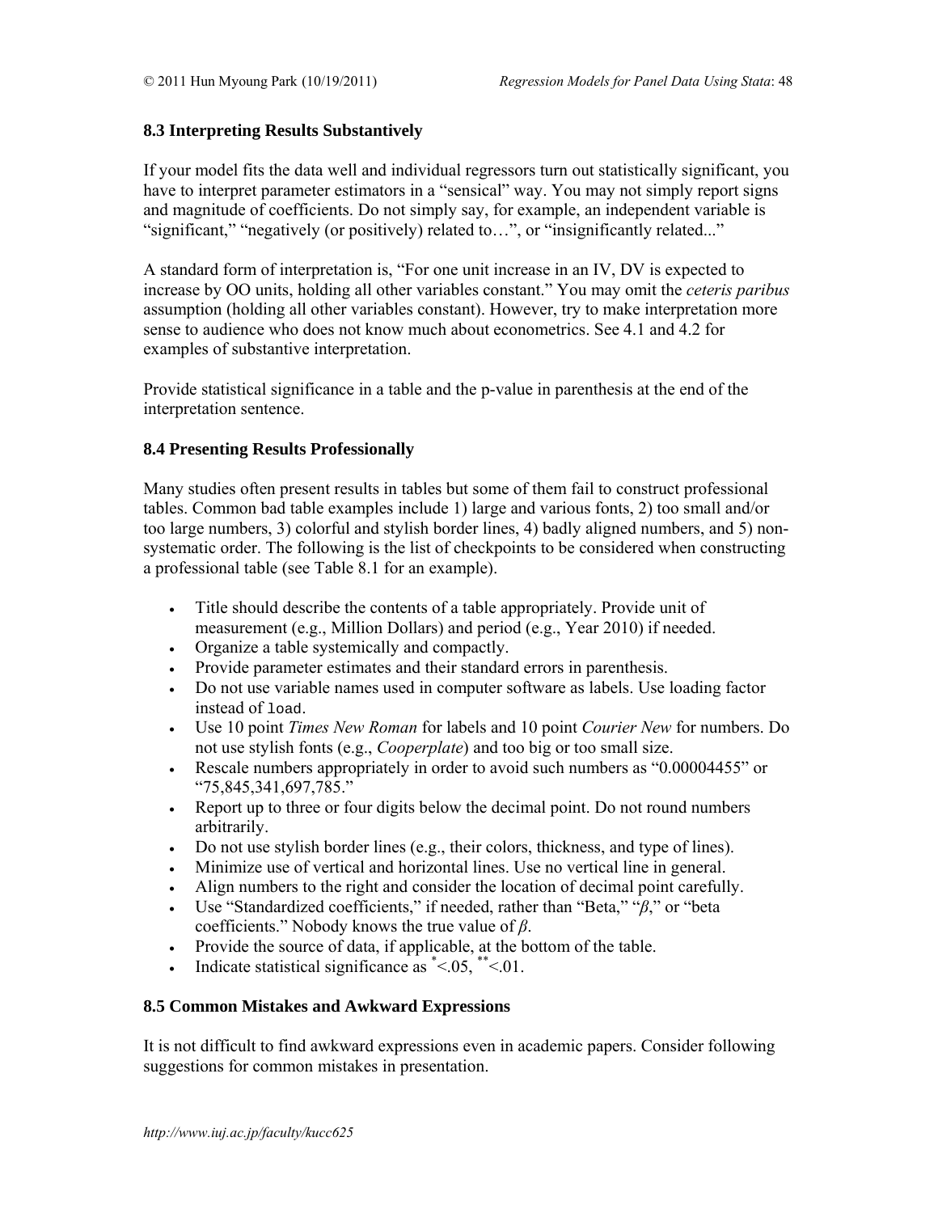### 8.3 Interpreting Results Substantively

If your model fits the data well and individual regressors turn out statistically significant, you have to interpret parameter estimators in a "sensical" way. You may not simply report signs and magnitude of coefficients. Do not simply say, for example, an independent variable is "significant," "negatively (or positively) related to…", or "insignificantly related..."

A standard form of interpretation is, "For one unit increase in an IV, DV is expected to increase by OO units, holding all other variables constant." You may omit the *ceteris paribus* assumption (holding all other variables constant). However, try to make interpretation more sense to audience who does not know much about econometrics. See 4.1 and 4.2 for examples of substantive interpretation.

Provide statistical significance in a table and the p-value in parenthesis at the end of the interpretation sentence.

### 8.4 Presenting Results Professionally

Many studies often present results in tables but some of them fail to construct professional tables. Common bad table examples include 1) large and various fonts, 2) too small and/or too large numbers, 3) colorful and stylish border lines, 4) badly aligned numbers, and 5) non-systematic order. The following is the list of checkpoints to be considered when constructing a professional table (see Table 8.1 for an example).

- Title should describe the contents of a table appropriately. Provide unit of measurement (e.g., Million Dollars) and period (e.g., Year 2010) if needed.
- Organize a table systemically and compactly.
- Provide parameter estimates and their standard errors in parenthesis.
- Do not use variable names used in computer software as labels. Use loading factor instead of `load`.
- Use 10 point *Times New Roman* for labels and 10 point *Courier New* for numbers. Do not use stylish fonts (e.g., *Cooperplate*) and too big or too small size.
- Rescale numbers appropriately in order to avoid such numbers as "0.00004455" or "75,845,341,697,785."
- Report up to three or four digits below the decimal point. Do not round numbers arbitrarily.
- Do not use stylish border lines (e.g., their colors, thickness, and type of lines).
- Minimize use of vertical and horizontal lines. Use no vertical line in general.
- Align numbers to the right and consider the location of decimal point carefully.
- Use "Standardized coefficients," if needed, rather than "Beta," "*β*," or "beta coefficients." Nobody knows the true value of *β*.
- Provide the source of data, if applicable, at the bottom of the table.
- Indicate statistical significance as $^{*}$<.05, $^{**}$<.01.

### 8.5 Common Mistakes and Awkward Expressions

It is not difficult to find awkward expressions even in academic papers. Consider following suggestions for common mistakes in presentation.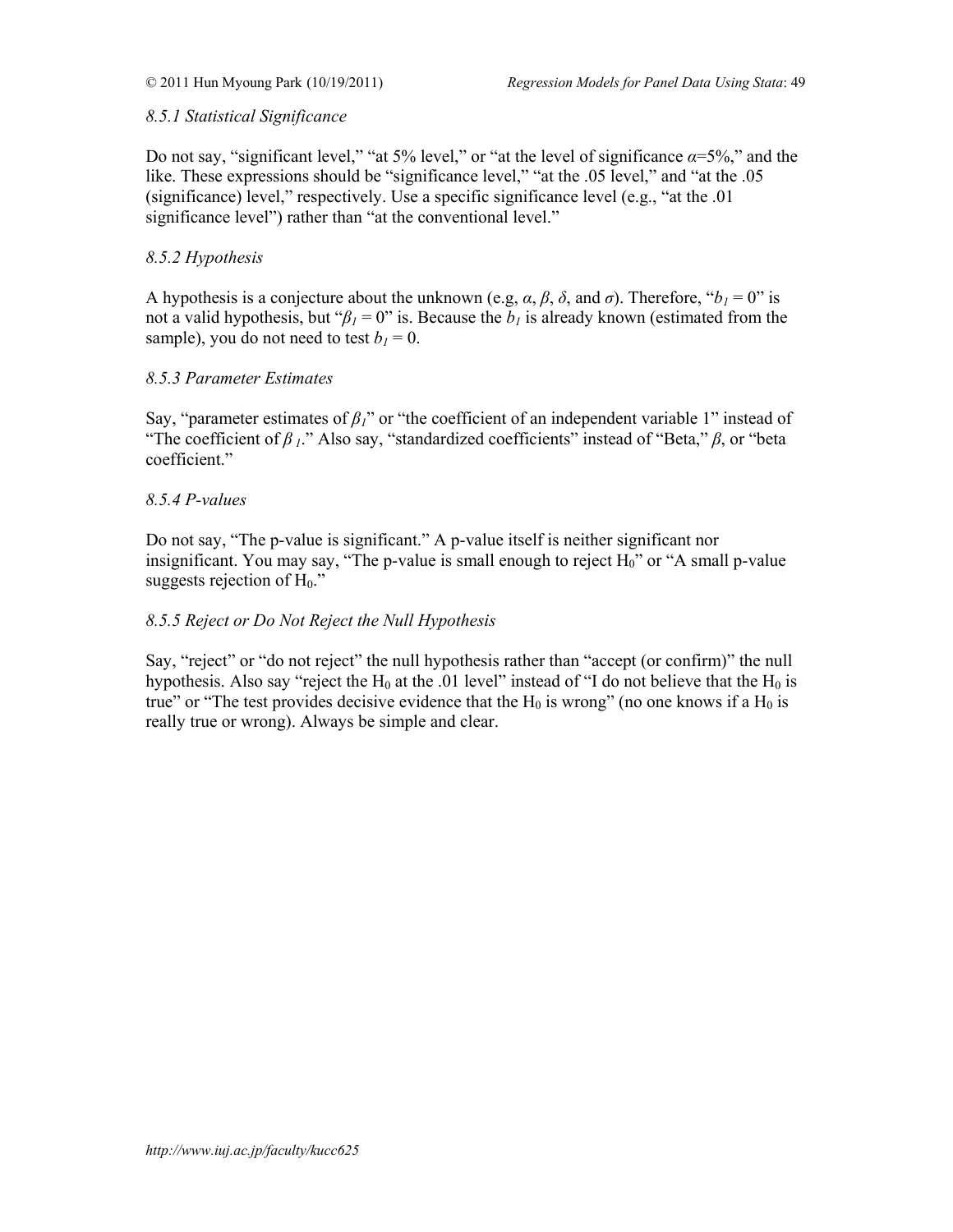### *8.5.1 Statistical Significance*

Do not say, "significant level," "at 5% level," or "at the level of significance $\alpha$=5%," and the like. These expressions should be "significance level," "at the .05 level," and "at the .05 (significance) level," respectively. Use a specific significance level (e.g., "at the .01 significance level") rather than "at the conventional level."

### *8.5.2 Hypothesis*

A hypothesis is a conjecture about the unknown (e.g, $\alpha$, $\beta$, $\delta$, and $\sigma$). Therefore, "$b_1 = 0$" is not a valid hypothesis, but "$\beta_1 = 0$" is. Because the $b_1$ is already known (estimated from the sample), you do not need to test $b_1 = 0$.

### *8.5.3 Parameter Estimates*

Say, "parameter estimates of $\beta_1$" or "the coefficient of an independent variable 1" instead of "The coefficient of $\beta_1$." Also say, "standardized coefficients" instead of "Beta," $\beta$, or "beta coefficient."

### *8.5.4 P-values*

Do not say, "The p-value is significant." A p-value itself is neither significant nor insignificant. You may say, "The p-value is small enough to reject $H_0$" or "A small p-value suggests rejection of $H_0$."

### *8.5.5 Reject or Do Not Reject the Null Hypothesis*

Say, "reject" or "do not reject" the null hypothesis rather than "accept (or confirm)" the null hypothesis. Also say "reject the $H_0$ at the .01 level" instead of "I do not believe that the $H_0$ is true" or "The test provides decisive evidence that the $H_0$ is wrong" (no one knows if a $H_0$ is really true or wrong). Always be simple and clear.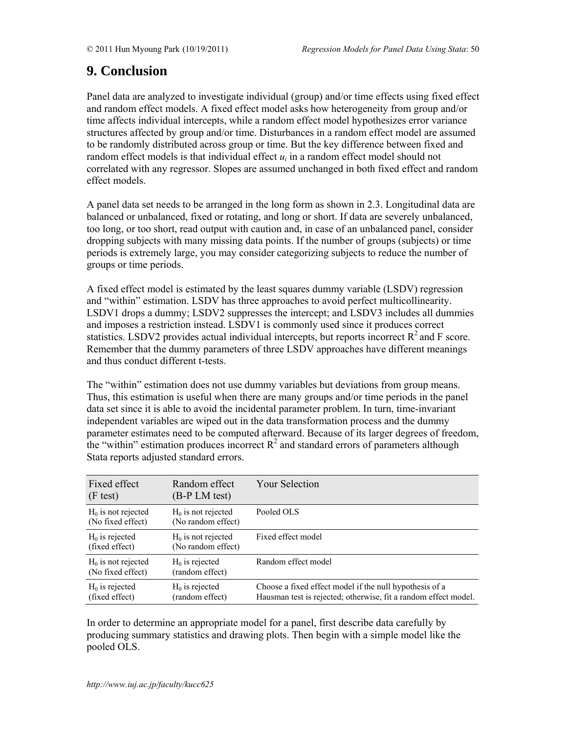# 9. Conclusion

Panel data are analyzed to investigate individual (group) and/or time effects using fixed effect and random effect models. A fixed effect model asks how heterogeneity from group and/or time affects individual intercepts, while a random effect model hypothesizes error variance structures affected by group and/or time. Disturbances in a random effect model are assumed to be randomly distributed across group or time. But the key difference between fixed and random effect models is that individual effect $u_i$ in a random effect model should not correlated with any regressor. Slopes are assumed unchanged in both fixed effect and random effect models.

A panel data set needs to be arranged in the long form as shown in 2.3. Longitudinal data are balanced or unbalanced, fixed or rotating, and long or short. If data are severely unbalanced, too long, or too short, read output with caution and, in case of an unbalanced panel, consider dropping subjects with many missing data points. If the number of groups (subjects) or time periods is extremely large, you may consider categorizing subjects to reduce the number of groups or time periods.

A fixed effect model is estimated by the least squares dummy variable (LSDV) regression and "within" estimation. LSDV has three approaches to avoid perfect multicollinearity. LSDV1 drops a dummy; LSDV2 suppresses the intercept; and LSDV3 includes all dummies and imposes a restriction instead. LSDV1 is commonly used since it produces correct statistics. LSDV2 provides actual individual intercepts, but reports incorrect $R^2$ and F score. Remember that the dummy parameters of three LSDV approaches have different meanings and thus conduct different t-tests.

The "within" estimation does not use dummy variables but deviations from group means. Thus, this estimation is useful when there are many groups and/or time periods in the panel data set since it is able to avoid the incidental parameter problem. In turn, time-invariant independent variables are wiped out in the data transformation process and the dummy parameter estimates need to be computed afterward. Because of its larger degrees of freedom, the "within" estimation produces incorrect $R^2$ and standard errors of parameters although Stata reports adjusted standard errors.

| Fixed effect (F test) | Random effect (B-P LM test) | Your Selection |
|---|---|---|
| $H_0$ is not rejected (No fixed effect) | $H_0$ is not rejected (No random effect) | Pooled OLS |
| $H_0$ is rejected (fixed effect) | $H_0$ is not rejected (No random effect) | Fixed effect model |
| $H_0$ is not rejected (No fixed effect) | $H_0$ is rejected (random effect) | Random effect model |
| $H_0$ is rejected (fixed effect) | $H_0$ is rejected (random effect) | Choose a fixed effect model if the null hypothesis of a Hausman test is rejected; otherwise, fit a random effect model. |

In order to determine an appropriate model for a panel, first describe data carefully by producing summary statistics and drawing plots. Then begin with a simple model like the pooled OLS.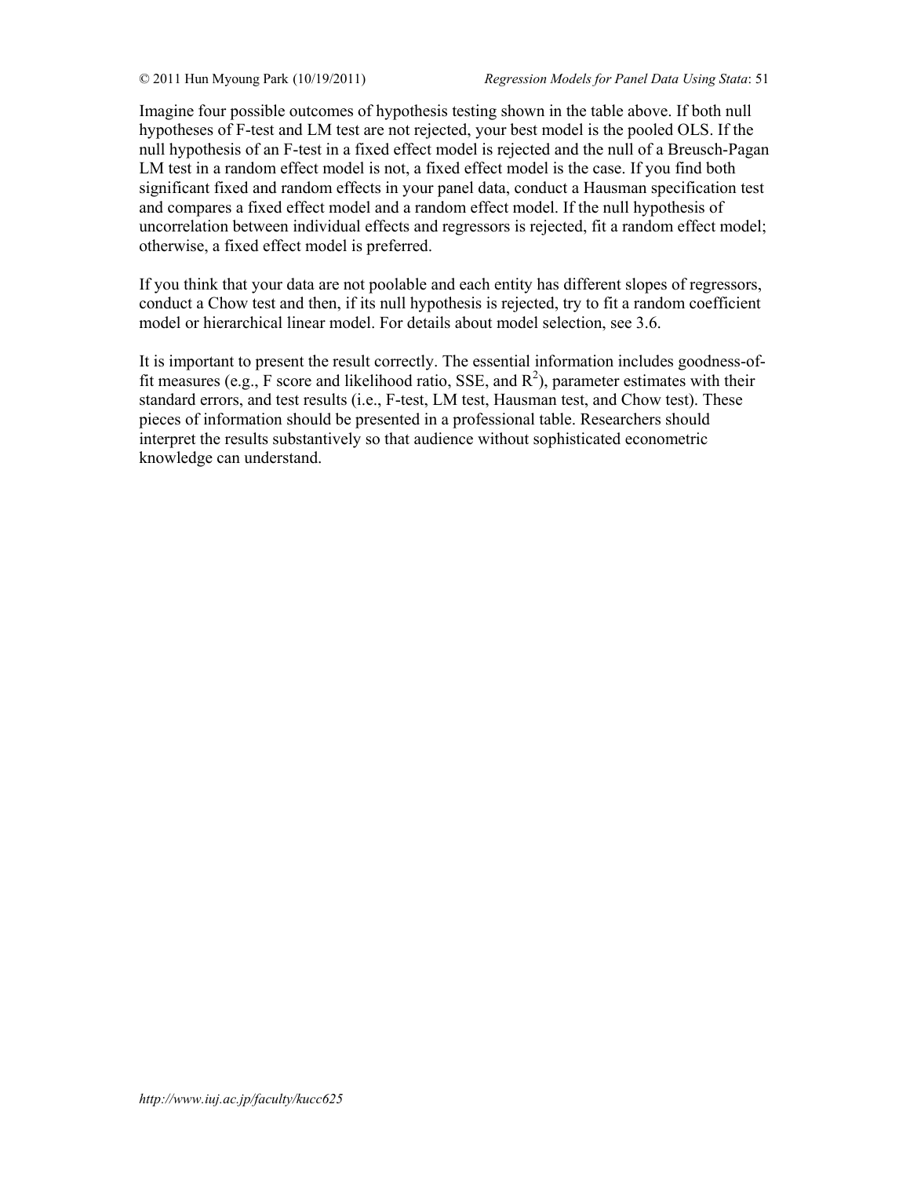Imagine four possible outcomes of hypothesis testing shown in the table above. If both null hypotheses of F-test and LM test are not rejected, your best model is the pooled OLS. If the null hypothesis of an F-test in a fixed effect model is rejected and the null of a Breusch-Pagan LM test in a random effect model is not, a fixed effect model is the case. If you find both significant fixed and random effects in your panel data, conduct a Hausman specification test and compares a fixed effect model and a random effect model. If the null hypothesis of uncorrelation between individual effects and regressors is rejected, fit a random effect model; otherwise, a fixed effect model is preferred.

If you think that your data are not poolable and each entity has different slopes of regressors, conduct a Chow test and then, if its null hypothesis is rejected, try to fit a random coefficient model or hierarchical linear model. For details about model selection, see 3.6.

It is important to present the result correctly. The essential information includes goodness-of-fit measures (e.g., F score and likelihood ratio, SSE, and $R^2$), parameter estimates with their standard errors, and test results (i.e., F-test, LM test, Hausman test, and Chow test). These pieces of information should be presented in a professional table. Researchers should interpret the results substantively so that audience without sophisticated econometric knowledge can understand.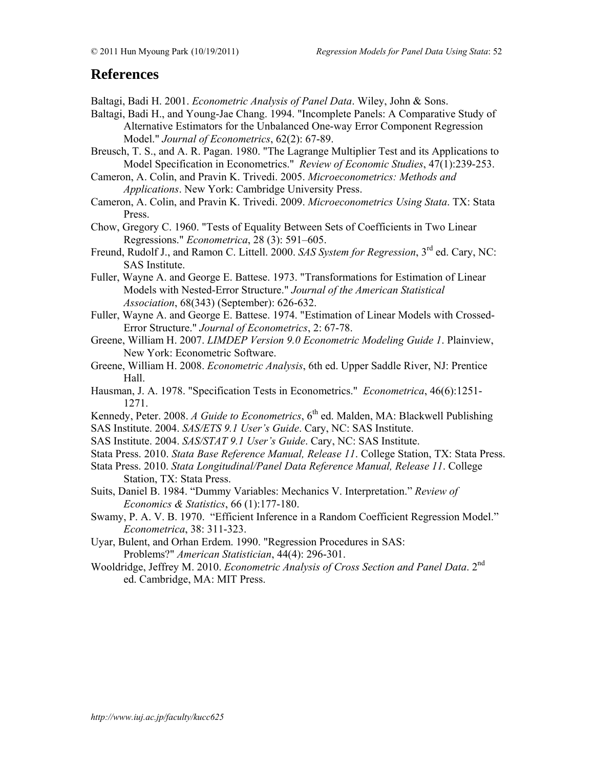# References

Baltagi, Badi H. 2001. *Econometric Analysis of Panel Data*. Wiley, John & Sons.

Baltagi, Badi H., and Young-Jae Chang. 1994. "Incomplete Panels: A Comparative Study of Alternative Estimators for the Unbalanced One-way Error Component Regression Model." *Journal of Econometrics*, 62(2): 67-89.

Breusch, T. S., and A. R. Pagan. 1980. "The Lagrange Multiplier Test and its Applications to Model Specification in Econometrics." *Review of Economic Studies*, 47(1):239-253.

Cameron, A. Colin, and Pravin K. Trivedi. 2005. *Microeconometrics: Methods and Applications*. New York: Cambridge University Press.

Cameron, A. Colin, and Pravin K. Trivedi. 2009. *Microeconometrics Using Stata*. TX: Stata Press.

Chow, Gregory C. 1960. "Tests of Equality Between Sets of Coefficients in Two Linear Regressions." *Econometrica*, 28 (3): 591–605.

Freund, Rudolf J., and Ramon C. Littell. 2000. *SAS System for Regression*, 3rd ed. Cary, NC: SAS Institute.

Fuller, Wayne A. and George E. Battese. 1973. "Transformations for Estimation of Linear Models with Nested-Error Structure." *Journal of the American Statistical Association*, 68(343) (September): 626-632.

Fuller, Wayne A. and George E. Battese. 1974. "Estimation of Linear Models with Crossed-Error Structure." *Journal of Econometrics*, 2: 67-78.

Greene, William H. 2007. *LIMDEP Version 9.0 Econometric Modeling Guide 1*. Plainview, New York: Econometric Software.

Greene, William H. 2008. *Econometric Analysis*, 6th ed. Upper Saddle River, NJ: Prentice Hall.

Hausman, J. A. 1978. "Specification Tests in Econometrics." *Econometrica*, 46(6):1251-1271.

Kennedy, Peter. 2008. *A Guide to Econometrics*, 6th ed. Malden, MA: Blackwell Publishing

SAS Institute. 2004. *SAS/ETS 9.1 User's Guide*. Cary, NC: SAS Institute.

SAS Institute. 2004. *SAS/STAT 9.1 User's Guide*. Cary, NC: SAS Institute.

Stata Press. 2010. *Stata Base Reference Manual, Release 11*. College Station, TX: Stata Press.

Stata Press. 2010. *Stata Longitudinal/Panel Data Reference Manual, Release 11*. College Station, TX: Stata Press.

Suits, Daniel B. 1984. "Dummy Variables: Mechanics V. Interpretation." *Review of Economics & Statistics*, 66 (1):177-180.

Swamy, P. A. V. B. 1970. "Efficient Inference in a Random Coefficient Regression Model." *Econometrica*, 38: 311-323.

Uyar, Bulent, and Orhan Erdem. 1990. "Regression Procedures in SAS: Problems?" *American Statistician*, 44(4): 296-301.

Wooldridge, Jeffrey M. 2010. *Econometric Analysis of Cross Section and Panel Data*. 2nd ed. Cambridge, MA: MIT Press.